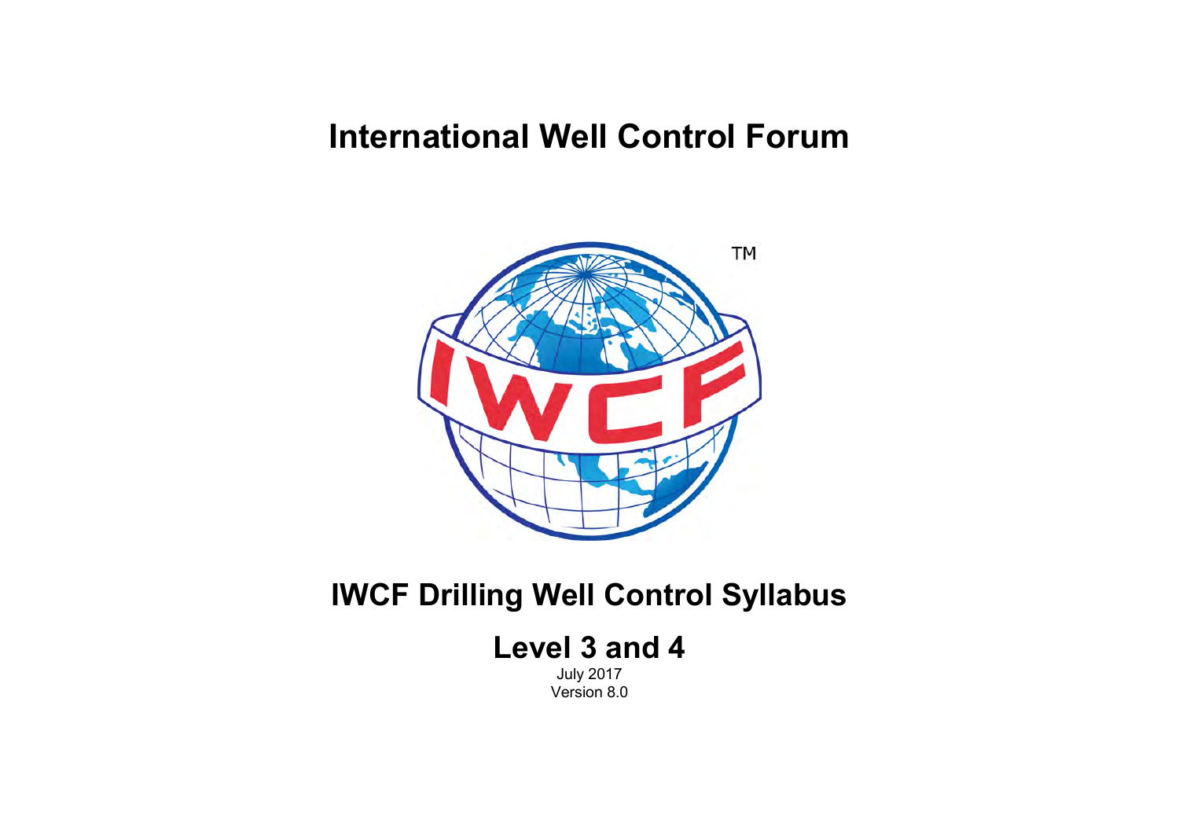# International Well Control Forum

# IWCF Drilling Well Control Syllabus

## Level 3 and 4

July 2017

Version 8.0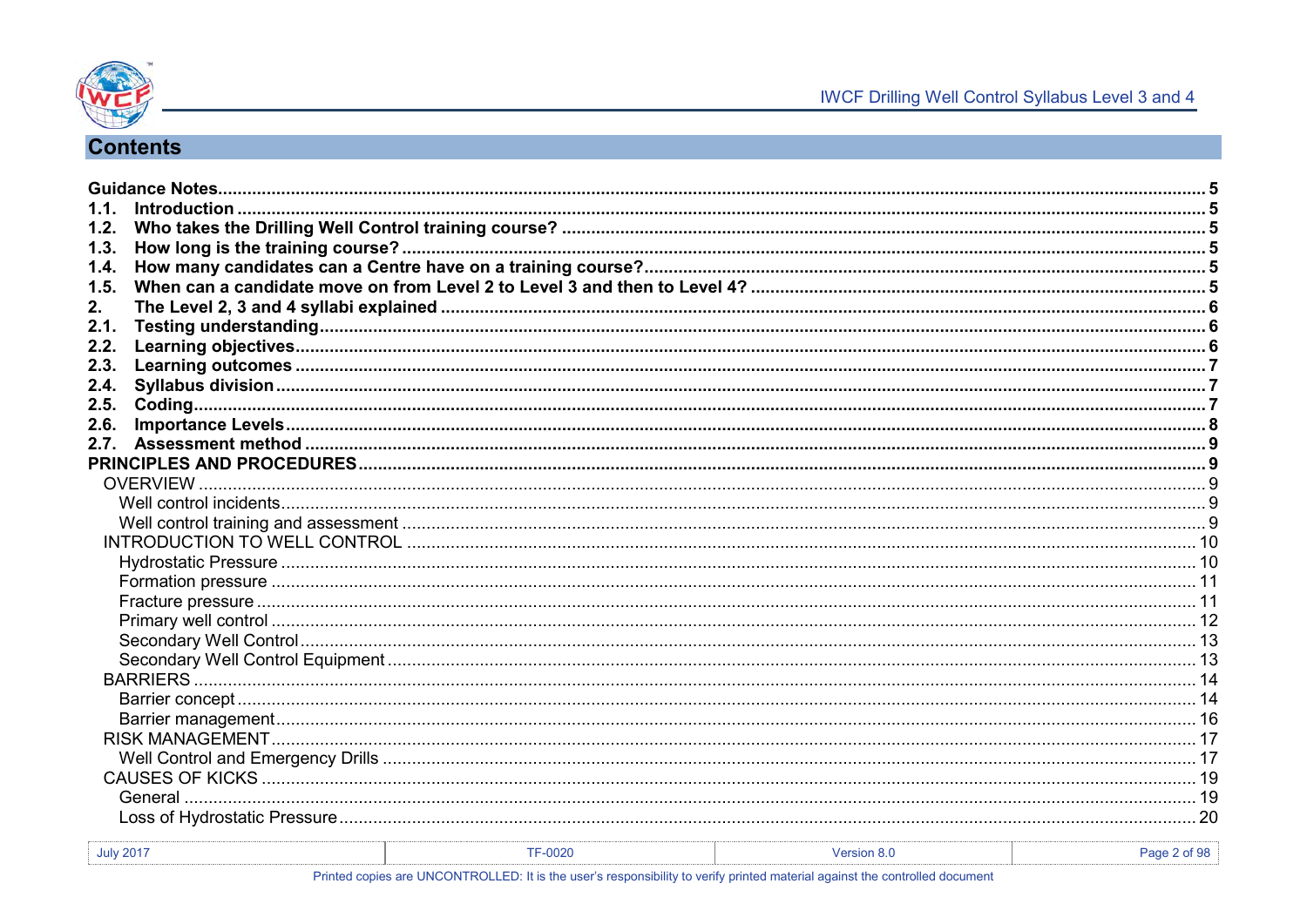# Contents

| | |
|---|---|
| **Guidance Notes** | **5** |
| **1.1. Introduction** | **5** |
| **1.2. Who takes the Drilling Well Control training course?** | **5** |
| **1.3. How long is the training course?** | **5** |
| **1.4. How many candidates can a Centre have on a training course?** | **5** |
| **1.5. When can a candidate move on from Level 2 to Level 3 and then to Level 4?** | **5** |
| **2. The Level 2, 3 and 4 syllabi explained** | **6** |
| **2.1. Testing understanding** | **6** |
| **2.2. Learning objectives** | **6** |
| **2.3. Learning outcomes** | **7** |
| **2.4. Syllabus division** | **7** |
| **2.5. Coding** | **7** |
| **2.6. Importance Levels** | **8** |
| **2.7. Assessment method** | **9** |
| **PRINCIPLES AND PROCEDURES** | **9** |
| OVERVIEW | 9 |
| Well control incidents | 9 |
| Well control training and assessment | 9 |
| INTRODUCTION TO WELL CONTROL | 10 |
| Hydrostatic Pressure | 10 |
| Formation pressure | 11 |
| Fracture pressure | 11 |
| Primary well control | 12 |
| Secondary Well Control | 13 |
| Secondary Well Control Equipment | 13 |
| BARRIERS | 14 |
| Barrier concept | 14 |
| Barrier management | 16 |
| RISK MANAGEMENT | 17 |
| Well Control and Emergency Drills | 17 |
| CAUSES OF KICKS | 19 |
| General | 19 |
| Loss of Hydrostatic Pressure | 20 |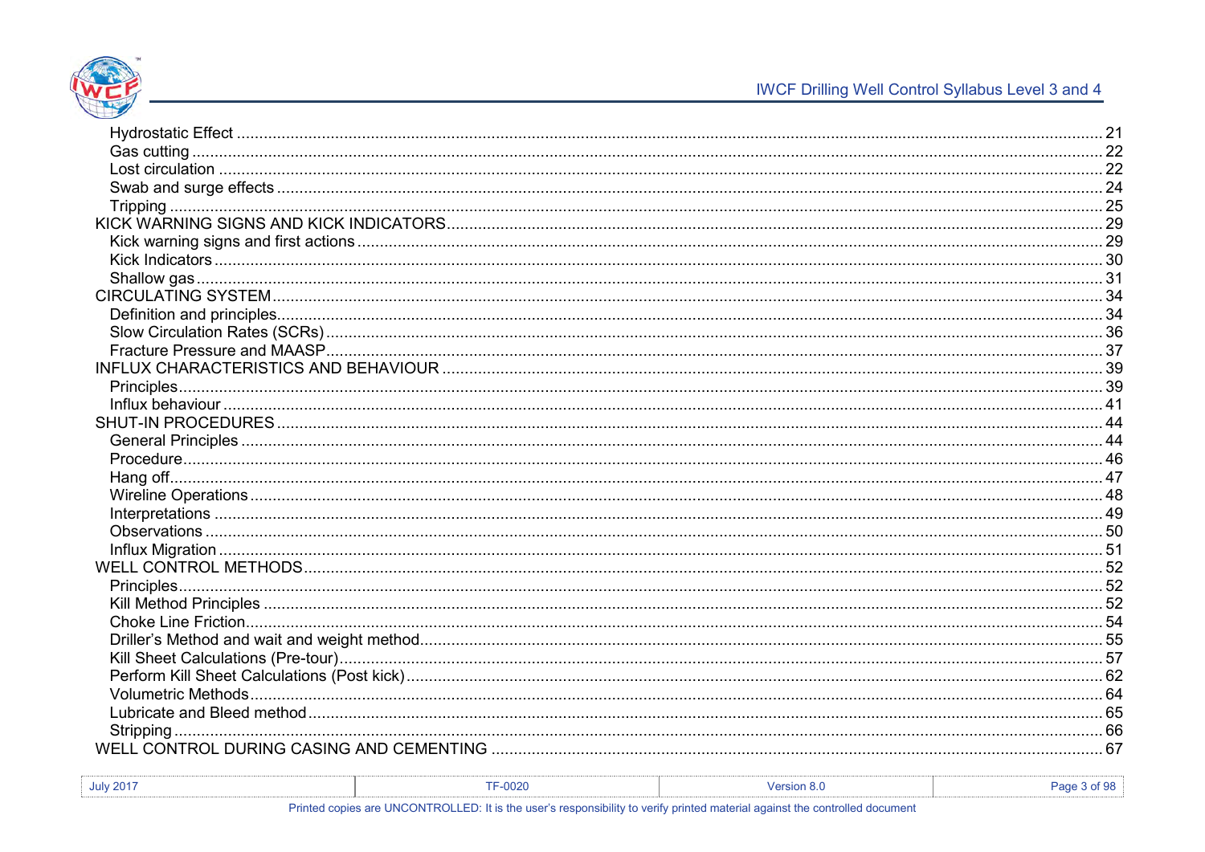- Hydrostatic Effect ..... 21
- Gas cutting ..... 22
- Lost circulation ..... 22
- Swab and surge effects ..... 24
- Tripping ..... 25

KICK WARNING SIGNS AND KICK INDICATORS ..... 29

- Kick warning signs and first actions ..... 29
- Kick Indicators ..... 30
- Shallow gas ..... 31

CIRCULATING SYSTEM ..... 34

- Definition and principles ..... 34
- Slow Circulation Rates (SCRs) ..... 36
- Fracture Pressure and MAASP ..... 37

INFLUX CHARACTERISTICS AND BEHAVIOUR ..... 39

- Principles ..... 39
- Influx behaviour ..... 41

SHUT-IN PROCEDURES ..... 44

- General Principles ..... 44
- Procedure ..... 46
- Hang off ..... 47
- Wireline Operations ..... 48
- Interpretations ..... 49
- Observations ..... 50
- Influx Migration ..... 51

WELL CONTROL METHODS ..... 52

- Principles ..... 52
- Kill Method Principles ..... 52
- Choke Line Friction ..... 54
- Driller's Method and wait and weight method ..... 55
- Kill Sheet Calculations (Pre-tour) ..... 57
- Perform Kill Sheet Calculations (Post kick) ..... 62
- Volumetric Methods ..... 64
- Lubricate and Bleed method ..... 65
- Stripping ..... 66

WELL CONTROL DURING CASING AND CEMENTING ..... 67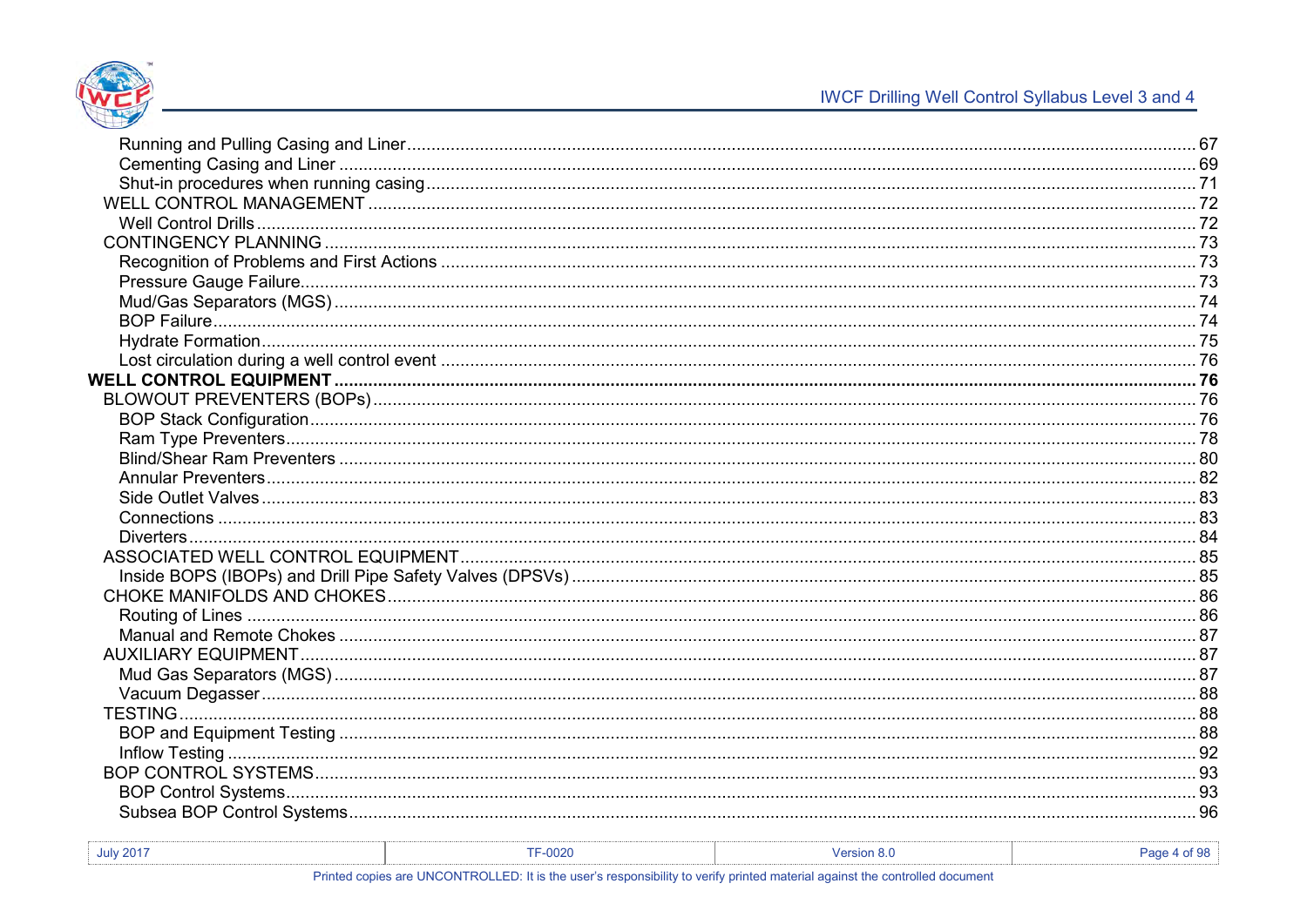Running and Pulling Casing and Liner ........ 67
Cementing Casing and Liner ........ 69
Shut-in procedures when running casing ........ 71
WELL CONTROL MANAGEMENT ........ 72
Well Control Drills ........ 72
CONTINGENCY PLANNING ........ 73
Recognition of Problems and First Actions ........ 73
Pressure Gauge Failure ........ 73
Mud/Gas Separators (MGS) ........ 74
BOP Failure ........ 74
Hydrate Formation ........ 75
Lost circulation during a well control event ........ 76
**WELL CONTROL EQUIPMENT ........ 76**
BLOWOUT PREVENTERS (BOPs) ........ 76
BOP Stack Configuration ........ 76
Ram Type Preventers ........ 78
Blind/Shear Ram Preventers ........ 80
Annular Preventers ........ 82
Side Outlet Valves ........ 83
Connections ........ 83
Diverters ........ 84
ASSOCIATED WELL CONTROL EQUIPMENT ........ 85
Inside BOPS (IBOPs) and Drill Pipe Safety Valves (DPSVs) ........ 85
CHOKE MANIFOLDS AND CHOKES ........ 86
Routing of Lines ........ 86
Manual and Remote Chokes ........ 87
AUXILIARY EQUIPMENT ........ 87
Mud Gas Separators (MGS) ........ 87
Vacuum Degasser ........ 88
TESTING ........ 88
BOP and Equipment Testing ........ 88
Inflow Testing ........ 92
BOP CONTROL SYSTEMS ........ 93
BOP Control Systems ........ 93
Subsea BOP Control Systems ........ 96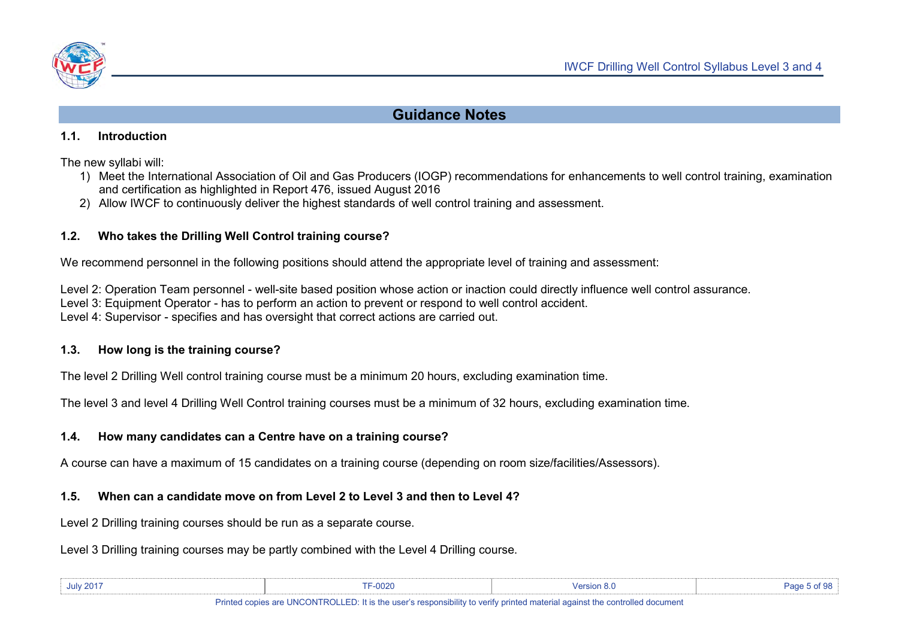# Guidance Notes

## 1.1. Introduction

The new syllabi will:

1) Meet the International Association of Oil and Gas Producers (IOGP) recommendations for enhancements to well control training, examination and certification as highlighted in Report 476, issued August 2016
2) Allow IWCF to continuously deliver the highest standards of well control training and assessment.

## 1.2. Who takes the Drilling Well Control training course?

We recommend personnel in the following positions should attend the appropriate level of training and assessment:

Level 2: Operation Team personnel - well-site based position whose action or inaction could directly influence well control assurance.
Level 3: Equipment Operator - has to perform an action to prevent or respond to well control accident.
Level 4: Supervisor - specifies and has oversight that correct actions are carried out.

## 1.3. How long is the training course?

The level 2 Drilling Well control training course must be a minimum 20 hours, excluding examination time.

The level 3 and level 4 Drilling Well Control training courses must be a minimum of 32 hours, excluding examination time.

## 1.4. How many candidates can a Centre have on a training course?

A course can have a maximum of 15 candidates on a training course (depending on room size/facilities/Assessors).

## 1.5. When can a candidate move on from Level 2 to Level 3 and then to Level 4?

Level 2 Drilling training courses should be run as a separate course.

Level 3 Drilling training courses may be partly combined with the Level 4 Drilling course.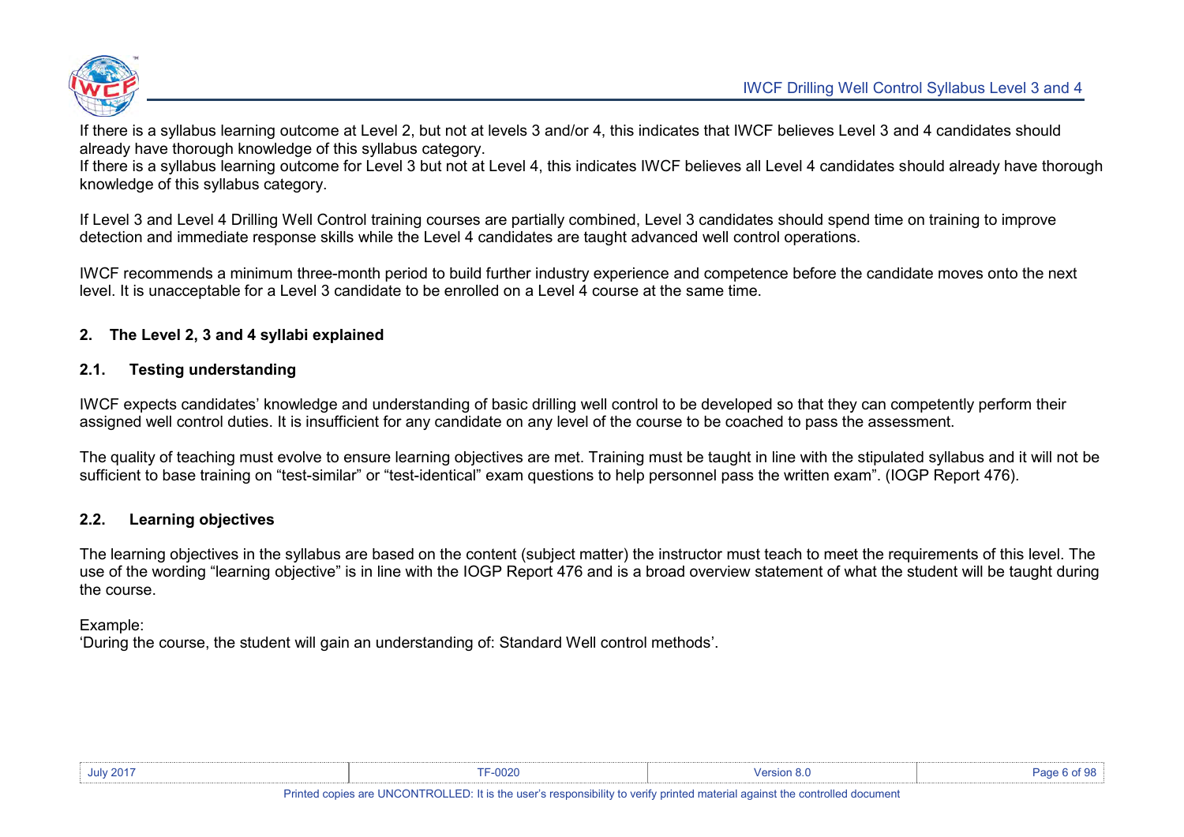If there is a syllabus learning outcome at Level 2, but not at levels 3 and/or 4, this indicates that IWCF believes Level 3 and 4 candidates should already have thorough knowledge of this syllabus category.
If there is a syllabus learning outcome for Level 3 but not at Level 4, this indicates IWCF believes all Level 4 candidates should already have thorough knowledge of this syllabus category.

If Level 3 and Level 4 Drilling Well Control training courses are partially combined, Level 3 candidates should spend time on training to improve detection and immediate response skills while the Level 4 candidates are taught advanced well control operations.

IWCF recommends a minimum three-month period to build further industry experience and competence before the candidate moves onto the next level. It is unacceptable for a Level 3 candidate to be enrolled on a Level 4 course at the same time.

## 2. The Level 2, 3 and 4 syllabi explained

### 2.1. Testing understanding

IWCF expects candidates' knowledge and understanding of basic drilling well control to be developed so that they can competently perform their assigned well control duties. It is insufficient for any candidate on any level of the course to be coached to pass the assessment.

The quality of teaching must evolve to ensure learning objectives are met. Training must be taught in line with the stipulated syllabus and it will not be sufficient to base training on "test-similar" or "test-identical" exam questions to help personnel pass the written exam". (IOGP Report 476).

### 2.2. Learning objectives

The learning objectives in the syllabus are based on the content (subject matter) the instructor must teach to meet the requirements of this level. The use of the wording "learning objective" is in line with the IOGP Report 476 and is a broad overview statement of what the student will be taught during the course.

Example:
'During the course, the student will gain an understanding of: Standard Well control methods'.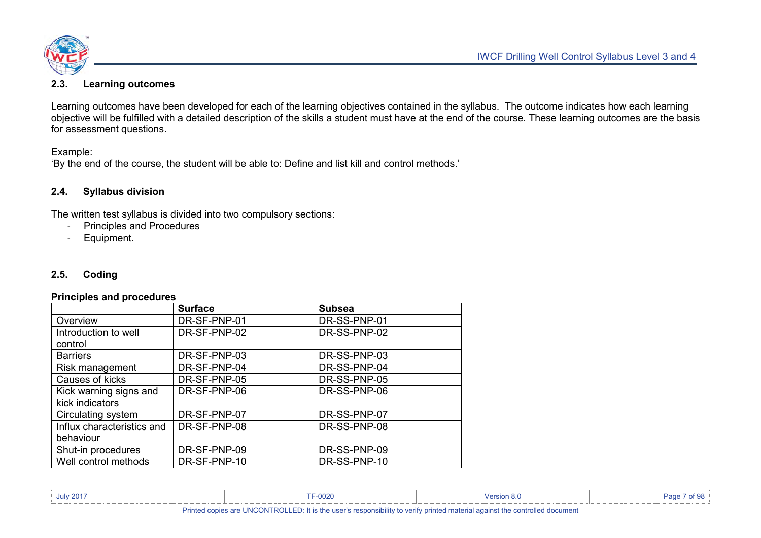### 2.3. Learning outcomes

Learning outcomes have been developed for each of the learning objectives contained in the syllabus. The outcome indicates how each learning objective will be fulfilled with a detailed description of the skills a student must have at the end of the course. These learning outcomes are the basis for assessment questions.

Example:
'By the end of the course, the student will be able to: Define and list kill and control methods.'

### 2.4. Syllabus division

The written test syllabus is divided into two compulsory sections:

- Principles and Procedures
- Equipment.

### 2.5. Coding

**Principles and procedures**

| | Surface | Subsea |
|---|---|---|
| Overview | DR-SF-PNP-01 | DR-SS-PNP-01 |
| Introduction to well control | DR-SF-PNP-02 | DR-SS-PNP-02 |
| Barriers | DR-SF-PNP-03 | DR-SS-PNP-03 |
| Risk management | DR-SF-PNP-04 | DR-SS-PNP-04 |
| Causes of kicks | DR-SF-PNP-05 | DR-SS-PNP-05 |
| Kick warning signs and kick indicators | DR-SF-PNP-06 | DR-SS-PNP-06 |
| Circulating system | DR-SF-PNP-07 | DR-SS-PNP-07 |
| Influx characteristics and behaviour | DR-SF-PNP-08 | DR-SS-PNP-08 |
| Shut-in procedures | DR-SF-PNP-09 | DR-SS-PNP-09 |
| Well control methods | DR-SF-PNP-10 | DR-SS-PNP-10 |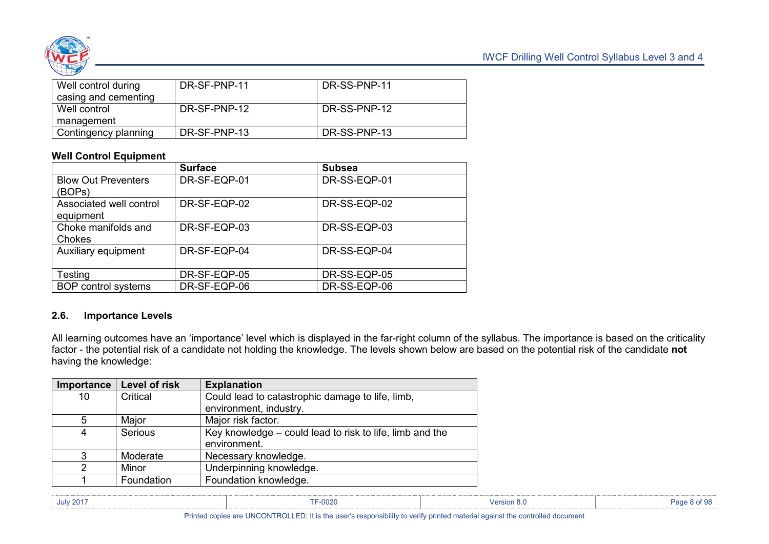| | | |
|---|---|---|
| Well control during casing and cementing | DR-SF-PNP-11 | DR-SS-PNP-11 |
| Well control management | DR-SF-PNP-12 | DR-SS-PNP-12 |
| Contingency planning | DR-SF-PNP-13 | DR-SS-PNP-13 |

**Well Control Equipment**

| | Surface | Subsea |
|---|---|---|
| Blow Out Preventers (BOPs) | DR-SF-EQP-01 | DR-SS-EQP-01 |
| Associated well control equipment | DR-SF-EQP-02 | DR-SS-EQP-02 |
| Choke manifolds and Chokes | DR-SF-EQP-03 | DR-SS-EQP-03 |
| Auxiliary equipment | DR-SF-EQP-04 | DR-SS-EQP-04 |
| Testing | DR-SF-EQP-05 | DR-SS-EQP-05 |
| BOP control systems | DR-SF-EQP-06 | DR-SS-EQP-06 |

## 2.6. Importance Levels

All learning outcomes have an 'importance' level which is displayed in the far-right column of the syllabus. The importance is based on the criticality factor - the potential risk of a candidate not holding the knowledge. The levels shown below are based on the potential risk of the candidate **not** having the knowledge:

| Importance | Level of risk | Explanation |
|---|---|---|
| 10 | Critical | Could lead to catastrophic damage to life, limb, environment, industry. |
| 5 | Major | Major risk factor. |
| 4 | Serious | Key knowledge – could lead to risk to life, limb and the environment. |
| 3 | Moderate | Necessary knowledge. |
| 2 | Minor | Underpinning knowledge. |
| 1 | Foundation | Foundation knowledge. |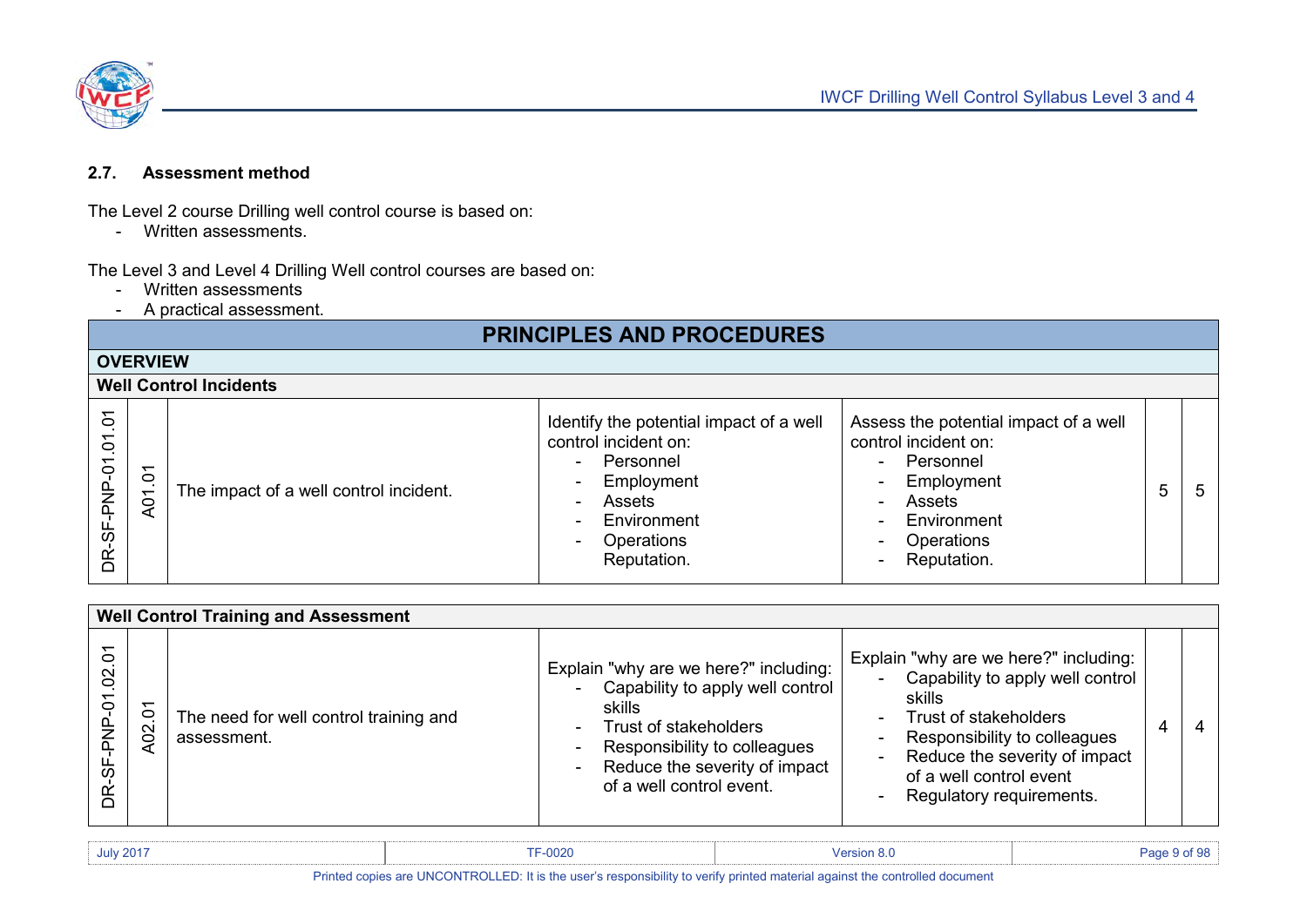## 2.7. Assessment method

The Level 2 course Drilling well control course is based on:

- Written assessments.

The Level 3 and Level 4 Drilling Well control courses are based on:

- Written assessments
- A practical assessment.

| PRINCIPLES AND PROCEDURES | | | | | | |
|---|---|---|---|---|---|---|
| **OVERVIEW** | | | | | | |
| **Well Control Incidents** | | | | | | |
| DR-SF-PNP-01.01.01 | A01.01 | The impact of a well control incident. | Identify the potential impact of a well control incident on:<br>- Personnel<br>- Employment<br>- Assets<br>- Environment<br>- Operations<br>Reputation. | Assess the potential impact of a well control incident on:<br>- Personnel<br>- Employment<br>- Assets<br>- Environment<br>- Operations<br>- Reputation. | 5 | 5 |
| **Well Control Training and Assessment** | | | | | | |
| DR-SF-PNP-01.02.01 | A02.01 | The need for well control training and assessment. | Explain "why are we here?" including:<br>- Capability to apply well control skills<br>- Trust of stakeholders<br>- Responsibility to colleagues<br>- Reduce the severity of impact of a well control event. | Explain "why are we here?" including:<br>- Capability to apply well control skills<br>- Trust of stakeholders<br>- Responsibility to colleagues<br>- Reduce the severity of impact of a well control event<br>- Regulatory requirements. | 4 | 4 |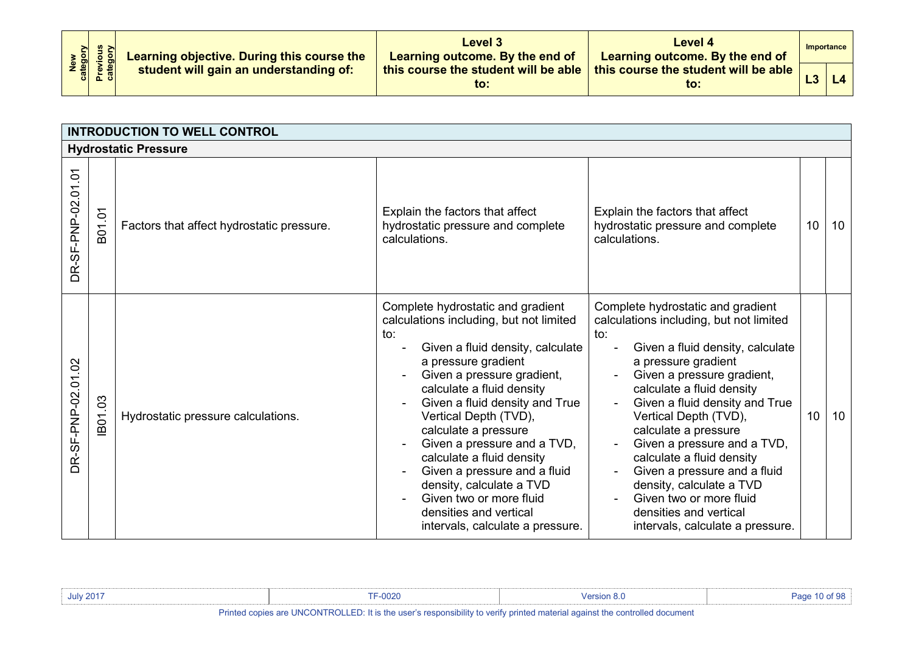| New category | Previous category | Learning objective. During this course the student will gain an understanding of: | Level 3 Learning outcome. By the end of this course the student will be able to: | Level 4 Learning outcome. By the end of this course the student will be able to: | Importance | |
|---|---|---|---|---|---|---|
| | | | | | L3 | L4 |
| **INTRODUCTION TO WELL CONTROL** | | | | | | |
| **Hydrostatic Pressure** | | | | | | |
| DR-SF-PNP-02.01.01 | B01.01 | Factors that affect hydrostatic pressure. | Explain the factors that affect hydrostatic pressure and complete calculations. | Explain the factors that affect hydrostatic pressure and complete calculations. | 10 | 10 |
| DR-SF-PNP-02.01.02 | IB01.03 | Hydrostatic pressure calculations. | Complete hydrostatic and gradient calculations including, but not limited to:<br>- Given a fluid density, calculate a pressure gradient<br>- Given a pressure gradient, calculate a fluid density<br>- Given a fluid density and True Vertical Depth (TVD), calculate a pressure<br>- Given a pressure and a TVD, calculate a fluid density<br>- Given a pressure and a fluid density, calculate a TVD<br>- Given two or more fluid densities and vertical intervals, calculate a pressure. | Complete hydrostatic and gradient calculations including, but not limited to:<br>- Given a fluid density, calculate a pressure gradient<br>- Given a pressure gradient, calculate a fluid density<br>- Given a fluid density and True Vertical Depth (TVD), calculate a pressure<br>- Given a pressure and a TVD, calculate a fluid density<br>- Given a pressure and a fluid density, calculate a TVD<br>- Given two or more fluid densities and vertical intervals, calculate a pressure. | 10 | 10 |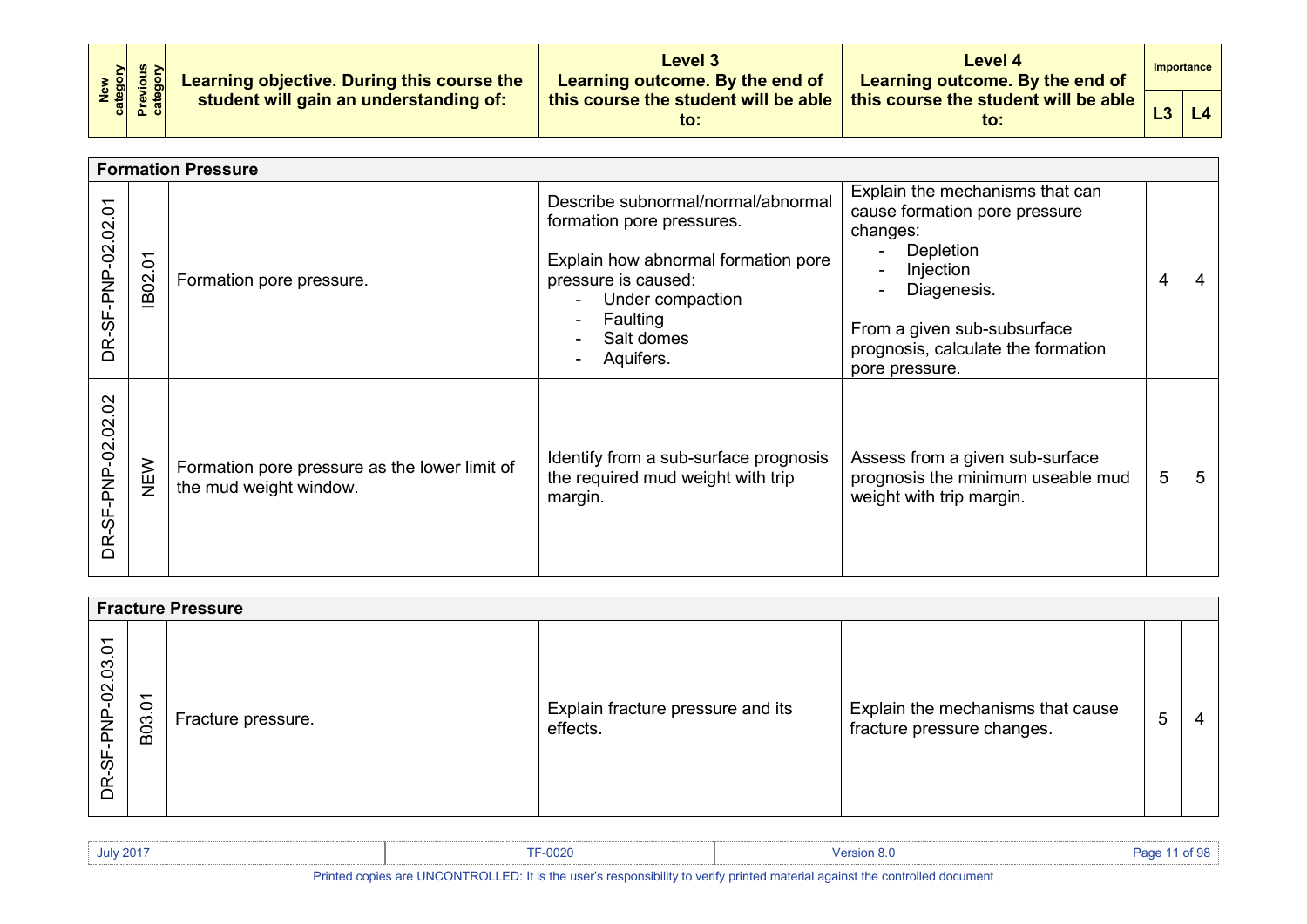| New category | Previous category | Learning objective. During this course the student will gain an understanding of: | Level 3 Learning outcome. By the end of this course the student will be able to: | Level 4 Learning outcome. By the end of this course the student will be able to: | Importance L3 | Importance L4 |
|---|---|---|---|---|---|---|
| **Formation Pressure** | | | | | | |
| DR-SF-PNP-02.02.01 | IB02.01 | Formation pore pressure. | Describe subnormal/normal/abnormal formation pore pressures.<br><br>Explain how abnormal formation pore pressure is caused:<br>- Under compaction<br>- Faulting<br>- Salt domes<br>- Aquifers. | Explain the mechanisms that can cause formation pore pressure changes:<br>- Depletion<br>- Injection<br>- Diagenesis.<br><br>From a given sub-subsurface prognosis, calculate the formation pore pressure. | 4 | 4 |
| DR-SF-PNP-02.02.02 | NEW | Formation pore pressure as the lower limit of the mud weight window. | Identify from a sub-surface prognosis the required mud weight with trip margin. | Assess from a given sub-surface prognosis the minimum useable mud weight with trip margin. | 5 | 5 |
| **Fracture Pressure** | | | | | | |
| DR-SF-PNP-02.03.01 | B03.01 | Fracture pressure. | Explain fracture pressure and its effects. | Explain the mechanisms that cause fracture pressure changes. | 5 | 4 |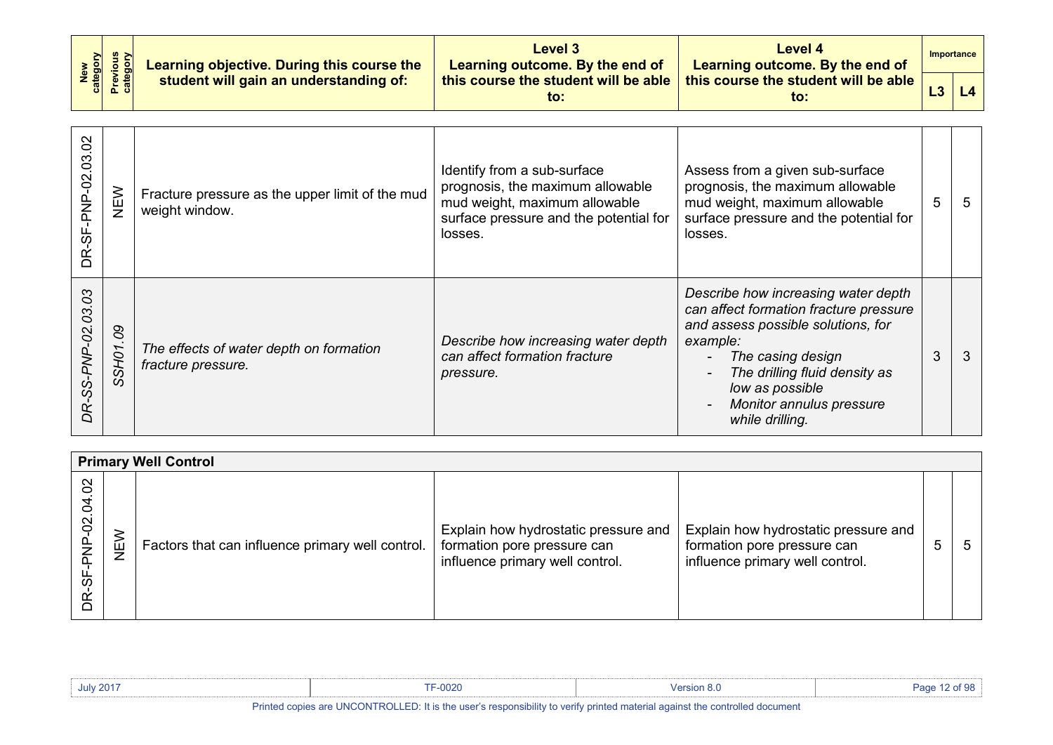| New category | Previous category | Learning objective. During this course the student will gain an understanding of: | Level 3 Learning outcome. By the end of this course the student will be able to: | Level 4 Learning outcome. By the end of this course the student will be able to: | Importance L3 | Importance L4 |
|---|---|---|---|---|---|---|
| DR-SF-PNP-02.03.02 | NEW | Fracture pressure as the upper limit of the mud weight window. | Identify from a sub-surface prognosis, the maximum allowable mud weight, maximum allowable surface pressure and the potential for losses. | Assess from a given sub-surface prognosis, the maximum allowable mud weight, maximum allowable surface pressure and the potential for losses. | 5 | 5 |
| *DR-SS-PNP-02.03.03* | *SSH01.09* | *The effects of water depth on formation fracture pressure.* | *Describe how increasing water depth can affect formation fracture pressure.* | *Describe how increasing water depth can affect formation fracture pressure and assess possible solutions, for example:*<br>- *The casing design*<br>- *The drilling fluid density as low as possible*<br>- *Monitor annulus pressure while drilling.* | 3 | 3 |
| **Primary Well Control** | | | | | | |
| DR-SF-PNP-02.04.02 | NEW | Factors that can influence primary well control. | Explain how hydrostatic pressure and formation pore pressure can influence primary well control. | Explain how hydrostatic pressure and formation pore pressure can influence primary well control. | 5 | 5 |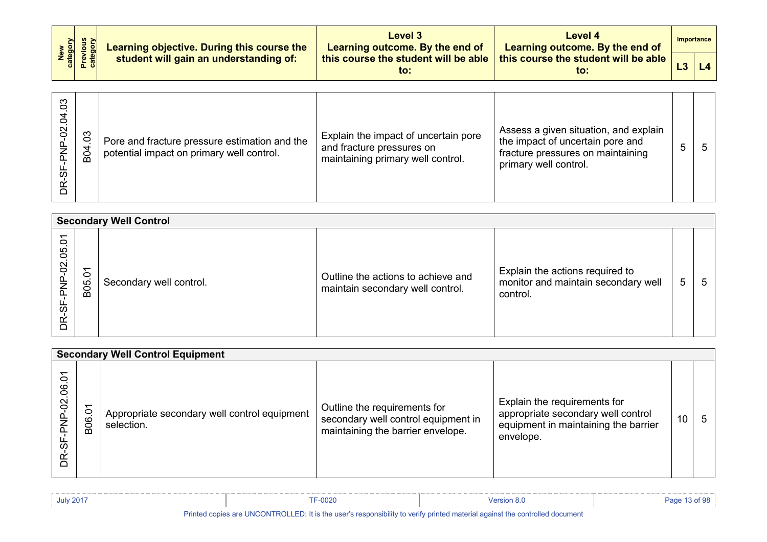| New category | Previous category | Learning objective. During this course the student will gain an understanding of: | Level 3 Learning outcome. By the end of this course the student will be able to: | Level 4 Learning outcome. By the end of this course the student will be able to: | Importance | |
|---|---|---|---|---|---|---|
| | | | | | L3 | L4 |
| DR-SF-PNP-02.04.03 | B04.03 | Pore and fracture pressure estimation and the potential impact on primary well control. | Explain the impact of uncertain pore and fracture pressures on maintaining primary well control. | Assess a given situation, and explain the impact of uncertain pore and fracture pressures on maintaining primary well control. | 5 | 5 |
| **Secondary Well Control** | | | | | | |
| DR-SF-PNP-02.05.01 | B05.01 | Secondary well control. | Outline the actions to achieve and maintain secondary well control. | Explain the actions required to monitor and maintain secondary well control. | 5 | 5 |
| **Secondary Well Control Equipment** | | | | | | |
| DR-SF-PNP-02.06.01 | B06.01 | Appropriate secondary well control equipment selection. | Outline the requirements for secondary well control equipment in maintaining the barrier envelope. | Explain the requirements for appropriate secondary well control equipment in maintaining the barrier envelope. | 10 | 5 |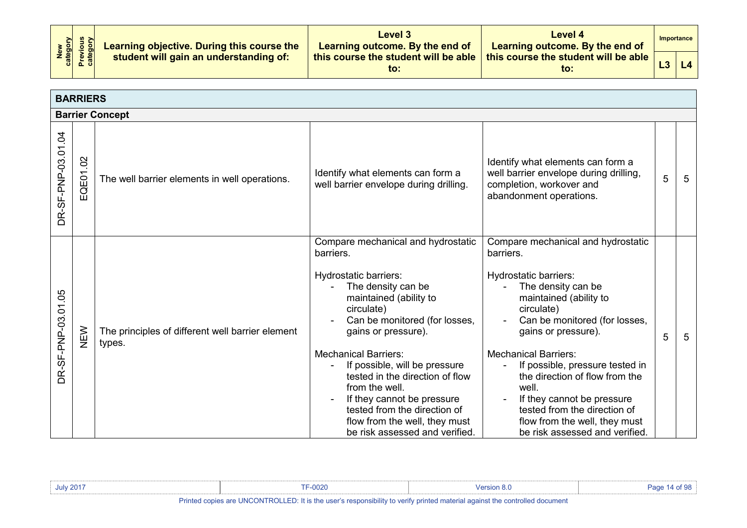| New category | Previous category | Learning objective. During this course the student will gain an understanding of: | Level 3 Learning outcome. By the end of this course the student will be able to: | Level 4 Learning outcome. By the end of this course the student will be able to: | Importance | |
|---|---|---|---|---|---|---|
| | | | | | L3 | L4 |
| **BARRIERS** | | | | | | |
| **Barrier Concept** | | | | | | |
| DR-SF-PNP-03.01.04 | EQE01.02 | The well barrier elements in well operations. | Identify what elements can form a well barrier envelope during drilling. | Identify what elements can form a well barrier envelope during drilling, completion, workover and abandonment operations. | 5 | 5 |
| DR-SF-PNP-03.01.05 | NEW | The principles of different well barrier element types. | Compare mechanical and hydrostatic barriers.<br><br>Hydrostatic barriers:<br>- The density can be maintained (ability to circulate)<br>- Can be monitored (for losses, gains or pressure).<br><br>Mechanical Barriers:<br>- If possible, will be pressure tested in the direction of flow from the well.<br>- If they cannot be pressure tested from the direction of flow from the well, they must be risk assessed and verified. | Compare mechanical and hydrostatic barriers.<br><br>Hydrostatic barriers:<br>- The density can be maintained (ability to circulate)<br>- Can be monitored (for losses, gains or pressure).<br><br>Mechanical Barriers:<br>- If possible, pressure tested in the direction of flow from the well.<br>- If they cannot be pressure tested from the direction of flow from the well, they must be risk assessed and verified. | 5 | 5 |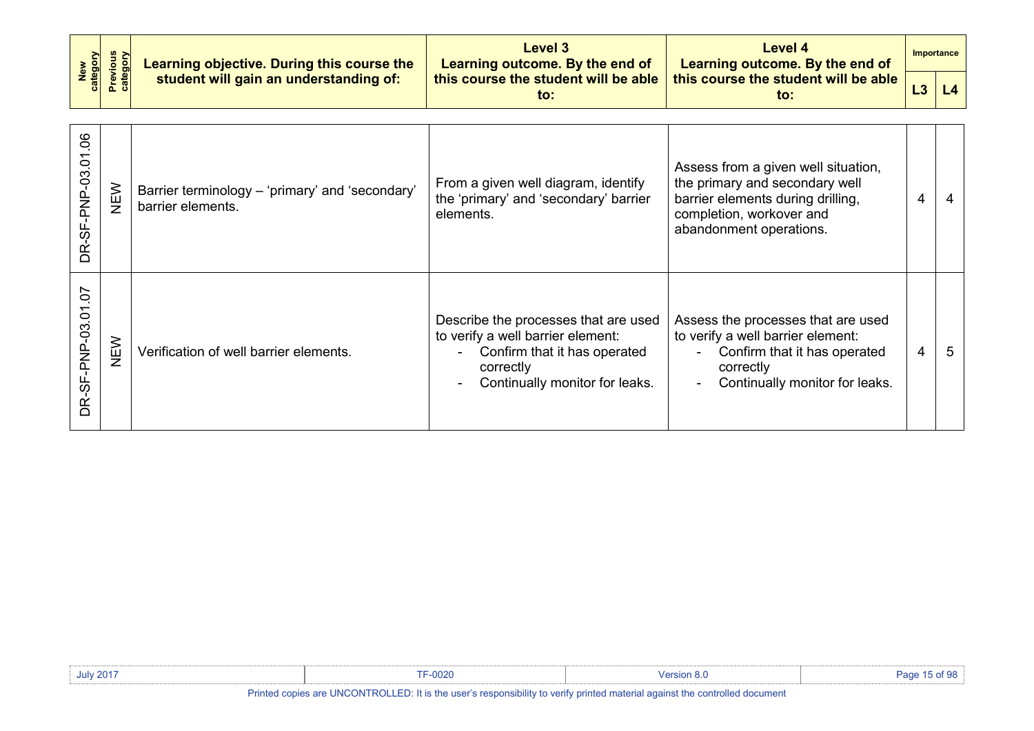| New category | Previous category | Learning objective. During this course the student will gain an understanding of: | Level 3 Learning outcome. By the end of this course the student will be able to: | Level 4 Learning outcome. By the end of this course the student will be able to: | Importance | |
|---|---|---|---|---|---|---|
| | | | | | L3 | L4 |
| DR-SF-PNP-03.01.06 | NEW | Barrier terminology – 'primary' and 'secondary' barrier elements. | From a given well diagram, identify the 'primary' and 'secondary' barrier elements. | Assess from a given well situation, the primary and secondary well barrier elements during drilling, completion, workover and abandonment operations. | 4 | 4 |
| DR-SF-PNP-03.01.07 | NEW | Verification of well barrier elements. | Describe the processes that are used to verify a well barrier element:<br>- Confirm that it has operated correctly<br>- Continually monitor for leaks. | Assess the processes that are used to verify a well barrier element:<br>- Confirm that it has operated correctly<br>- Continually monitor for leaks. | 4 | 5 |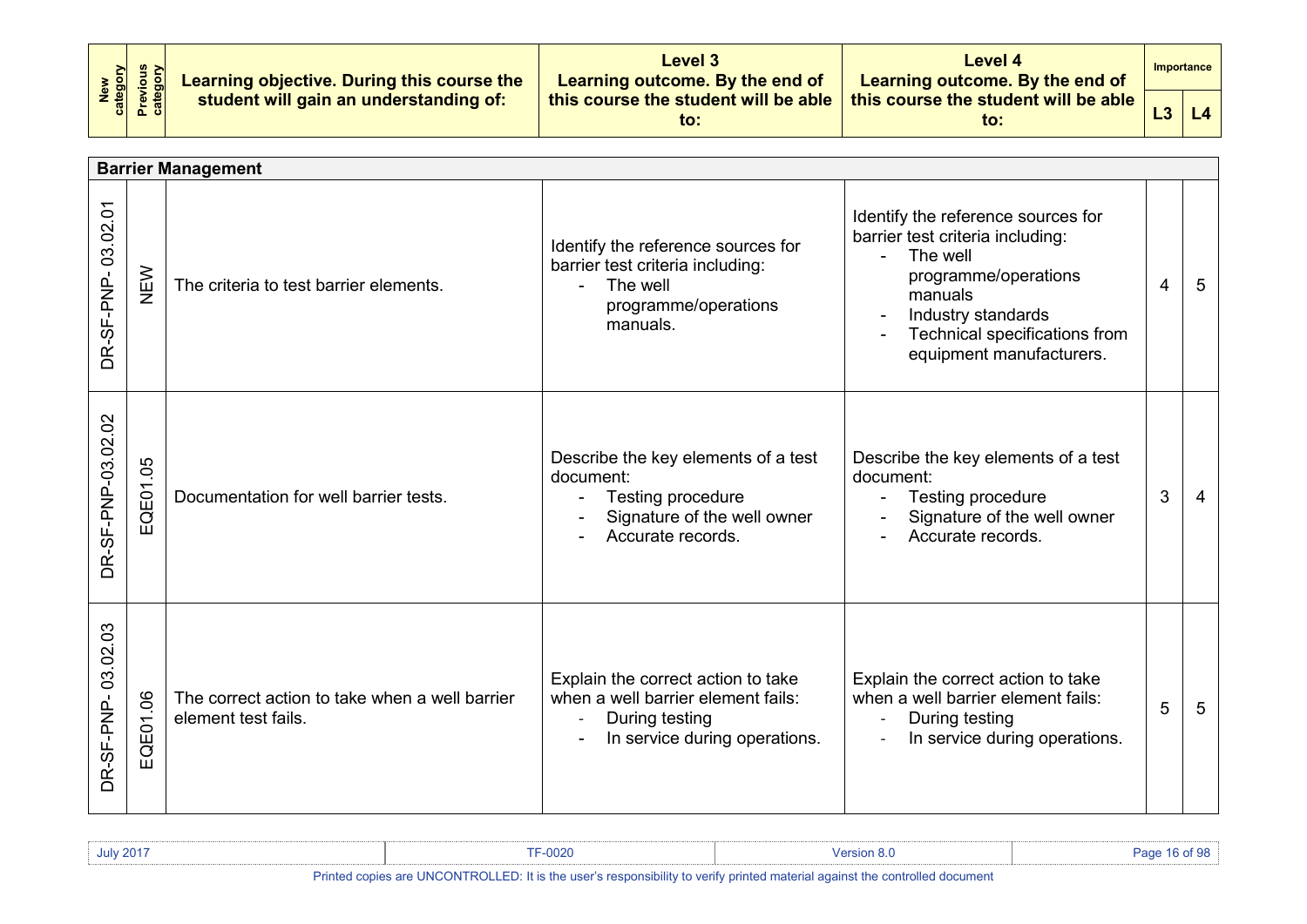| New category | Previous category | Learning objective. During this course the student will gain an understanding of: | Level 3 Learning outcome. By the end of this course the student will be able to: | Level 4 Learning outcome. By the end of this course the student will be able to: | Importance | |
|---|---|---|---|---|---|---|
| | | | | | L3 | L4 |
| **Barrier Management** | | | | | | |
| DR-SF-PNP- 03.02.01 | NEW | The criteria to test barrier elements. | Identify the reference sources for barrier test criteria including:<br>- The well programme/operations manuals. | Identify the reference sources for barrier test criteria including:<br>- The well programme/operations manuals<br>- Industry standards<br>- Technical specifications from equipment manufacturers. | 4 | 5 |
| DR-SF-PNP-03.02.02 | EQE01.05 | Documentation for well barrier tests. | Describe the key elements of a test document:<br>- Testing procedure<br>- Signature of the well owner<br>- Accurate records. | Describe the key elements of a test document:<br>- Testing procedure<br>- Signature of the well owner<br>- Accurate records. | 3 | 4 |
| DR-SF-PNP- 03.02.03 | EQE01.06 | The correct action to take when a well barrier element test fails. | Explain the correct action to take when a well barrier element fails:<br>- During testing<br>- In service during operations. | Explain the correct action to take when a well barrier element fails:<br>- During testing<br>- In service during operations. | 5 | 5 |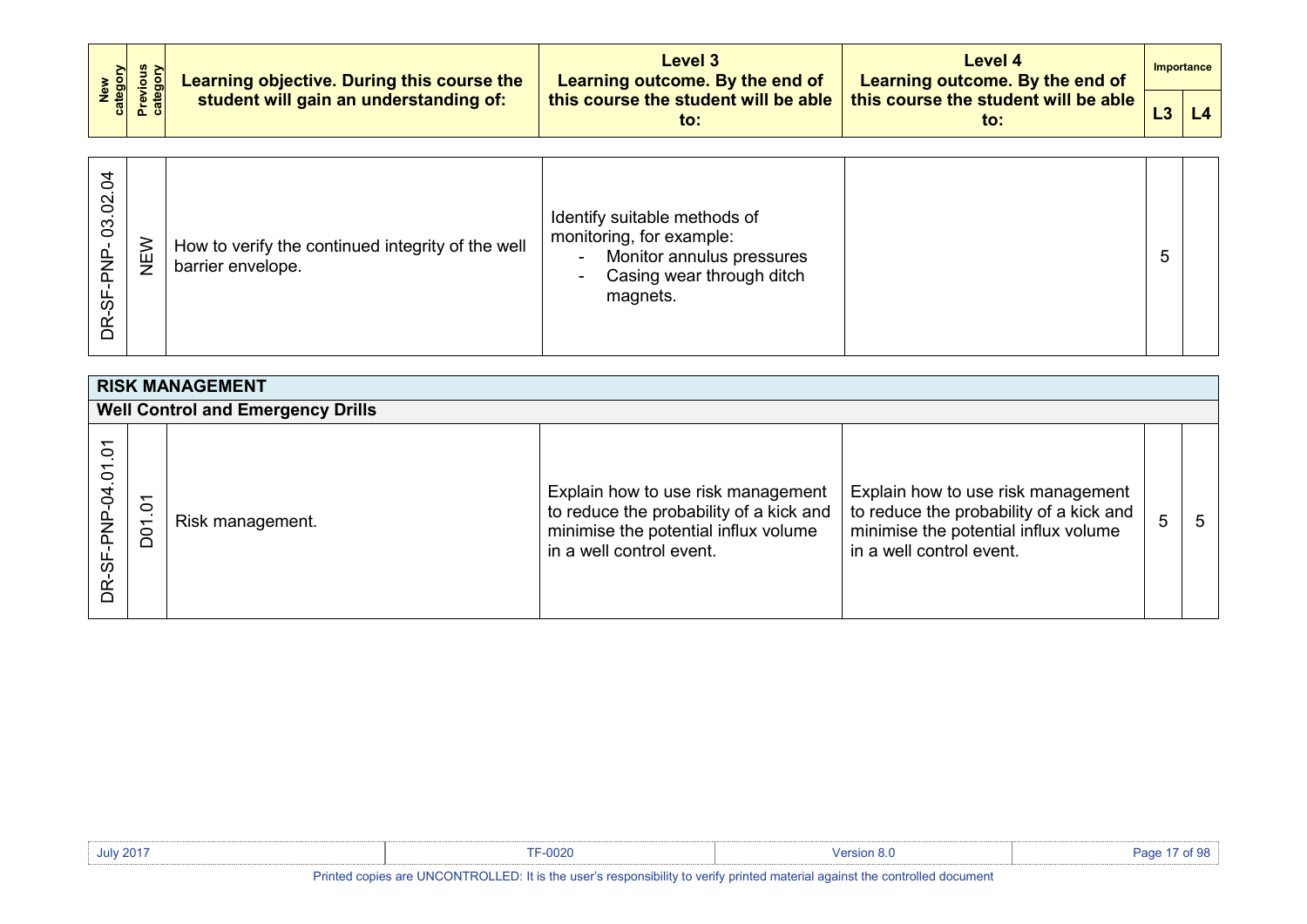| New category | Previous category | Learning objective. During this course the student will gain an understanding of: | Level 3 Learning outcome. By the end of this course the student will be able to: | Level 4 Learning outcome. By the end of this course the student will be able to: | Importance | |
|---|---|---|---|---|---|---|
| | | | | | L3 | L4 |
| DR-SF-PNP- 03.02.04 | NEW | How to verify the continued integrity of the well barrier envelope. | Identify suitable methods of monitoring, for example:<br>- Monitor annulus pressures<br>- Casing wear through ditch magnets. | | 5 | |
| **RISK MANAGEMENT** | | | | | | |
| **Well Control and Emergency Drills** | | | | | | |
| DR-SF-PNP-04.01.01 | D01.01 | Risk management. | Explain how to use risk management to reduce the probability of a kick and minimise the potential influx volume in a well control event. | Explain how to use risk management to reduce the probability of a kick and minimise the potential influx volume in a well control event. | 5 | 5 |

Printed copies are UNCONTROLLED: It is the user's responsibility to verify printed material against the controlled document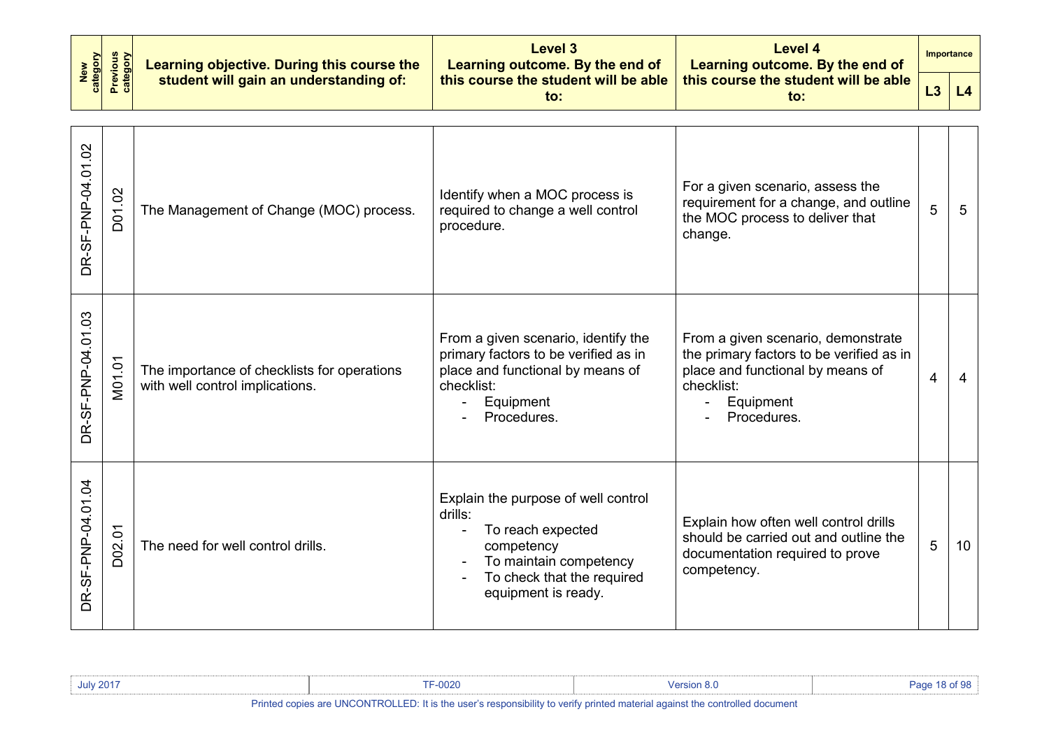| New category | Previous category | Learning objective. During this course the student will gain an understanding of: | Level 3 Learning outcome. By the end of this course the student will be able to: | Level 4 Learning outcome. By the end of this course the student will be able to: | Importance | |
|---|---|---|---|---|---|---|
| | | | | | L3 | L4 |
| DR-SF-PNP-04.01.02 | D01.02 | The Management of Change (MOC) process. | Identify when a MOC process is required to change a well control procedure. | For a given scenario, assess the requirement for a change, and outline the MOC process to deliver that change. | 5 | 5 |
| DR-SF-PNP-04.01.03 | M01.01 | The importance of checklists for operations with well control implications. | From a given scenario, identify the primary factors to be verified as in place and functional by means of checklist:<br>- Equipment<br>- Procedures. | From a given scenario, demonstrate the primary factors to be verified as in place and functional by means of checklist:<br>- Equipment<br>- Procedures. | 4 | 4 |
| DR-SF-PNP-04.01.04 | D02.01 | The need for well control drills. | Explain the purpose of well control drills:<br>- To reach expected competency<br>- To maintain competency<br>- To check that the required equipment is ready. | Explain how often well control drills should be carried out and outline the documentation required to prove competency. | 5 | 10 |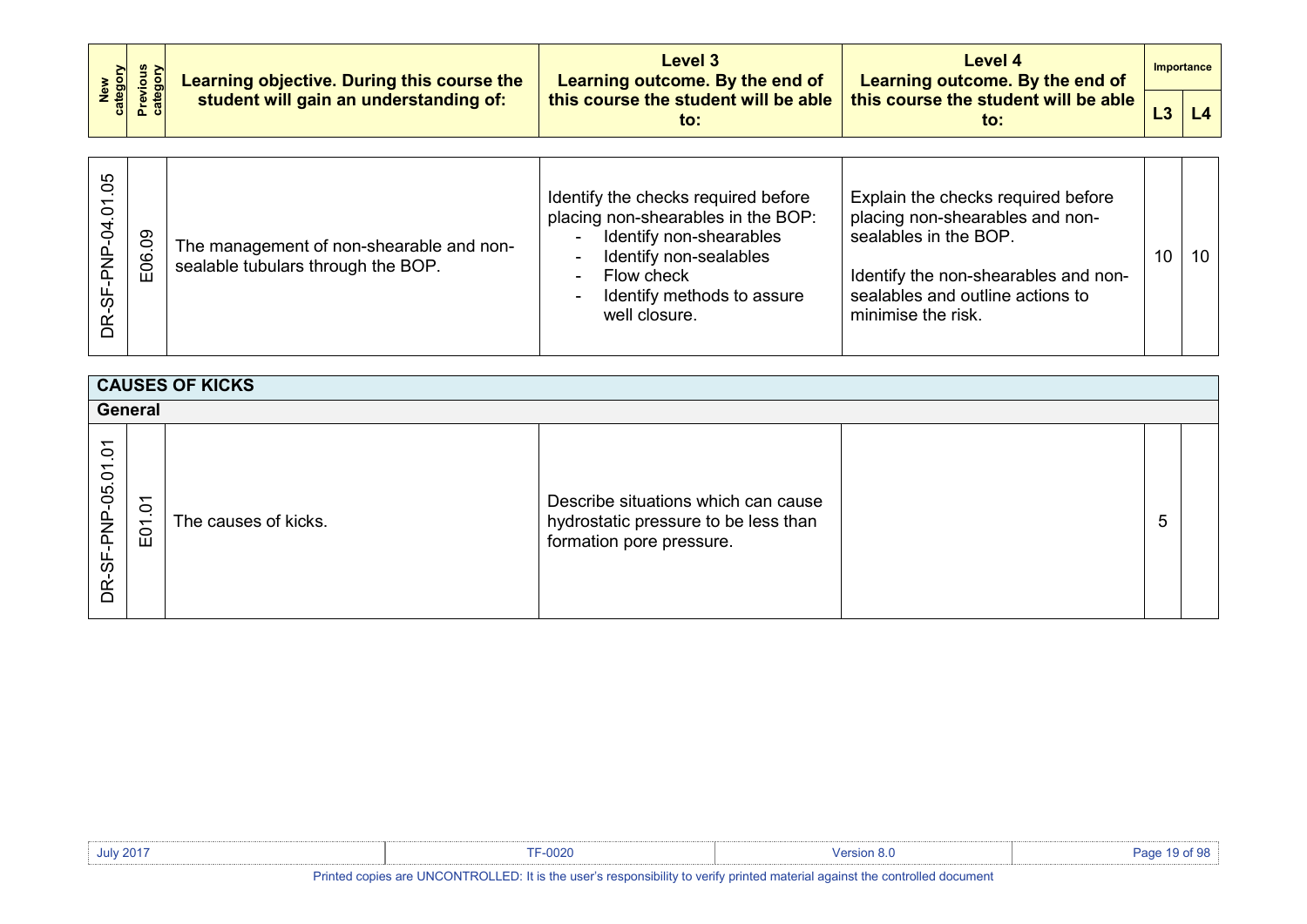| New category | Previous category | Learning objective. During this course the student will gain an understanding of: | Level 3 Learning outcome. By the end of this course the student will be able to: | Level 4 Learning outcome. By the end of this course the student will be able to: | Importance | |
|---|---|---|---|---|---|---|
| | | | | | L3 | L4 |
| DR-SF-PNP-04.01.05 | E06.09 | The management of non-shearable and non-sealable tubulars through the BOP. | Identify the checks required before placing non-shearables in the BOP:<br>- Identify non-shearables<br>- Identify non-sealables<br>- Flow check<br>- Identify methods to assure well closure. | Explain the checks required before placing non-shearables and non-sealables in the BOP.<br><br>Identify the non-shearables and non-sealables and outline actions to minimise the risk. | 10 | 10 |
| **CAUSES OF KICKS** | | | | | | |
| **General** | | | | | | |
| DR-SF-PNP-05.01.01 | E01.01 | The causes of kicks. | Describe situations which can cause hydrostatic pressure to be less than formation pore pressure. | | 5 | |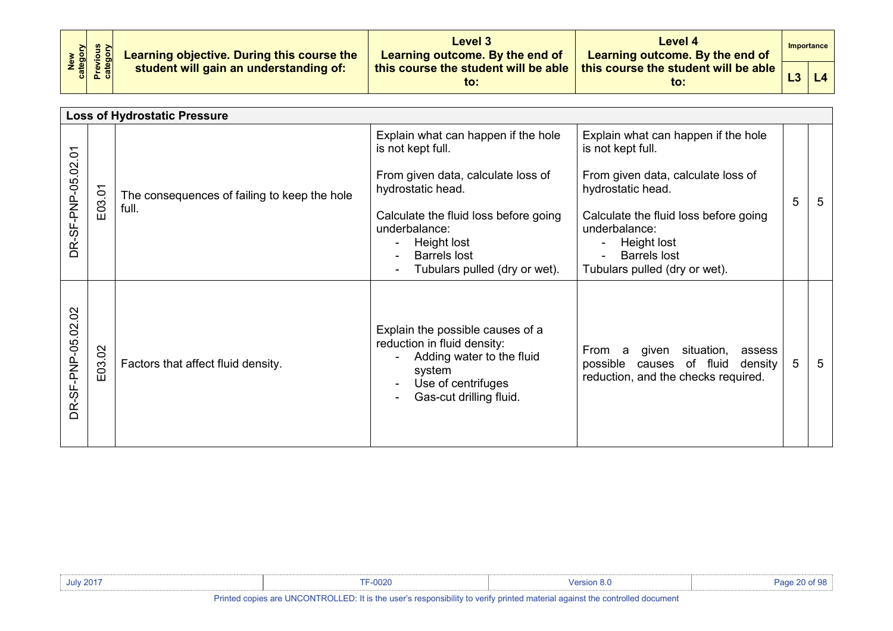| New category | Previous category | Learning objective. During this course the student will gain an understanding of: | Level 3 Learning outcome. By the end of this course the student will be able to: | Level 4 Learning outcome. By the end of this course the student will be able to: | Importance L3 | Importance L4 |
|---|---|---|---|---|---|---|
| **Loss of Hydrostatic Pressure** | | | | | | |
| DR-SF-PNP-05.02.01 | E03.01 | The consequences of failing to keep the hole full. | Explain what can happen if the hole is not kept full.<br><br>From given data, calculate loss of hydrostatic head.<br><br>Calculate the fluid loss before going underbalance:<br>- Height lost<br>- Barrels lost<br>- Tubulars pulled (dry or wet). | Explain what can happen if the hole is not kept full.<br><br>From given data, calculate loss of hydrostatic head.<br><br>Calculate the fluid loss before going underbalance:<br>- Height lost<br>- Barrels lost<br>Tubulars pulled (dry or wet). | 5 | 5 |
| DR-SF-PNP-05.02.02 | E03.02 | Factors that affect fluid density. | Explain the possible causes of a reduction in fluid density:<br>- Adding water to the fluid system<br>- Use of centrifuges<br>- Gas-cut drilling fluid. | From a given situation, assess possible causes of fluid density reduction, and the checks required. | 5 | 5 |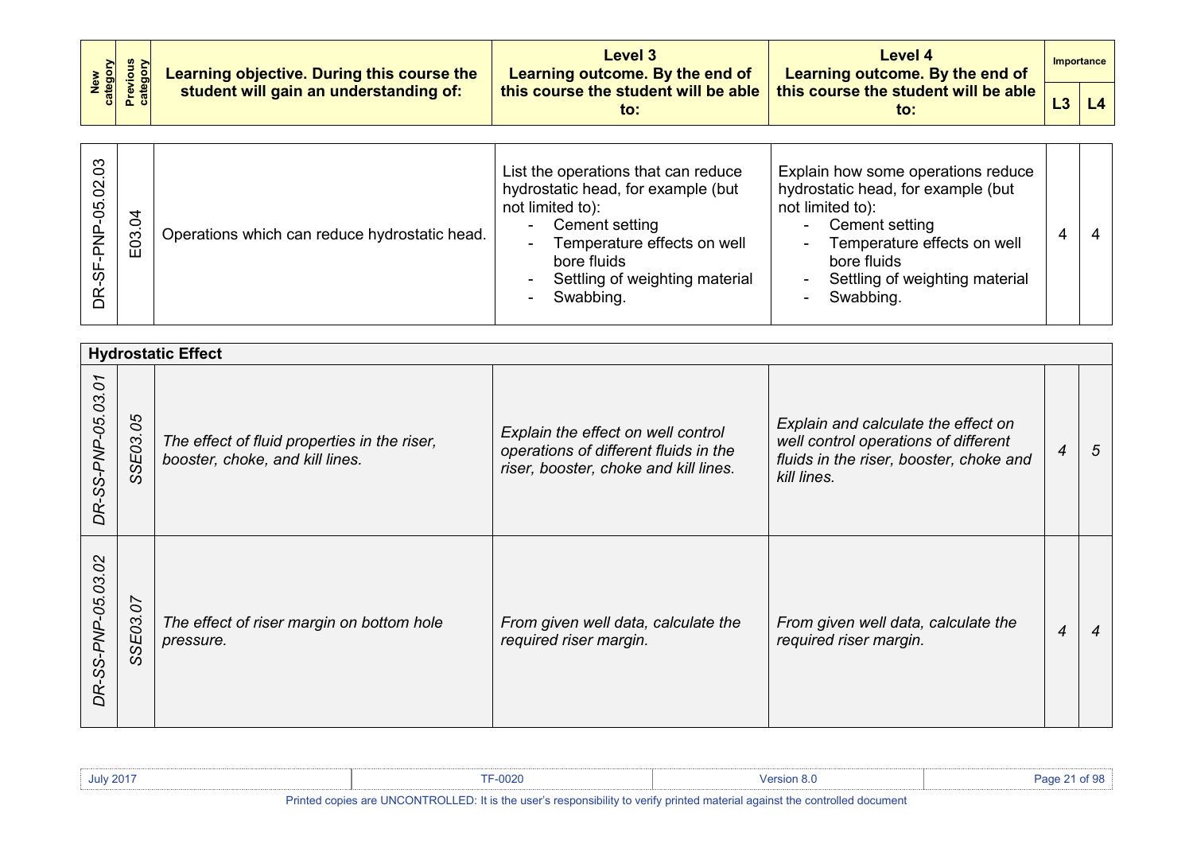| New category | Previous category | Learning objective. During this course the student will gain an understanding of: | Level 3 Learning outcome. By the end of this course the student will be able to: | Level 4 Learning outcome. By the end of this course the student will be able to: | Importance L3 | Importance L4 |
|---|---|---|---|---|---|---|
| DR-SF-PNP-05.02.03 | E03.04 | Operations which can reduce hydrostatic head. | List the operations that can reduce hydrostatic head, for example (but not limited to):<br>- Cement setting<br>- Temperature effects on well bore fluids<br>- Settling of weighting material<br>- Swabbing. | Explain how some operations reduce hydrostatic head, for example (but not limited to):<br>- Cement setting<br>- Temperature effects on well bore fluids<br>- Settling of weighting material<br>- Swabbing. | 4 | 4 |
| **Hydrostatic Effect** | | | | | | |
| *DR-SS-PNP-05.03.01* | *SSE03.05* | *The effect of fluid properties in the riser, booster, choke, and kill lines.* | *Explain the effect on well control operations of different fluids in the riser, booster, choke and kill lines.* | *Explain and calculate the effect on well control operations of different fluids in the riser, booster, choke and kill lines.* | *4* | *5* |
| *DR-SS-PNP-05.03.02* | *SSE03.07* | *The effect of riser margin on bottom hole pressure.* | *From given well data, calculate the required riser margin.* | *From given well data, calculate the required riser margin.* | *4* | *4* |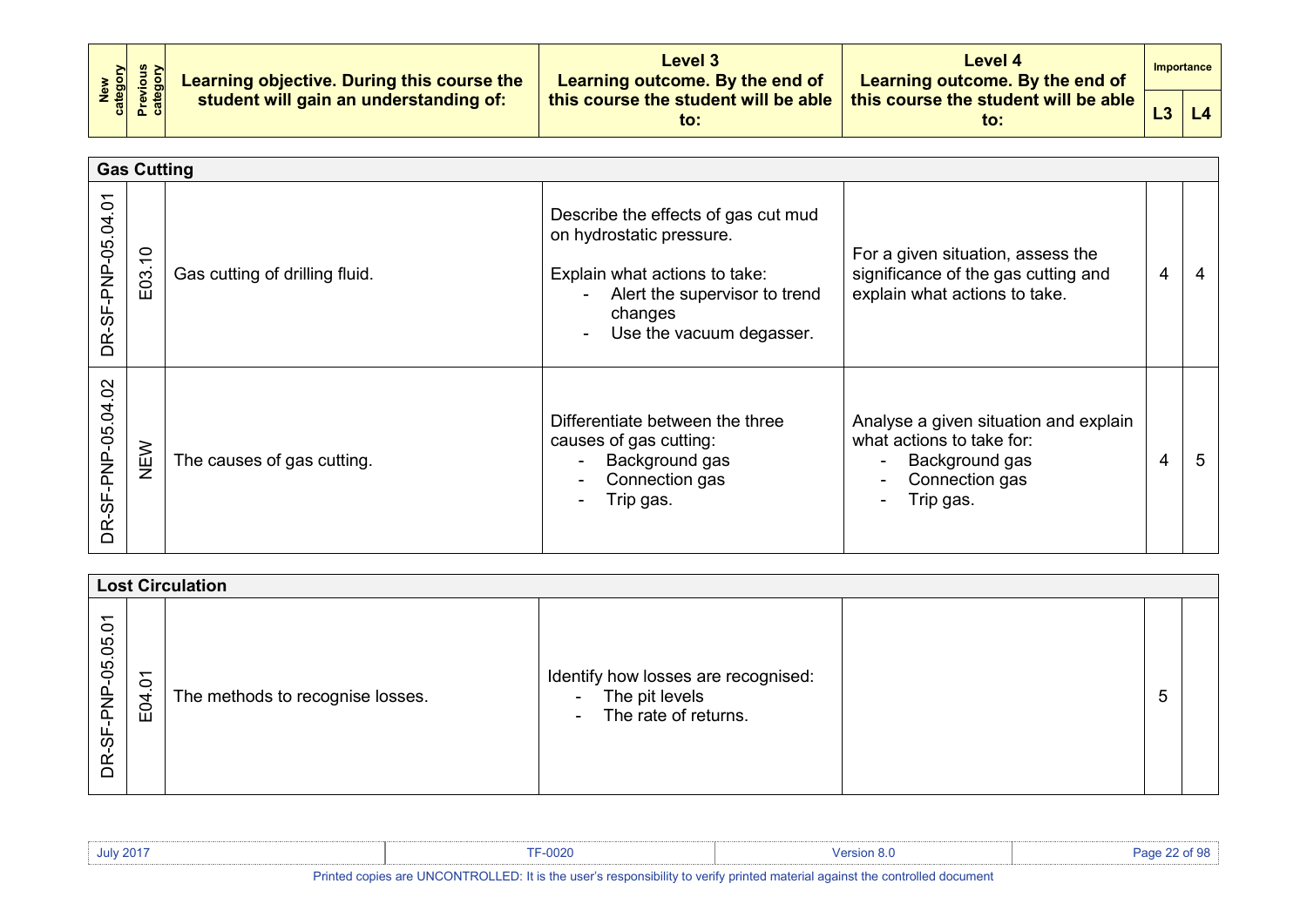| New category | Previous category | Learning objective. During this course the student will gain an understanding of: | Level 3 Learning outcome. By the end of this course the student will be able to: | Level 4 Learning outcome. By the end of this course the student will be able to: | Importance | |
|---|---|---|---|---|---|---|
| | | | | | L3 | L4 |
| **Gas Cutting** | | | | | | |
| DR-SF-PNP-05.04.01 | E03.10 | Gas cutting of drilling fluid. | Describe the effects of gas cut mud on hydrostatic pressure.<br><br>Explain what actions to take:<br>- Alert the supervisor to trend changes<br>- Use the vacuum degasser. | For a given situation, assess the significance of the gas cutting and explain what actions to take. | 4 | 4 |
| DR-SF-PNP-05.04.02 | NEW | The causes of gas cutting. | Differentiate between the three causes of gas cutting:<br>- Background gas<br>- Connection gas<br>- Trip gas. | Analyse a given situation and explain what actions to take for:<br>- Background gas<br>- Connection gas<br>- Trip gas. | 4 | 5 |
| **Lost Circulation** | | | | | | |
| DR-SF-PNP-05.05.01 | E04.01 | The methods to recognise losses. | Identify how losses are recognised:<br>- The pit levels<br>- The rate of returns. | | 5 | |

July 2017 | TF-0020 | Version 8.0

Printed copies are UNCONTROLLED: It is the user's responsibility to verify printed material against the controlled document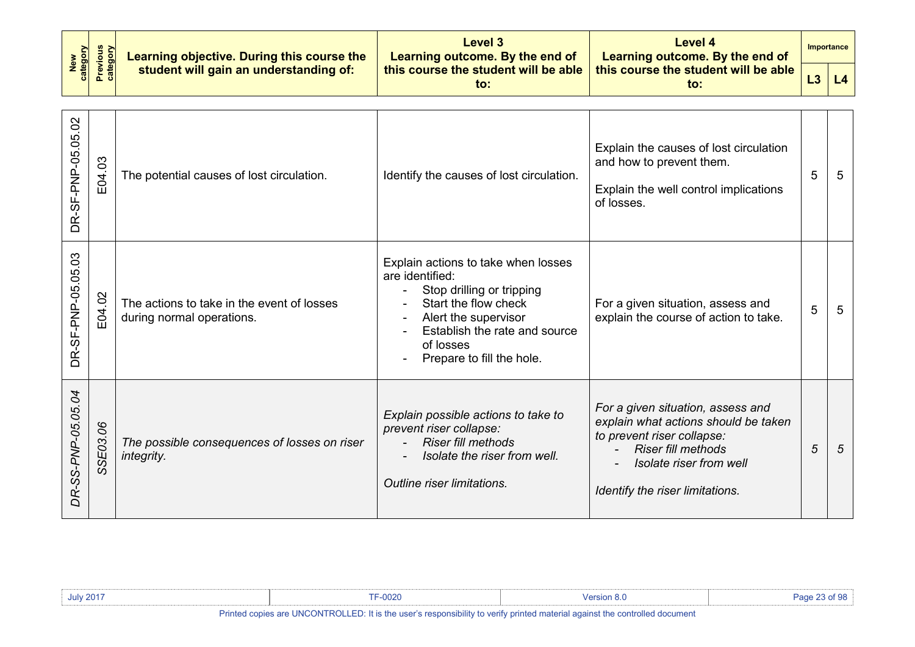| New category | Previous category | Learning objective. During this course the student will gain an understanding of: | Level 3 Learning outcome. By the end of this course the student will be able to: | Level 4 Learning outcome. By the end of this course the student will be able to: | Importance | |
|---|---|---|---|---|---|---|
| | | | | | L3 | L4 |
| DR-SF-PNP-05.05.02 | E04.03 | The potential causes of lost circulation. | Identify the causes of lost circulation. | Explain the causes of lost circulation and how to prevent them.<br><br>Explain the well control implications of losses. | 5 | 5 |
| DR-SF-PNP-05.05.03 | E04.02 | The actions to take in the event of losses during normal operations. | Explain actions to take when losses are identified:<br>- Stop drilling or tripping<br>- Start the flow check<br>- Alert the supervisor<br>- Establish the rate and source of losses<br>- Prepare to fill the hole. | For a given situation, assess and explain the course of action to take. | 5 | 5 |
| *DR-SS-PNP-05.05.04* | *SSE03.06* | *The possible consequences of losses on riser integrity.* | *Explain possible actions to take to prevent riser collapse:*<br>- *Riser fill methods*<br>- *Isolate the riser from well.*<br><br>*Outline riser limitations.* | *For a given situation, assess and explain what actions should be taken to prevent riser collapse:*<br>- *Riser fill methods*<br>- *Isolate riser from well*<br><br>*Identify the riser limitations.* | *5* | *5* |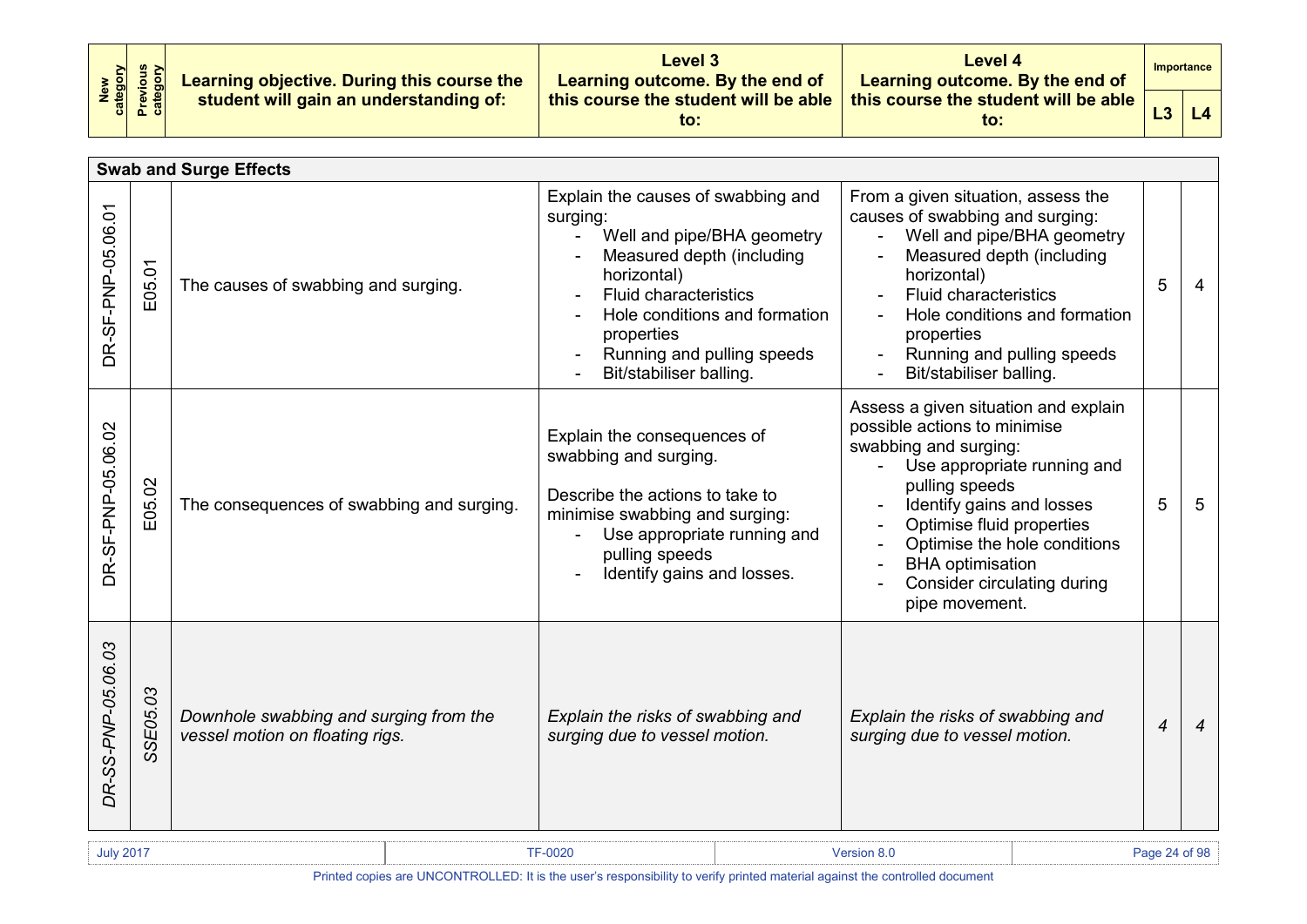| New category | Previous category | Learning objective. During this course the student will gain an understanding of: | Level 3 Learning outcome. By the end of this course the student will be able to: | Level 4 Learning outcome. By the end of this course the student will be able to: | Importance | |
|---|---|---|---|---|---|---|
| | | | | | L3 | L4 |
| **Swab and Surge Effects** | | | | | | |
| DR-SF-PNP-05.06.01 | E05.01 | The causes of swabbing and surging. | Explain the causes of swabbing and surging:<br>- Well and pipe/BHA geometry<br>- Measured depth (including horizontal)<br>- Fluid characteristics<br>- Hole conditions and formation properties<br>- Running and pulling speeds<br>- Bit/stabiliser balling. | From a given situation, assess the causes of swabbing and surging:<br>- Well and pipe/BHA geometry<br>- Measured depth (including horizontal)<br>- Fluid characteristics<br>- Hole conditions and formation properties<br>- Running and pulling speeds<br>- Bit/stabiliser balling. | 5 | 4 |
| DR-SF-PNP-05.06.02 | E05.02 | The consequences of swabbing and surging. | Explain the consequences of swabbing and surging.<br><br>Describe the actions to take to minimise swabbing and surging:<br>- Use appropriate running and pulling speeds<br>- Identify gains and losses. | Assess a given situation and explain possible actions to minimise swabbing and surging:<br>- Use appropriate running and pulling speeds<br>- Identify gains and losses<br>- Optimise fluid properties<br>- Optimise the hole conditions<br>- BHA optimisation<br>- Consider circulating during pipe movement. | 5 | 5 |
| *DR-SS-PNP-05.06.03* | *SSE05.03* | *Downhole swabbing and surging from the vessel motion on floating rigs.* | *Explain the risks of swabbing and surging due to vessel motion.* | *Explain the risks of swabbing and surging due to vessel motion.* | *4* | *4* |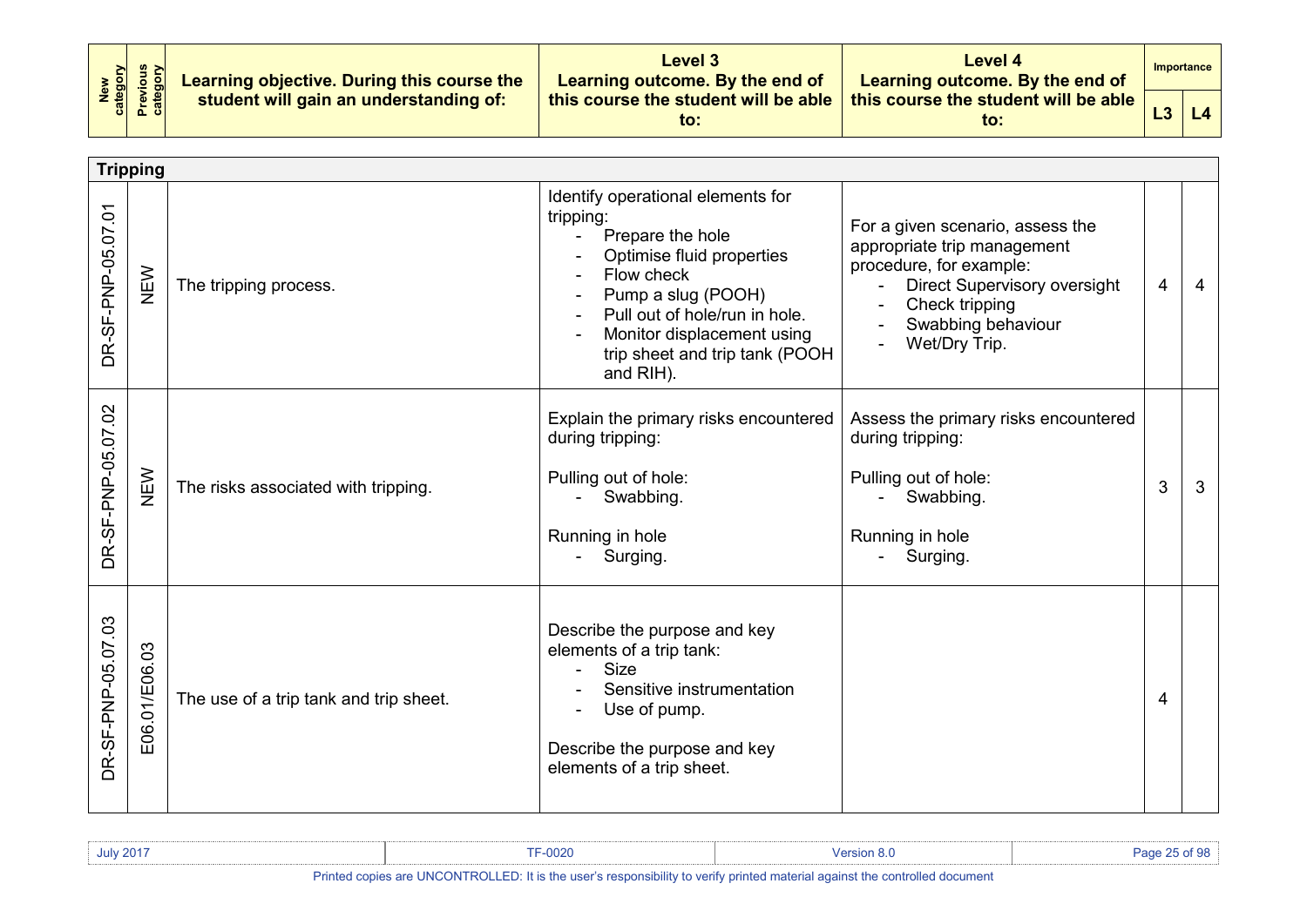| New category | Previous category | Learning objective. During this course the student will gain an understanding of: | Level 3 Learning outcome. By the end of this course the student will be able to: | Level 4 Learning outcome. By the end of this course the student will be able to: | Importance L3 | Importance L4 |
|---|---|---|---|---|---|---|
| **Tripping** | | | | | | |
| DR-SF-PNP-05.07.01 | NEW | The tripping process. | Identify operational elements for tripping:<br>- Prepare the hole<br>- Optimise fluid properties<br>- Flow check<br>- Pump a slug (POOH)<br>- Pull out of hole/run in hole.<br>- Monitor displacement using trip sheet and trip tank (POOH and RIH). | For a given scenario, assess the appropriate trip management procedure, for example:<br>- Direct Supervisory oversight<br>- Check tripping<br>- Swabbing behaviour<br>- Wet/Dry Trip. | 4 | 4 |
| DR-SF-PNP-05.07.02 | NEW | The risks associated with tripping. | Explain the primary risks encountered during tripping:<br><br>Pulling out of hole:<br>- Swabbing.<br><br>Running in hole<br>- Surging. | Assess the primary risks encountered during tripping:<br><br>Pulling out of hole:<br>- Swabbing.<br><br>Running in hole<br>- Surging. | 3 | 3 |
| DR-SF-PNP-05.07.03 | E06.01/E06.03 | The use of a trip tank and trip sheet. | Describe the purpose and key elements of a trip tank:<br>- Size<br>- Sensitive instrumentation<br>- Use of pump.<br><br>Describe the purpose and key elements of a trip sheet. | | 4 | |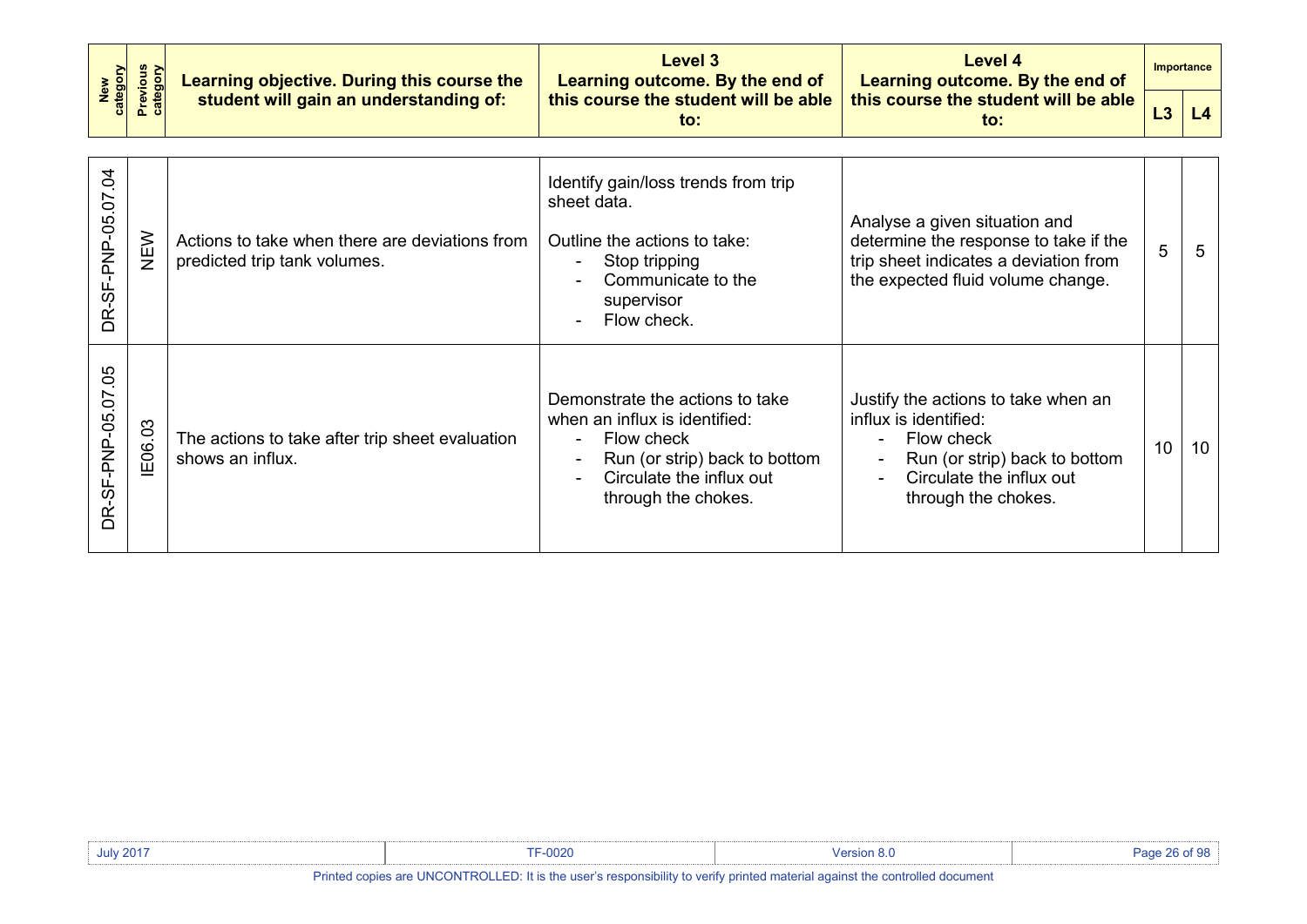| New category | Previous category | Learning objective. During this course the student will gain an understanding of: | Level 3 Learning outcome. By the end of this course the student will be able to: | Level 4 Learning outcome. By the end of this course the student will be able to: | Importance | |
|---|---|---|---|---|---|---|
| | | | | | L3 | L4 |
| DR-SF-PNP-05.07.04 | NEW | Actions to take when there are deviations from predicted trip tank volumes. | Identify gain/loss trends from trip sheet data.<br><br>Outline the actions to take:<br>- Stop tripping<br>- Communicate to the supervisor<br>- Flow check. | Analyse a given situation and determine the response to take if the trip sheet indicates a deviation from the expected fluid volume change. | 5 | 5 |
| DR-SF-PNP-05.07.05 | IE06.03 | The actions to take after trip sheet evaluation shows an influx. | Demonstrate the actions to take when an influx is identified:<br>- Flow check<br>- Run (or strip) back to bottom<br>- Circulate the influx out through the chokes. | Justify the actions to take when an influx is identified:<br>- Flow check<br>- Run (or strip) back to bottom<br>- Circulate the influx out through the chokes. | 10 | 10 |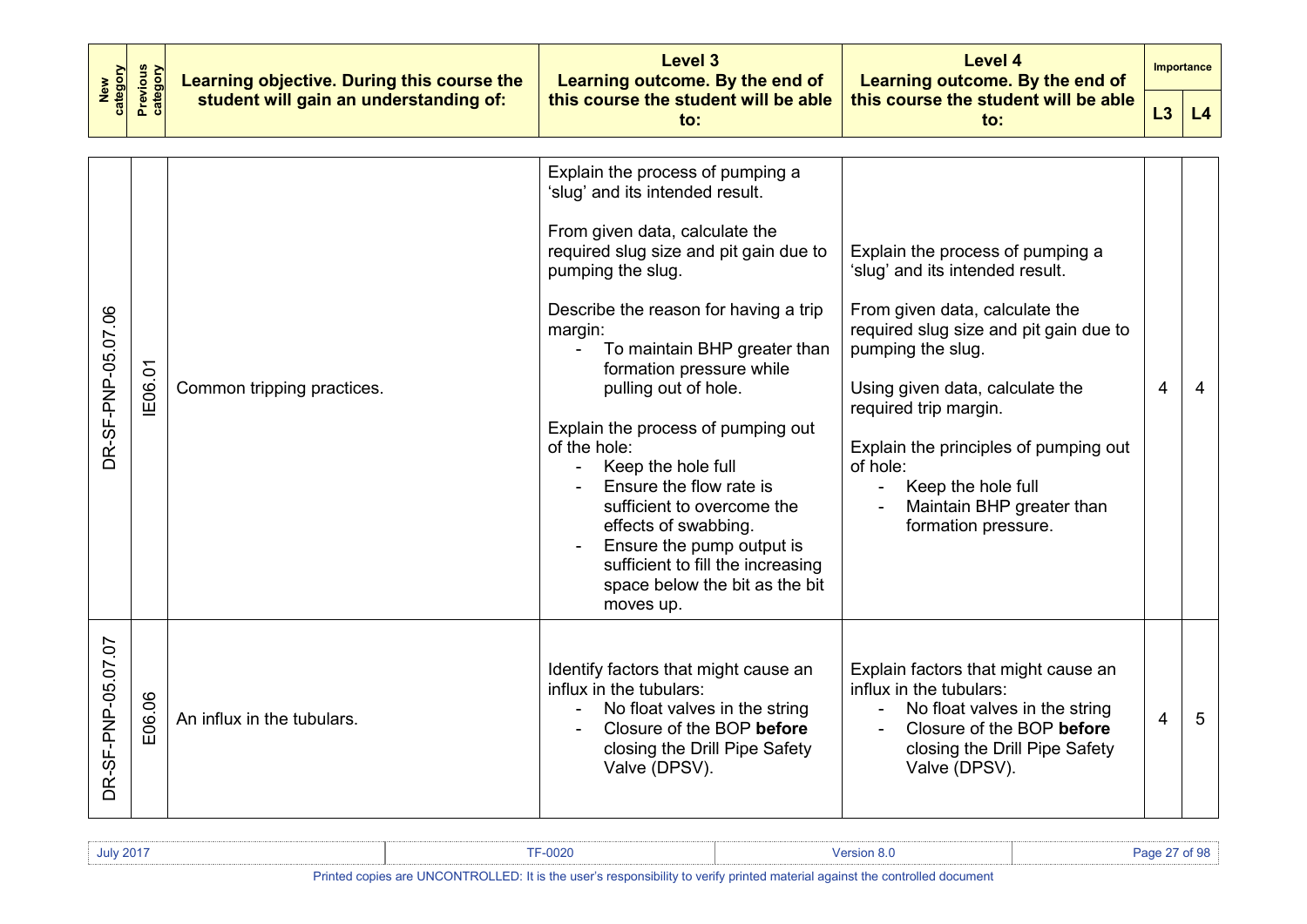| New category | Previous category | Learning objective. During this course the student will gain an understanding of: | Level 3 Learning outcome. By the end of this course the student will be able to: | Level 4 Learning outcome. By the end of this course the student will be able to: | Importance | |
|---|---|---|---|---|---|---|
| | | | | | L3 | L4 |
| DR-SF-PNP-05.07.06 | IE06.01 | Common tripping practices. | Explain the process of pumping a 'slug' and its intended result.<br><br>From given data, calculate the required slug size and pit gain due to pumping the slug.<br><br>Describe the reason for having a trip margin:<br>- To maintain BHP greater than formation pressure while pulling out of hole.<br><br>Explain the process of pumping out of the hole:<br>- Keep the hole full<br>- Ensure the flow rate is sufficient to overcome the effects of swabbing.<br>- Ensure the pump output is sufficient to fill the increasing space below the bit as the bit moves up. | Explain the process of pumping a 'slug' and its intended result.<br><br>From given data, calculate the required slug size and pit gain due to pumping the slug.<br><br>Using given data, calculate the required trip margin.<br><br>Explain the principles of pumping out of hole:<br>- Keep the hole full<br>- Maintain BHP greater than formation pressure. | 4 | 4 |
| DR-SF-PNP-05.07.07 | E06.06 | An influx in the tubulars. | Identify factors that might cause an influx in the tubulars:<br>- No float valves in the string<br>- Closure of the BOP **before** closing the Drill Pipe Safety Valve (DPSV). | Explain factors that might cause an influx in the tubulars:<br>- No float valves in the string<br>- Closure of the BOP **before** closing the Drill Pipe Safety Valve (DPSV). | 4 | 5 |

Printed copies are UNCONTROLLED: It is the user's responsibility to verify printed material against the controlled document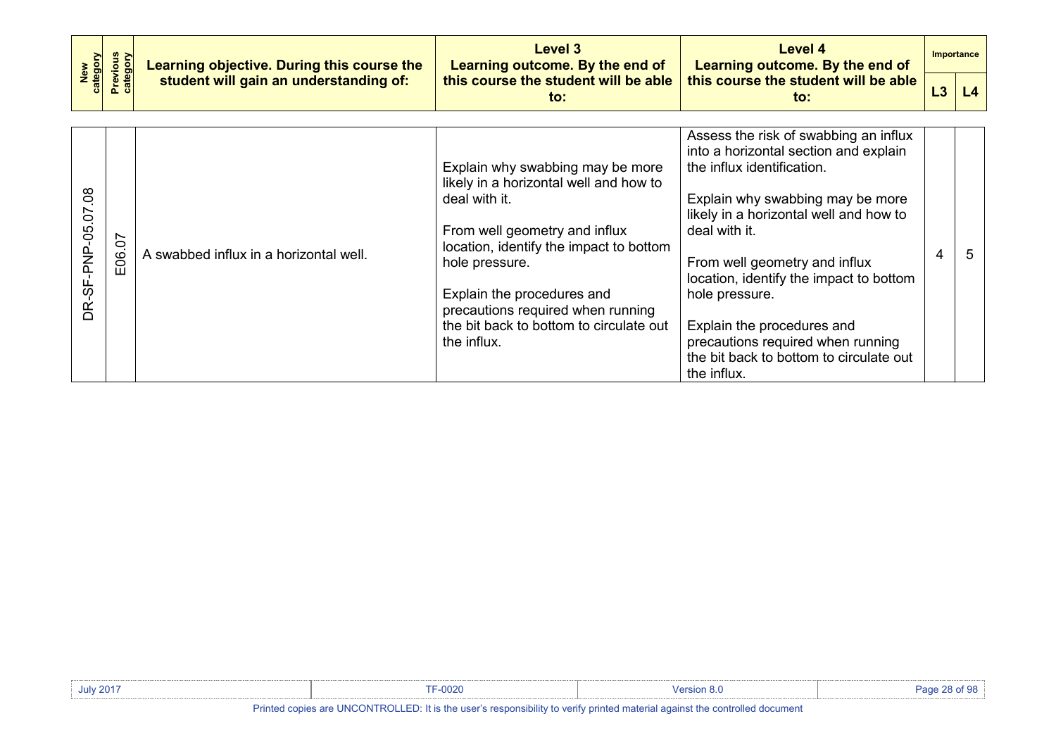| New category | Previous category | Learning objective. During this course the student will gain an understanding of: | Level 3 Learning outcome. By the end of this course the student will be able to: | Level 4 Learning outcome. By the end of this course the student will be able to: | Importance | |
|---|---|---|---|---|---|---|
| | | | | | L3 | L4 |
| DR-SF-PNP-05.07.08 | E06.07 | A swabbed influx in a horizontal well. | Explain why swabbing may be more likely in a horizontal well and how to deal with it.<br><br>From well geometry and influx location, identify the impact to bottom hole pressure.<br><br>Explain the procedures and precautions required when running the bit back to bottom to circulate out the influx. | Assess the risk of swabbing an influx into a horizontal section and explain the influx identification.<br><br>Explain why swabbing may be more likely in a horizontal well and how to deal with it.<br><br>From well geometry and influx location, identify the impact to bottom hole pressure.<br><br>Explain the procedures and precautions required when running the bit back to bottom to circulate out the influx. | 4 | 5 |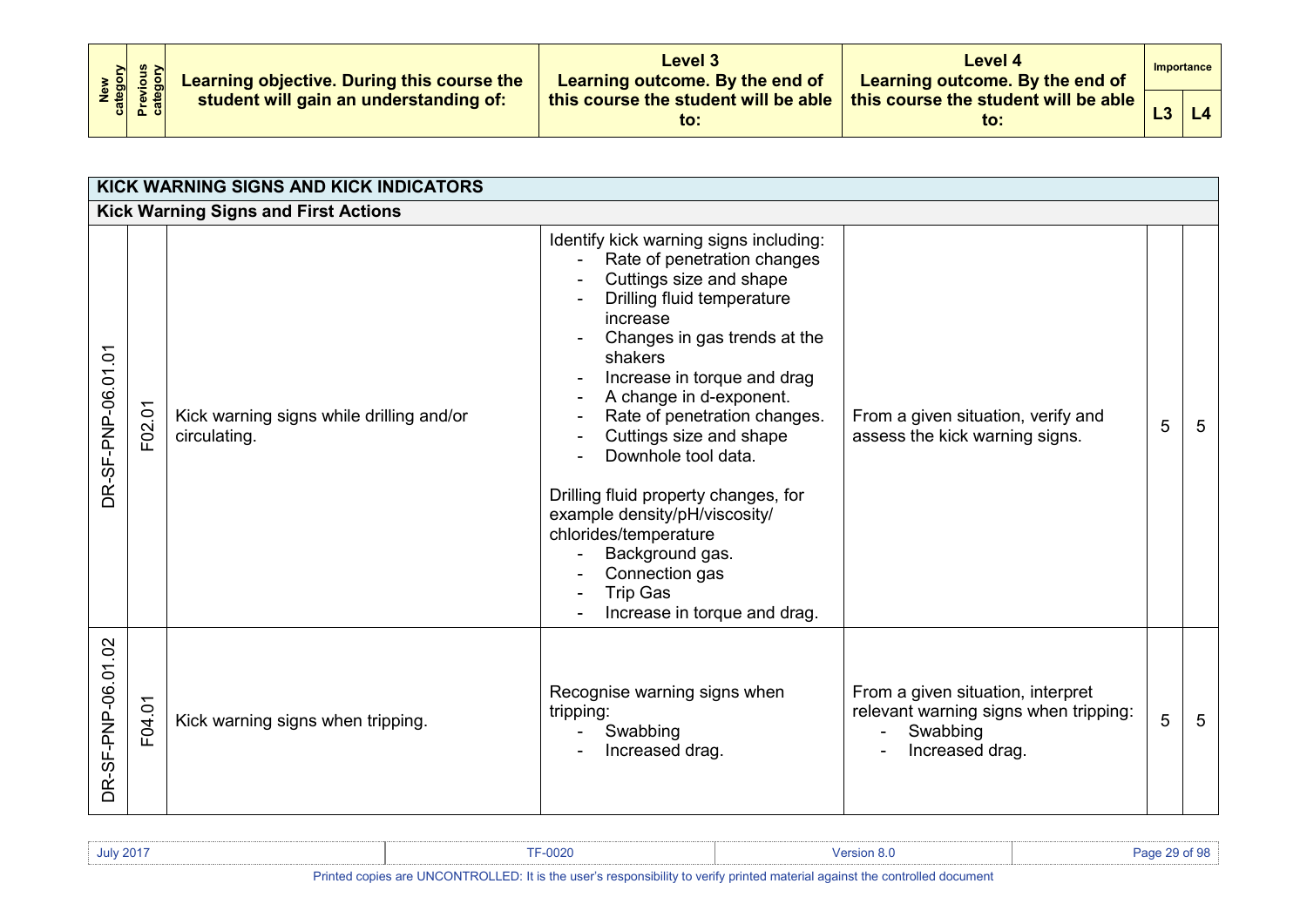| New category | Previous category | Learning objective. During this course the student will gain an understanding of: | Level 3 Learning outcome. By the end of this course the student will be able to: | Level 4 Learning outcome. By the end of this course the student will be able to: | Importance | |
|---|---|---|---|---|---|---|
| | | | | | L3 | L4 |
| **KICK WARNING SIGNS AND KICK INDICATORS** | | | | | | |
| **Kick Warning Signs and First Actions** | | | | | | |
| DR-SF-PNP-06.01.01 | F02.01 | Kick warning signs while drilling and/or circulating. | Identify kick warning signs including:<br>- Rate of penetration changes<br>- Cuttings size and shape<br>- Drilling fluid temperature increase<br>- Changes in gas trends at the shakers<br>- Increase in torque and drag<br>- A change in d-exponent.<br>- Rate of penetration changes.<br>- Cuttings size and shape<br>- Downhole tool data.<br><br>Drilling fluid property changes, for example density/pH/viscosity/ chlorides/temperature<br>- Background gas.<br>- Connection gas<br>- Trip Gas<br>- Increase in torque and drag. | From a given situation, verify and assess the kick warning signs. | 5 | 5 |
| DR-SF-PNP-06.01.02 | F04.01 | Kick warning signs when tripping. | Recognise warning signs when tripping:<br>- Swabbing<br>- Increased drag. | From a given situation, interpret relevant warning signs when tripping:<br>- Swabbing<br>- Increased drag. | 5 | 5 |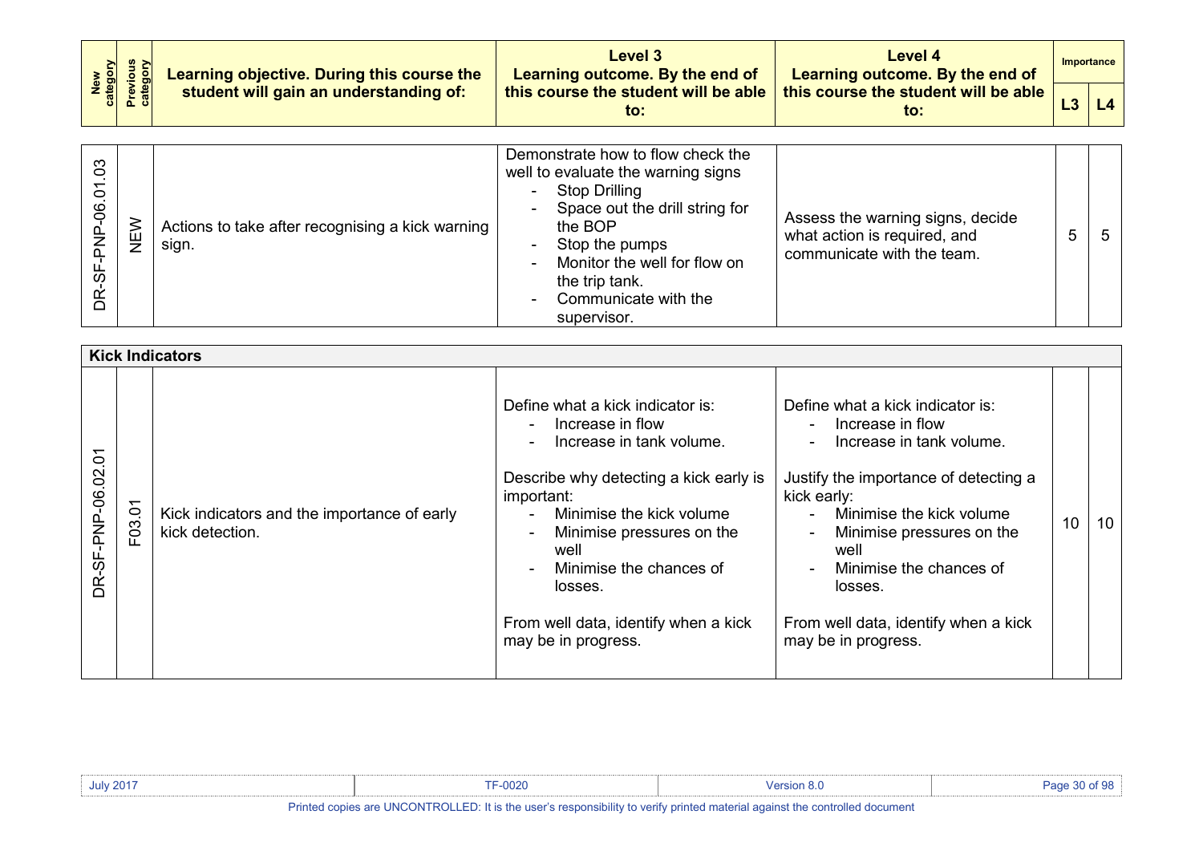| New category | Previous category | Learning objective. During this course the student will gain an understanding of: | Level 3 Learning outcome. By the end of this course the student will be able to: | Level 4 Learning outcome. By the end of this course the student will be able to: | Importance | |
|---|---|---|---|---|---|---|
| | | | | | L3 | L4 |
| DR-SF-PNP-06.01.03 | NEW | Actions to take after recognising a kick warning sign. | Demonstrate how to flow check the well to evaluate the warning signs<br>- Stop Drilling<br>- Space out the drill string for the BOP<br>- Stop the pumps<br>- Monitor the well for flow on the trip tank.<br>- Communicate with the supervisor. | Assess the warning signs, decide what action is required, and communicate with the team. | 5 | 5 |
| **Kick Indicators** | | | | | | |
| DR-SF-PNP-06.02.01 | F03.01 | Kick indicators and the importance of early kick detection. | Define what a kick indicator is:<br>- Increase in flow<br>- Increase in tank volume.<br><br>Describe why detecting a kick early is important:<br>- Minimise the kick volume<br>- Minimise pressures on the well<br>- Minimise the chances of losses.<br><br>From well data, identify when a kick may be in progress. | Define what a kick indicator is:<br>- Increase in flow<br>- Increase in tank volume.<br><br>Justify the importance of detecting a kick early:<br>- Minimise the kick volume<br>- Minimise pressures on the well<br>- Minimise the chances of losses.<br><br>From well data, identify when a kick may be in progress. | 10 | 10 |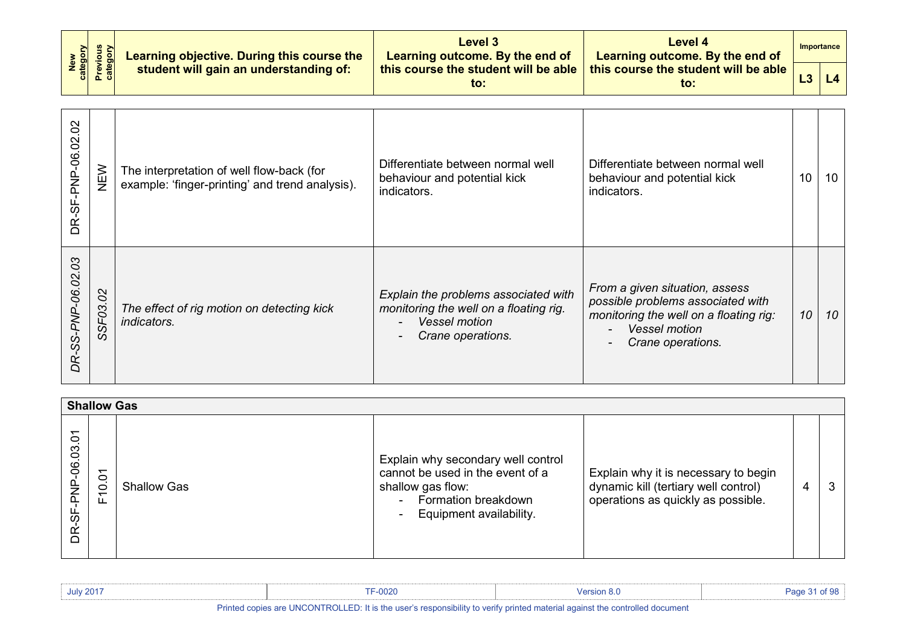| New category | Previous category | Learning objective. During this course the student will gain an understanding of: | Level 3 Learning outcome. By the end of this course the student will be able to: | Level 4 Learning outcome. By the end of this course the student will be able to: | Importance | |
|---|---|---|---|---|---|---|
| | | | | | L3 | L4 |
| DR-SF-PNP-06.02.02 | NEW | The interpretation of well flow-back (for example: 'finger-printing' and trend analysis). | Differentiate between normal well behaviour and potential kick indicators. | Differentiate between normal well behaviour and potential kick indicators. | 10 | 10 |
| *DR-SS-PNP-06.02.03* | *SSF03.02* | *The effect of rig motion on detecting kick indicators.* | *Explain the problems associated with monitoring the well on a floating rig:*<br>- *Vessel motion*<br>- *Crane operations.* | *From a given situation, assess possible problems associated with monitoring the well on a floating rig:*<br>- *Vessel motion*<br>- *Crane operations.* | *10* | *10* |
| **Shallow Gas** | | | | | | |
| DR-SF-PNP-06.03.01 | F10.01 | Shallow Gas | Explain why secondary well control cannot be used in the event of a shallow gas flow:<br>- Formation breakdown<br>- Equipment availability. | Explain why it is necessary to begin dynamic kill (tertiary well control) operations as quickly as possible. | 4 | 3 |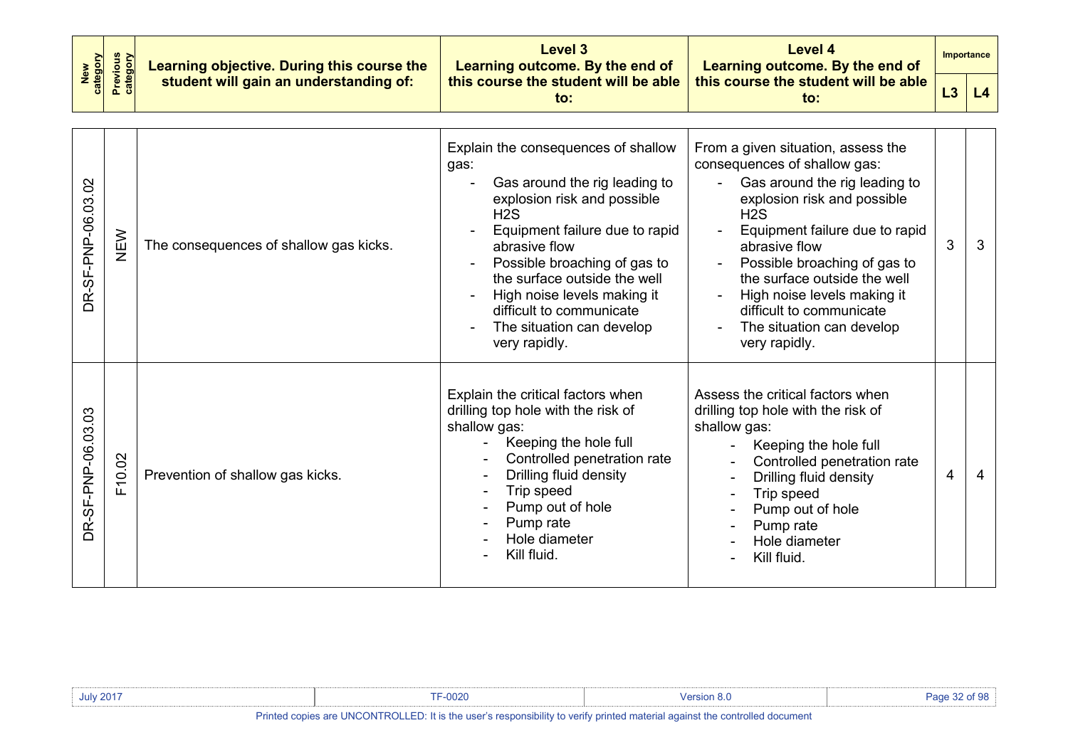| New category | Previous category | Learning objective. During this course the student will gain an understanding of: | Level 3 Learning outcome. By the end of this course the student will be able to: | Level 4 Learning outcome. By the end of this course the student will be able to: | Importance | |
|---|---|---|---|---|---|---|
| | | | | | L3 | L4 |
| DR-SF-PNP-06.03.02 | NEW | The consequences of shallow gas kicks. | Explain the consequences of shallow gas:<br>- Gas around the rig leading to explosion risk and possible $H_2S$<br>- Equipment failure due to rapid abrasive flow<br>- Possible broaching of gas to the surface outside the well<br>- High noise levels making it difficult to communicate<br>- The situation can develop very rapidly. | From a given situation, assess the consequences of shallow gas:<br>- Gas around the rig leading to explosion risk and possible $H_2S$<br>- Equipment failure due to rapid abrasive flow<br>- Possible broaching of gas to the surface outside the well<br>- High noise levels making it difficult to communicate<br>- The situation can develop very rapidly. | 3 | 3 |
| DR-SF-PNP-06.03.03 | F10.02 | Prevention of shallow gas kicks. | Explain the critical factors when drilling top hole with the risk of shallow gas:<br>- Keeping the hole full<br>- Controlled penetration rate<br>- Drilling fluid density<br>- Trip speed<br>- Pump out of hole<br>- Pump rate<br>- Hole diameter<br>- Kill fluid. | Assess the critical factors when drilling top hole with the risk of shallow gas:<br>- Keeping the hole full<br>- Controlled penetration rate<br>- Drilling fluid density<br>- Trip speed<br>- Pump out of hole<br>- Pump rate<br>- Hole diameter<br>- Kill fluid. | 4 | 4 |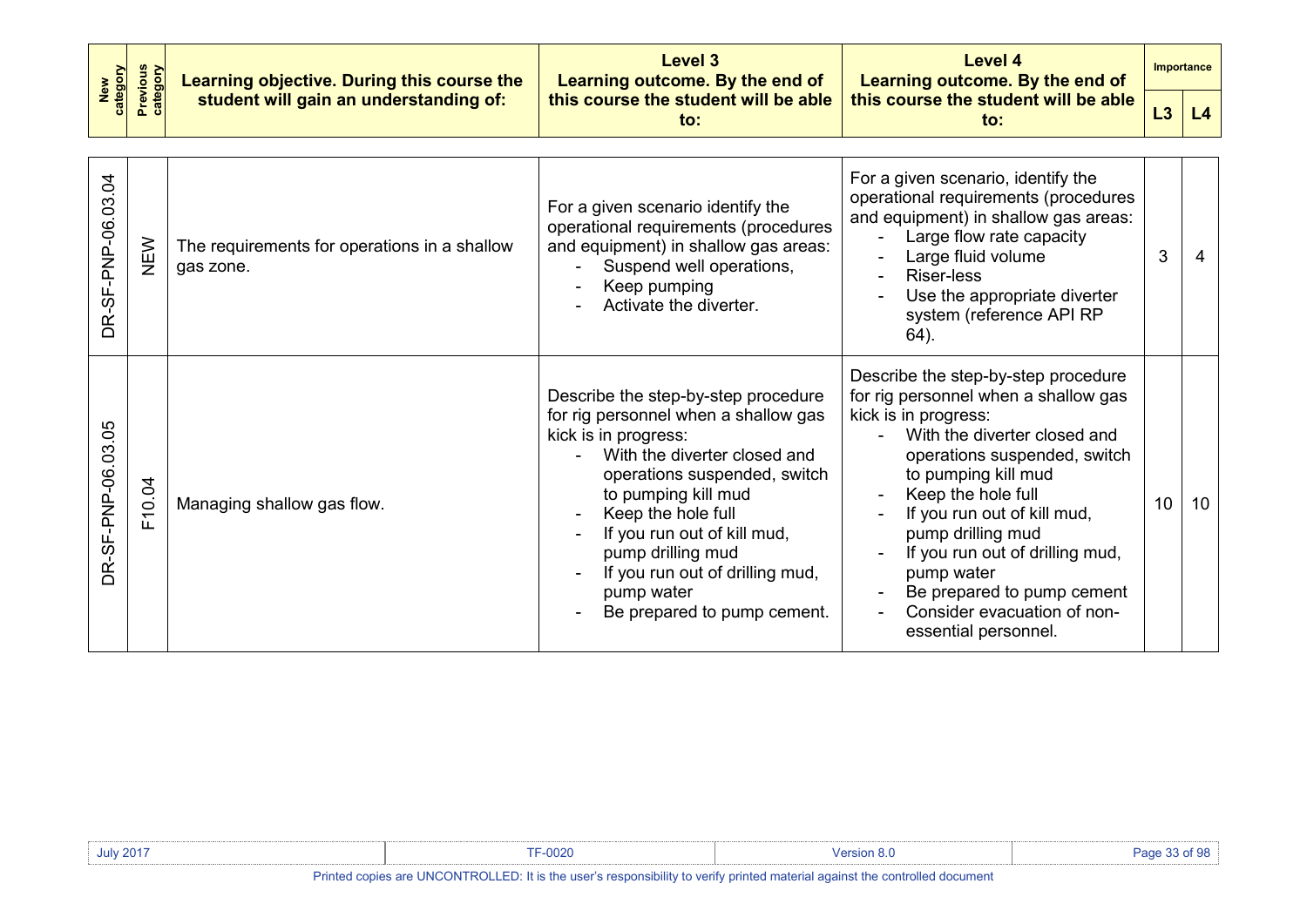| New category | Previous category | Learning objective. During this course the student will gain an understanding of: | Level 3 Learning outcome. By the end of this course the student will be able to: | Level 4 Learning outcome. By the end of this course the student will be able to: | Importance | |
|---|---|---|---|---|---|---|
| | | | | | L3 | L4 |
| DR-SF-PNP-06.03.04 | NEW | The requirements for operations in a shallow gas zone. | For a given scenario identify the operational requirements (procedures and equipment) in shallow gas areas:<br>- Suspend well operations,<br>- Keep pumping<br>- Activate the diverter. | For a given scenario, identify the operational requirements (procedures and equipment) in shallow gas areas:<br>- Large flow rate capacity<br>- Large fluid volume<br>- Riser-less<br>- Use the appropriate diverter system (reference API RP 64). | 3 | 4 |
| DR-SF-PNP-06.03.05 | F10.04 | Managing shallow gas flow. | Describe the step-by-step procedure for rig personnel when a shallow gas kick is in progress:<br>- With the diverter closed and operations suspended, switch to pumping kill mud<br>- Keep the hole full<br>- If you run out of kill mud, pump drilling mud<br>- If you run out of drilling mud, pump water<br>- Be prepared to pump cement. | Describe the step-by-step procedure for rig personnel when a shallow gas kick is in progress:<br>- With the diverter closed and operations suspended, switch to pumping kill mud<br>- Keep the hole full<br>- If you run out of kill mud, pump drilling mud<br>- If you run out of drilling mud, pump water<br>- Be prepared to pump cement<br>- Consider evacuation of non-essential personnel. | 10 | 10 |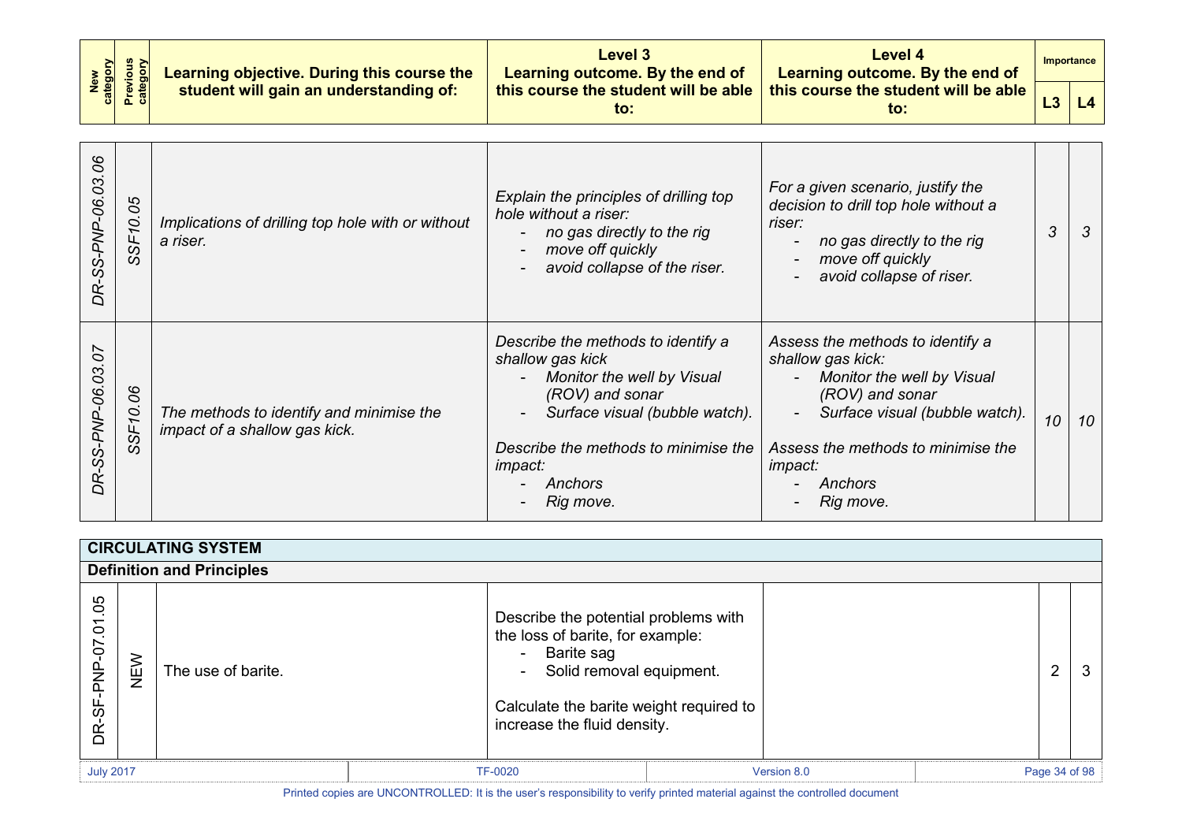| New category | Previous category | Learning objective. During this course the student will gain an understanding of: | Level 3 Learning outcome. By the end of this course the student will be able to: | Level 4 Learning outcome. By the end of this course the student will be able to: | Importance | |
|---|---|---|---|---|---|---|
| | | | | | L3 | L4 |
| *DR-SS-PNP-06.03.06* | *SSF10.05* | *Implications of drilling top hole with or without a riser.* | *Explain the principles of drilling top hole without a riser:*<br>- *no gas directly to the rig*<br>- *move off quickly*<br>- *avoid collapse of the riser.* | *For a given scenario, justify the decision to drill top hole without a riser:*<br>- *no gas directly to the rig*<br>- *move off quickly*<br>- *avoid collapse of riser.* | *3* | *3* |
| *DR-SS-PNP-06.03.07* | *SSF10.06* | *The methods to identify and minimise the impact of a shallow gas kick.* | *Describe the methods to identify a shallow gas kick*<br>- *Monitor the well by Visual (ROV) and sonar*<br>- *Surface visual (bubble watch).*<br><br>*Describe the methods to minimise the impact:*<br>- *Anchors*<br>- *Rig move.* | *Assess the methods to identify a shallow gas kick:*<br>- *Monitor the well by Visual (ROV) and sonar*<br>- *Surface visual (bubble watch).*<br><br>*Assess the methods to minimise the impact:*<br>- *Anchors*<br>- *Rig move.* | *10* | *10* |
| **CIRCULATING SYSTEM** | | | | | | |
| **Definition and Principles** | | | | | | |
| DR-SF-PNP-07.01.05 | NEW | The use of barite. | Describe the potential problems with the loss of barite, for example:<br>- Barite sag<br>- Solid removal equipment.<br><br>Calculate the barite weight required to increase the fluid density. | | 2 | 3 |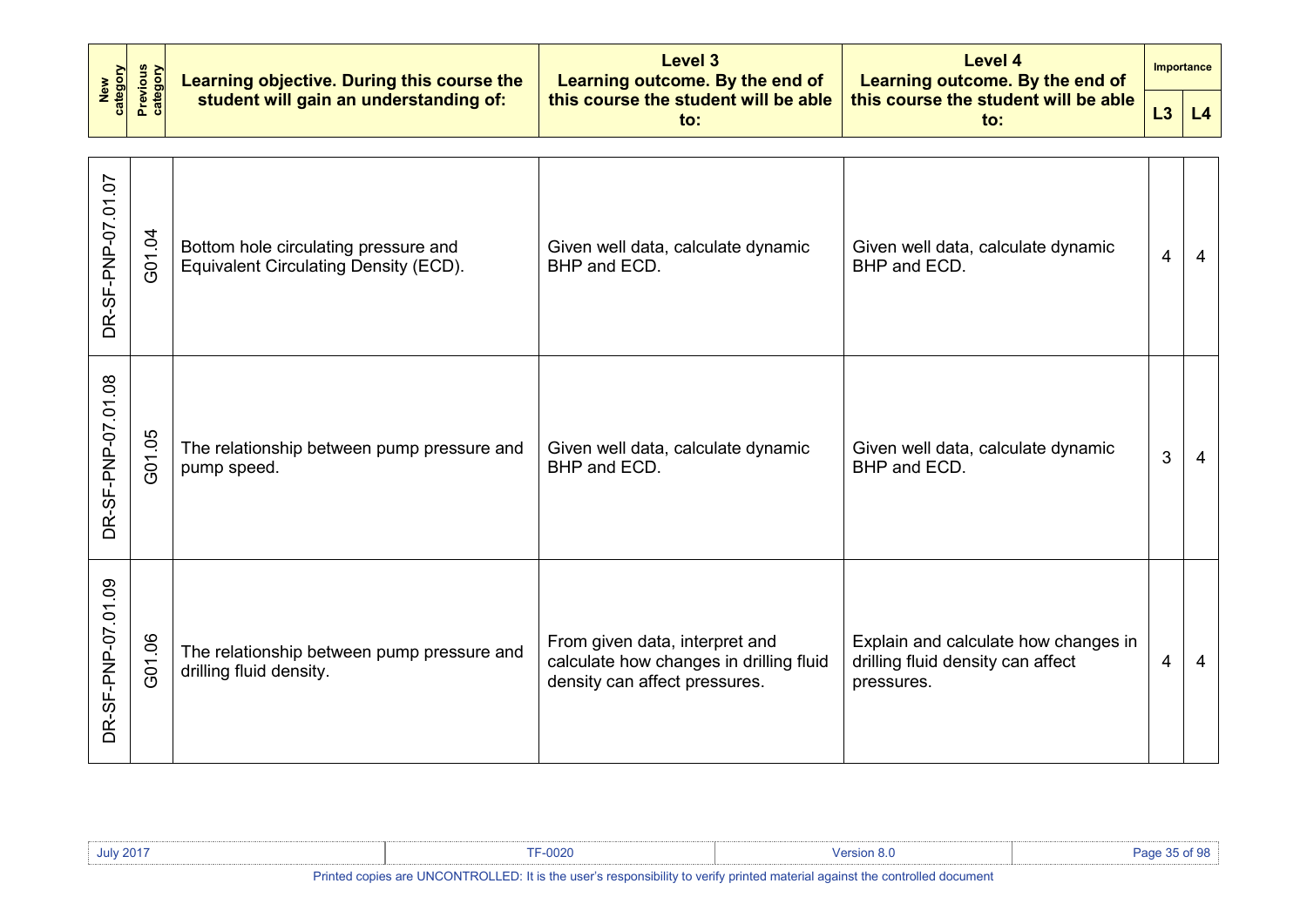| New category | Previous category | Learning objective. During this course the student will gain an understanding of: | Level 3 Learning outcome. By the end of this course the student will be able to: | Level 4 Learning outcome. By the end of this course the student will be able to: | Importance | |
|---|---|---|---|---|---|---|
| | | | | | L3 | L4 |
| DR-SF-PNP-07.01.07 | G01.04 | Bottom hole circulating pressure and Equivalent Circulating Density (ECD). | Given well data, calculate dynamic BHP and ECD. | Given well data, calculate dynamic BHP and ECD. | 4 | 4 |
| DR-SF-PNP-07.01.08 | G01.05 | The relationship between pump pressure and pump speed. | Given well data, calculate dynamic BHP and ECD. | Given well data, calculate dynamic BHP and ECD. | 3 | 4 |
| DR-SF-PNP-07.01.09 | G01.06 | The relationship between pump pressure and drilling fluid density. | From given data, interpret and calculate how changes in drilling fluid density can affect pressures. | Explain and calculate how changes in drilling fluid density can affect pressures. | 4 | 4 |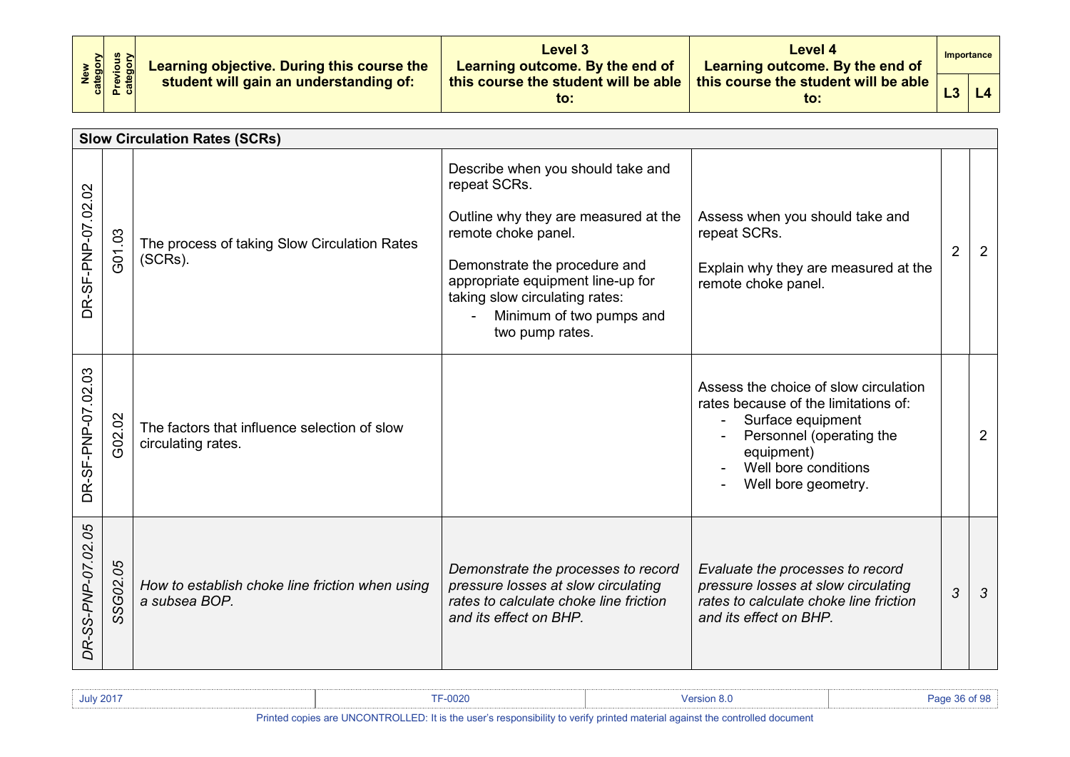| New category | Previous category | Learning objective. During this course the student will gain an understanding of: | Level 3 Learning outcome. By the end of this course the student will be able to: | Level 4 Learning outcome. By the end of this course the student will be able to: | Importance | |
|---|---|---|---|---|---|---|
| | | | | | L3 | L4 |
| **Slow Circulation Rates (SCRs)** | | | | | | |
| DR-SF-PNP-07.02.02 | G01.03 | The process of taking Slow Circulation Rates (SCRs). | Describe when you should take and repeat SCRs.<br><br>Outline why they are measured at the remote choke panel.<br><br>Demonstrate the procedure and appropriate equipment line-up for taking slow circulating rates:<br>- Minimum of two pumps and two pump rates. | Assess when you should take and repeat SCRs.<br><br>Explain why they are measured at the remote choke panel. | 2 | 2 |
| DR-SF-PNP-07.02.03 | G02.02 | The factors that influence selection of slow circulating rates. | | Assess the choice of slow circulation rates because of the limitations of:<br>- Surface equipment<br>- Personnel (operating the equipment)<br>- Well bore conditions<br>- Well bore geometry. | | 2 |
| *DR-SS-PNP-07.02.05* | *SSG02.05* | *How to establish choke line friction when using a subsea BOP.* | *Demonstrate the processes to record pressure losses at slow circulating rates to calculate choke line friction and its effect on BHP.* | *Evaluate the processes to record pressure losses at slow circulating rates to calculate choke line friction and its effect on BHP.* | *3* | *3* |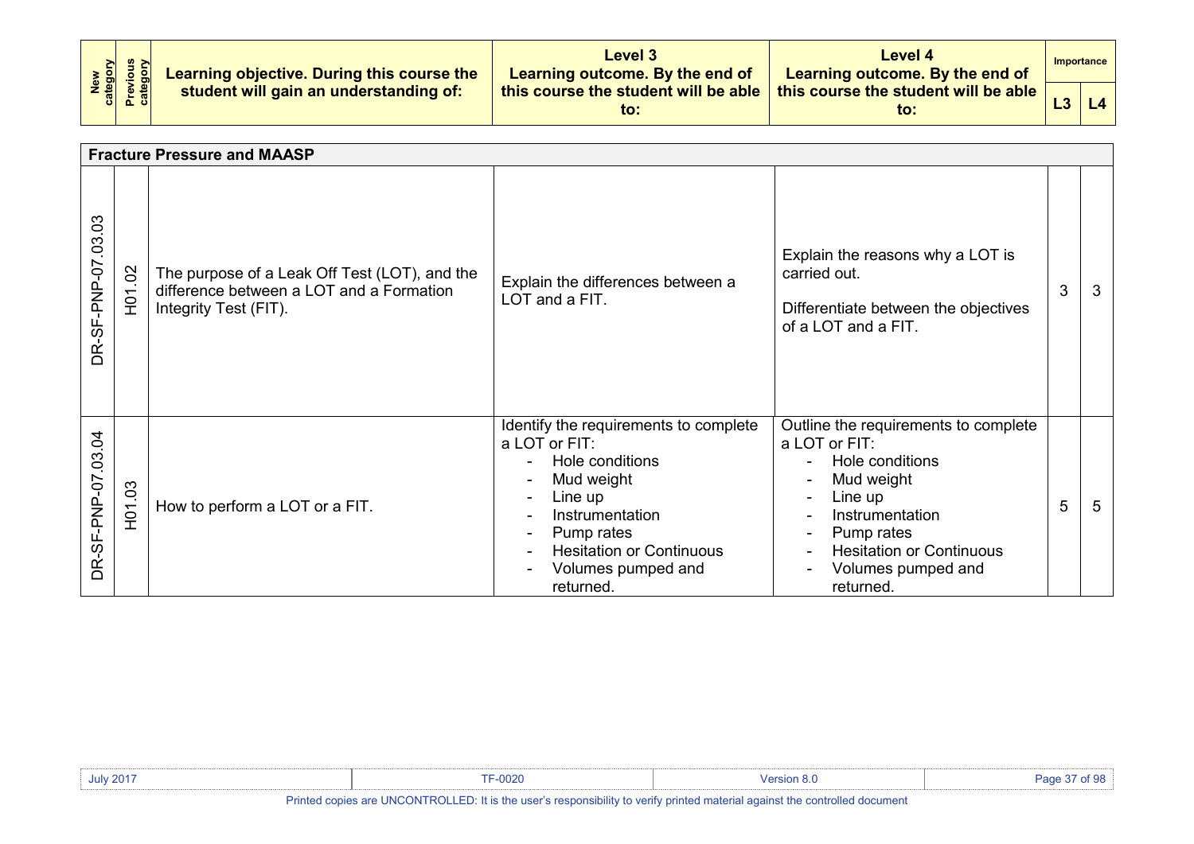| New category | Previous category | Learning objective. During this course the student will gain an understanding of: | Level 3 Learning outcome. By the end of this course the student will be able to: | Level 4 Learning outcome. By the end of this course the student will be able to: | Importance | |
|---|---|---|---|---|---|---|
| | | | | | L3 | L4 |
| **Fracture Pressure and MAASP** | | | | | | |
| DR-SF-PNP-07.03.03 | H01.02 | The purpose of a Leak Off Test (LOT), and the difference between a LOT and a Formation Integrity Test (FIT). | Explain the differences between a LOT and a FIT. | Explain the reasons why a LOT is carried out.<br><br>Differentiate between the objectives of a LOT and a FIT. | 3 | 3 |
| DR-SF-PNP-07.03.04 | H01.03 | How to perform a LOT or a FIT. | Identify the requirements to complete a LOT or FIT:<br>- Hole conditions<br>- Mud weight<br>- Line up<br>- Instrumentation<br>- Pump rates<br>- Hesitation or Continuous<br>- Volumes pumped and returned. | Outline the requirements to complete a LOT or FIT:<br>- Hole conditions<br>- Mud weight<br>- Line up<br>- Instrumentation<br>- Pump rates<br>- Hesitation or Continuous<br>- Volumes pumped and returned. | 5 | 5 |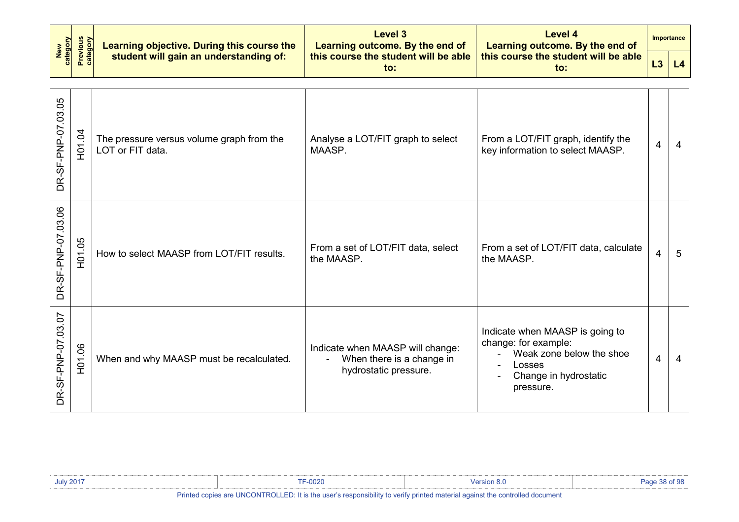| New category | Previous category | Learning objective. During this course the student will gain an understanding of: | Level 3<br>Learning outcome. By the end of this course the student will be able to: | Level 4<br>Learning outcome. By the end of this course the student will be able to: | Importance | |
|---|---|---|---|---|---|---|
| | | | | | L3 | L4 |
| DR-SF-PNP-07.03.05 | H01.04 | The pressure versus volume graph from the LOT or FIT data. | Analyse a LOT/FIT graph to select MAASP. | From a LOT/FIT graph, identify the key information to select MAASP. | 4 | 4 |
| DR-SF-PNP-07.03.06 | H01.05 | How to select MAASP from LOT/FIT results. | From a set of LOT/FIT data, select the MAASP. | From a set of LOT/FIT data, calculate the MAASP. | 4 | 5 |
| DR-SF-PNP-07.03.07 | H01.06 | When and why MAASP must be recalculated. | Indicate when MAASP will change:<br>- When there is a change in hydrostatic pressure. | Indicate when MAASP is going to change: for example:<br>- Weak zone below the shoe<br>- Losses<br>- Change in hydrostatic pressure. | 4 | 4 |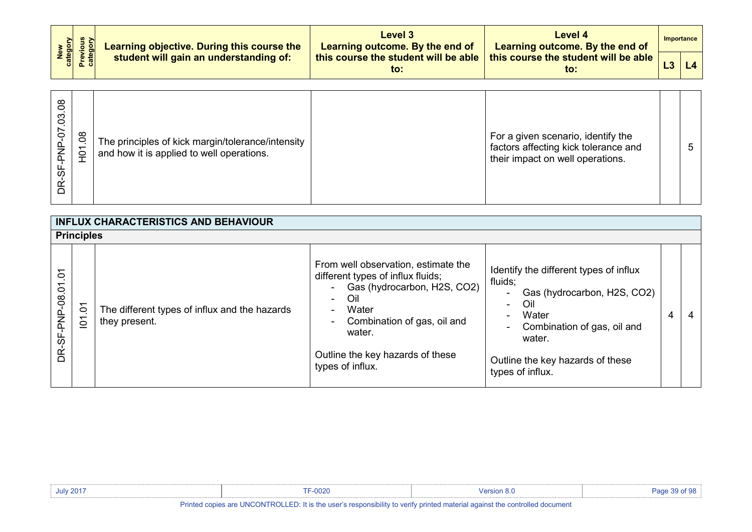| New category | Previous category | Learning objective. During this course the student will gain an understanding of: | Level 3 Learning outcome. By the end of this course the student will be able to: | Level 4 Learning outcome. By the end of this course the student will be able to: | Importance | |
|---|---|---|---|---|---|---|
| | | | | | L3 | L4 |
| DR-SF-PNP-07.03.08 | H01.08 | The principles of kick margin/tolerance/intensity and how it is applied to well operations. | | For a given scenario, identify the factors affecting kick tolerance and their impact on well operations. | | 5 |
| **INFLUX CHARACTERISTICS AND BEHAVIOUR** | | | | | | |
| **Principles** | | | | | | |
| DR-SF-PNP-08.01.01 | I01.01 | The different types of influx and the hazards they present. | From well observation, estimate the different types of influx fluids;<br>- Gas (hydrocarbon, $H_2S$, $CO_2$)<br>- Oil<br>- Water<br>- Combination of gas, oil and water.<br><br>Outline the key hazards of these types of influx. | Identify the different types of influx fluids;<br>- Gas (hydrocarbon, $H_2S$, $CO_2$)<br>- Oil<br>- Water<br>- Combination of gas, oil and water.<br><br>Outline the key hazards of these types of influx. | 4 | 4 |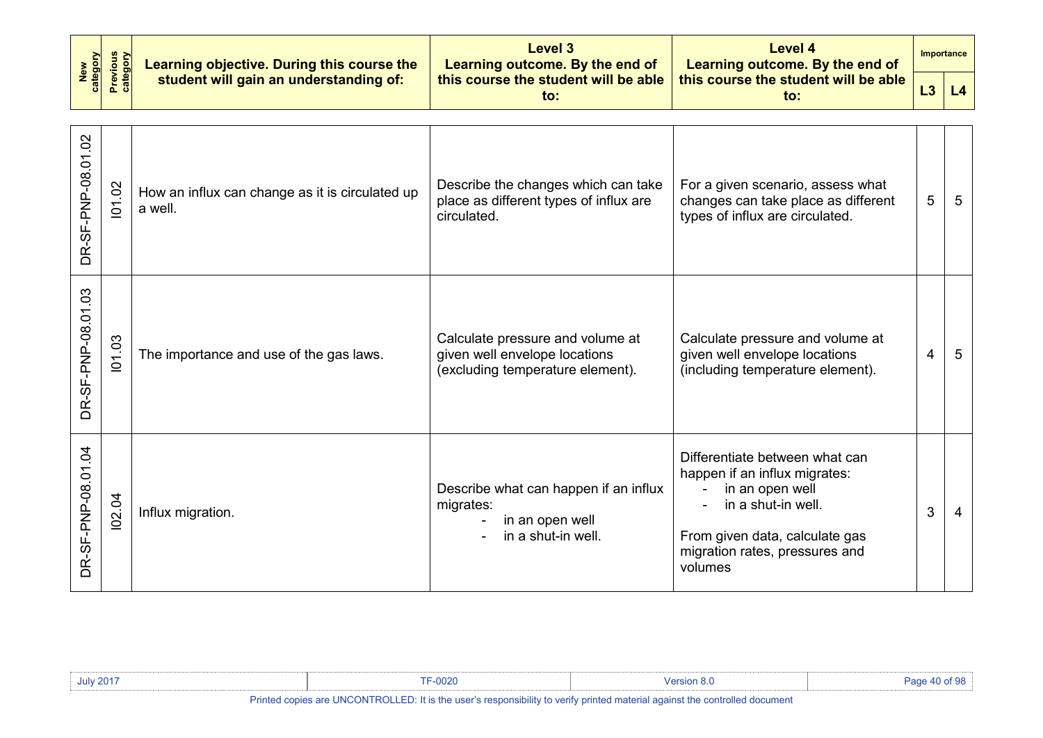| New category | Previous category | Learning objective. During this course the student will gain an understanding of: | Level 3 Learning outcome. By the end of this course the student will be able to: | Level 4 Learning outcome. By the end of this course the student will be able to: | Importance | |
|---|---|---|---|---|---|---|
| | | | | | L3 | L4 |
| DR-SF-PNP-08.01.02 | I01.02 | How an influx can change as it is circulated up a well. | Describe the changes which can take place as different types of influx are circulated. | For a given scenario, assess what changes can take place as different types of influx are circulated. | 5 | 5 |
| DR-SF-PNP-08.01.03 | I01.03 | The importance and use of the gas laws. | Calculate pressure and volume at given well envelope locations (excluding temperature element). | Calculate pressure and volume at given well envelope locations (including temperature element). | 4 | 5 |
| DR-SF-PNP-08.01.04 | I02.04 | Influx migration. | Describe what can happen if an influx migrates:<br>- in an open well<br>- in a shut-in well. | Differentiate between what can happen if an influx migrates:<br>- in an open well<br>- in a shut-in well.<br><br>From given data, calculate gas migration rates, pressures and volumes | 3 | 4 |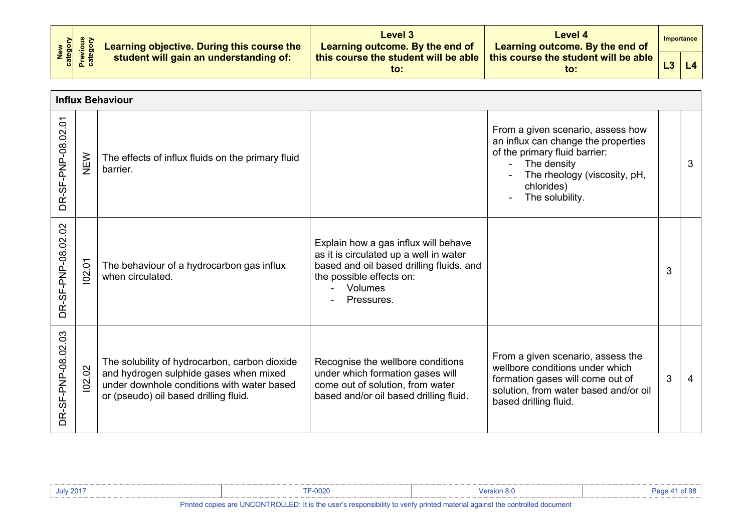| New category | Previous category | Learning objective. During this course the student will gain an understanding of: | Level 3 Learning outcome. By the end of this course the student will be able to: | Level 4 Learning outcome. By the end of this course the student will be able to: | Importance | |
|---|---|---|---|---|---|---|
| | | | | | L3 | L4 |
| **Influx Behaviour** | | | | | | |
| DR-SF-PNP-08.02.01 | NEW | The effects of influx fluids on the primary fluid barrier. | | From a given scenario, assess how an influx can change the properties of the primary fluid barrier:<br>- The density<br>- The rheology (viscosity, pH, chlorides)<br>- The solubility. | | 3 |
| DR-SF-PNP-08.02.02 | I02.01 | The behaviour of a hydrocarbon gas influx when circulated. | Explain how a gas influx will behave as it is circulated up a well in water based and oil based drilling fluids, and the possible effects on:<br>- Volumes<br>- Pressures. | | 3 | |
| DR-SF-PNP-08.02.03 | I02.02 | The solubility of hydrocarbon, carbon dioxide and hydrogen sulphide gases when mixed under downhole conditions with water based or (pseudo) oil based drilling fluid. | Recognise the wellbore conditions under which formation gases will come out of solution, from water based and/or oil based drilling fluid. | From a given scenario, assess the wellbore conditions under which formation gases will come out of solution, from water based and/or oil based drilling fluid. | 3 | 4 |

Printed copies are UNCONTROLLED: It is the user's responsibility to verify printed material against the controlled document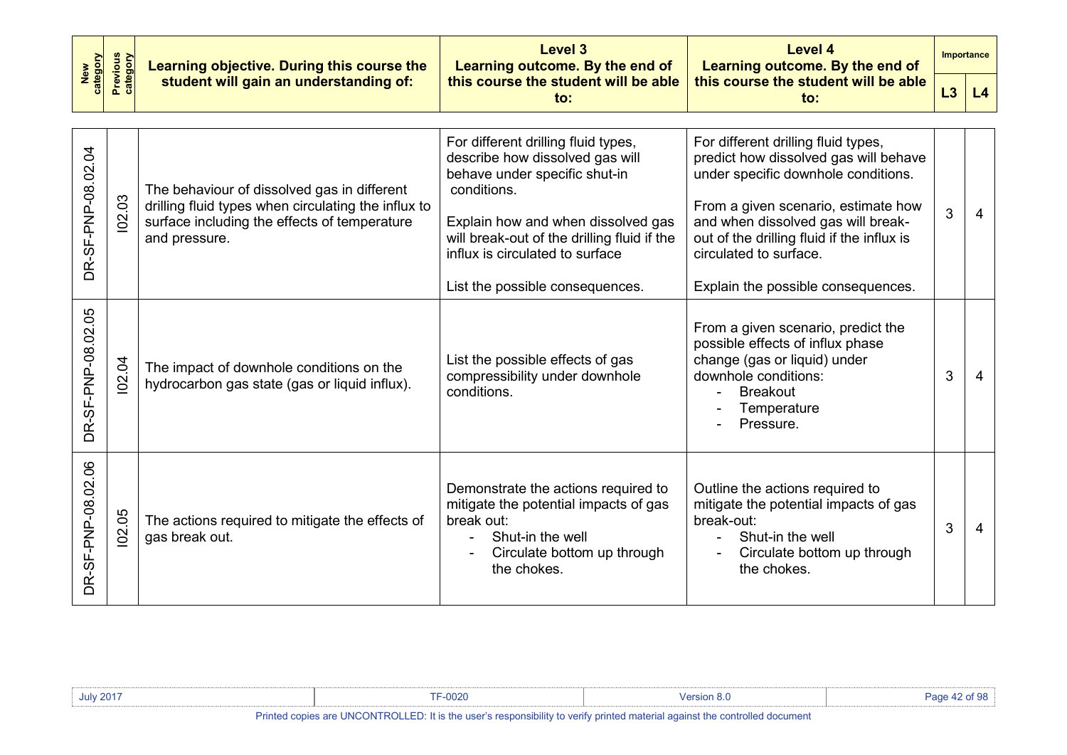| New category | Previous category | Learning objective. During this course the student will gain an understanding of: | Level 3 Learning outcome. By the end of this course the student will be able to: | Level 4 Learning outcome. By the end of this course the student will be able to: | Importance | |
|---|---|---|---|---|---|---|
| | | | | | L3 | L4 |
| DR-SF-PNP-08.02.04 | I02.03 | The behaviour of dissolved gas in different drilling fluid types when circulating the influx to surface including the effects of temperature and pressure. | For different drilling fluid types, describe how dissolved gas will behave under specific shut-in conditions.<br><br>Explain how and when dissolved gas will break-out of the drilling fluid if the influx is circulated to surface<br><br>List the possible consequences. | For different drilling fluid types, predict how dissolved gas will behave under specific downhole conditions.<br><br>From a given scenario, estimate how and when dissolved gas will break-out of the drilling fluid if the influx is circulated to surface.<br><br>Explain the possible consequences. | 3 | 4 |
| DR-SF-PNP-08.02.05 | I02.04 | The impact of downhole conditions on the hydrocarbon gas state (gas or liquid influx). | List the possible effects of gas compressibility under downhole conditions. | From a given scenario, predict the possible effects of influx phase change (gas or liquid) under downhole conditions:<br>- Breakout<br>- Temperature<br>- Pressure. | 3 | 4 |
| DR-SF-PNP-08.02.06 | I02.05 | The actions required to mitigate the effects of gas break out. | Demonstrate the actions required to mitigate the potential impacts of gas break out:<br>- Shut-in the well<br>- Circulate bottom up through the chokes. | Outline the actions required to mitigate the potential impacts of gas break-out:<br>- Shut-in the well<br>- Circulate bottom up through the chokes. | 3 | 4 |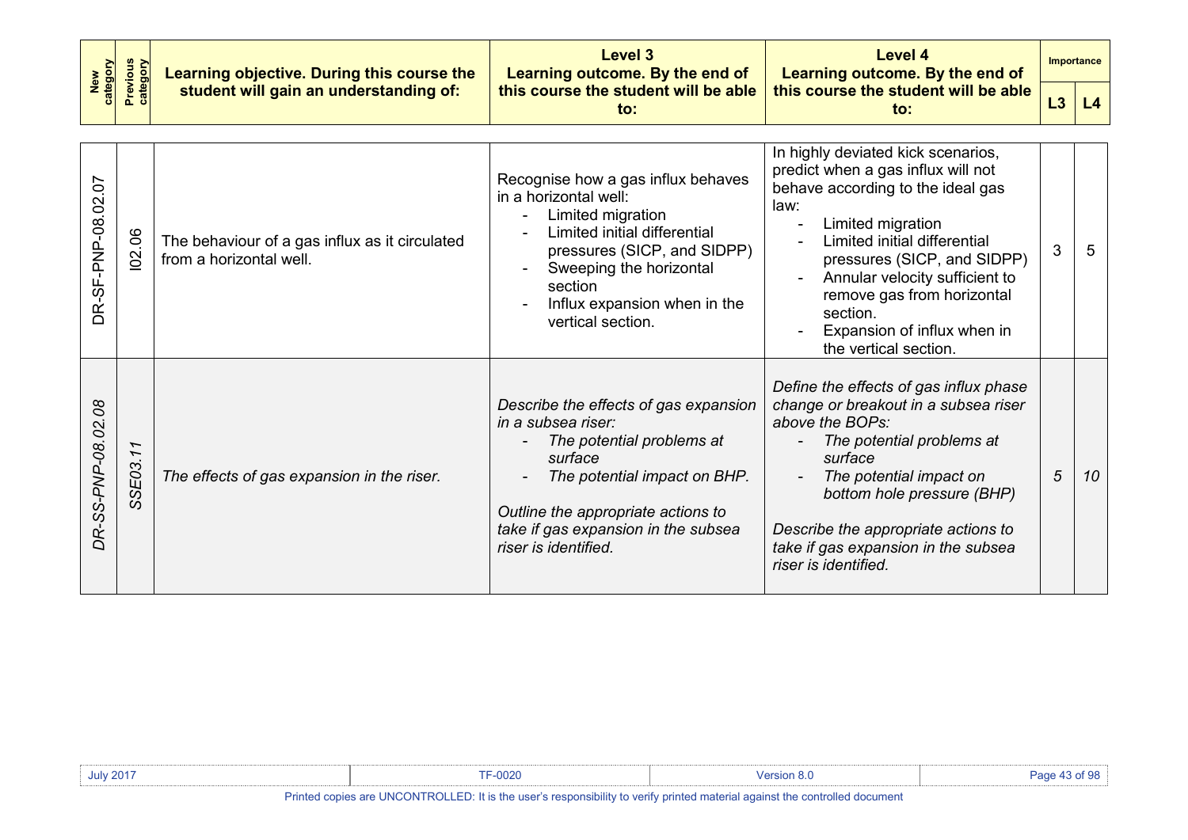| New category | Previous category | Learning objective. During this course the student will gain an understanding of: | Level 3 Learning outcome. By the end of this course the student will be able to: | Level 4 Learning outcome. By the end of this course the student will be able to: | Importance L3 | Importance L4 |
|---|---|---|---|---|---|---|
| DR-SF-PNP-08.02.07 | I02.06 | The behaviour of a gas influx as it circulated from a horizontal well. | Recognise how a gas influx behaves in a horizontal well:<br>- Limited migration<br>- Limited initial differential pressures (SICP, and SIDPP)<br>- Sweeping the horizontal section<br>- Influx expansion when in the vertical section. | In highly deviated kick scenarios, predict when a gas influx will not behave according to the ideal gas law:<br>- Limited migration<br>- Limited initial differential pressures (SICP, and SIDPP)<br>- Annular velocity sufficient to remove gas from horizontal section.<br>- Expansion of influx when in the vertical section. | 3 | 5 |
| *DR-SS-PNP-08.02.08* | *SSE03.11* | *The effects of gas expansion in the riser.* | *Describe the effects of gas expansion in a subsea riser:*<br>- *The potential problems at surface*<br>- *The potential impact on BHP.*<br><br>*Outline the appropriate actions to take if gas expansion in the subsea riser is identified.* | *Define the effects of gas influx phase change or breakout in a subsea riser above the BOPs:*<br>- *The potential problems at surface*<br>- *The potential impact on bottom hole pressure (BHP)*<br><br>*Describe the appropriate actions to take if gas expansion in the subsea riser is identified.* | *5* | *10* |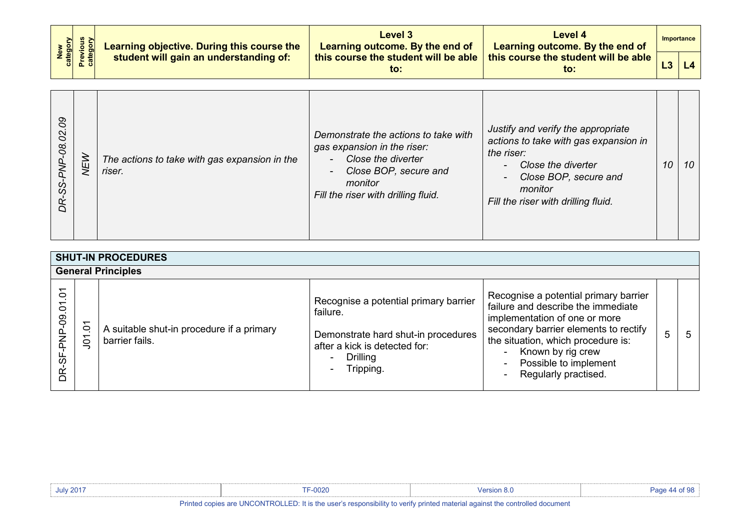| New category | Previous category | Learning objective. During this course the student will gain an understanding of: | Level 3 Learning outcome. By the end of this course the student will be able to: | Level 4 Learning outcome. By the end of this course the student will be able to: | Importance | |
|---|---|---|---|---|---|---|
| | | | | | L3 | L4 |
| *DR-SS-PNP-08.02.09* | *NEW* | *The actions to take with gas expansion in the riser.* | *Demonstrate the actions to take with gas expansion in the riser:*<br>- *Close the diverter*<br>- *Close BOP, secure and monitor*<br>*Fill the riser with drilling fluid.* | *Justify and verify the appropriate actions to take with gas expansion in the riser:*<br>- *Close the diverter*<br>- *Close BOP, secure and monitor*<br>*Fill the riser with drilling fluid.* | *10* | *10* |

| **SHUT-IN PROCEDURES** | | | | | | |
|---|---|---|---|---|---|---|
| **General Principles** | | | | | | |
| DR-SF-PNP-09.01.01 | J01.01 | A suitable shut-in procedure if a primary barrier fails. | Recognise a potential primary barrier failure.<br><br>Demonstrate hard shut-in procedures after a kick is detected for:<br>- Drilling<br>- Tripping. | Recognise a potential primary barrier failure and describe the immediate implementation of one or more secondary barrier elements to rectify the situation, which procedure is:<br>- Known by rig crew<br>- Possible to implement<br>- Regularly practised. | 5 | 5 |

Printed copies are UNCONTROLLED: It is the user's responsibility to verify printed material against the controlled document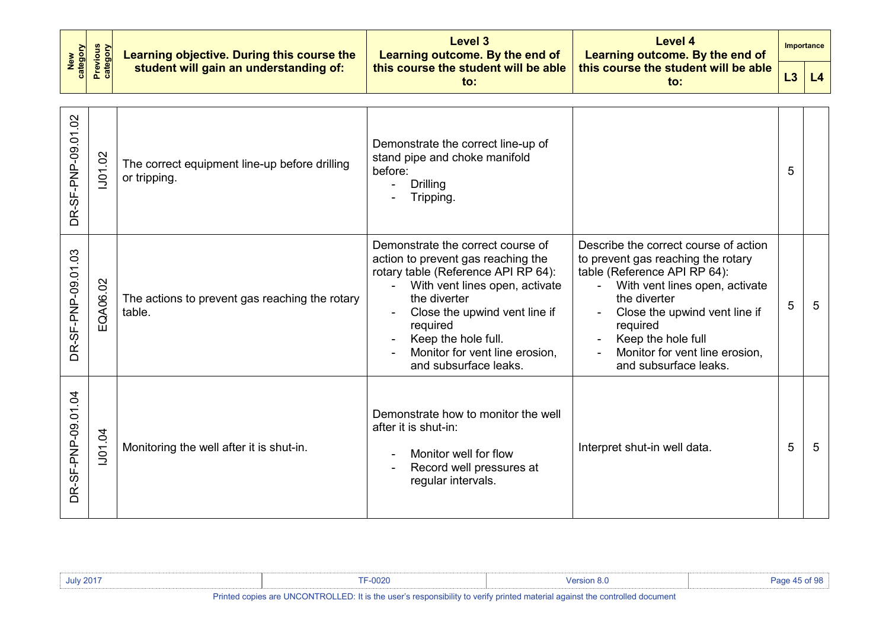| New category | Previous category | Learning objective. During this course the student will gain an understanding of: | Level 3 Learning outcome. By the end of this course the student will be able to: | Level 4 Learning outcome. By the end of this course the student will be able to: | Importance | |
|---|---|---|---|---|---|---|
| | | | | | L3 | L4 |
| DR-SF-PNP-09.01.02 | IJ01.02 | The correct equipment line-up before drilling or tripping. | Demonstrate the correct line-up of stand pipe and choke manifold before:<br>- Drilling<br>- Tripping. | | 5 | |
| DR-SF-PNP-09.01.03 | EQA06.02 | The actions to prevent gas reaching the rotary table. | Demonstrate the correct course of action to prevent gas reaching the rotary table (Reference API RP 64):<br>- With vent lines open, activate the diverter<br>- Close the upwind vent line if required<br>- Keep the hole full.<br>- Monitor for vent line erosion, and subsurface leaks. | Describe the correct course of action to prevent gas reaching the rotary table (Reference API RP 64):<br>- With vent lines open, activate the diverter<br>- Close the upwind vent line if required<br>- Keep the hole full<br>- Monitor for vent line erosion, and subsurface leaks. | 5 | 5 |
| DR-SF-PNP-09.01.04 | IJ01.04 | Monitoring the well after it is shut-in. | Demonstrate how to monitor the well after it is shut-in:<br>- Monitor well for flow<br>- Record well pressures at regular intervals. | Interpret shut-in well data. | 5 | 5 |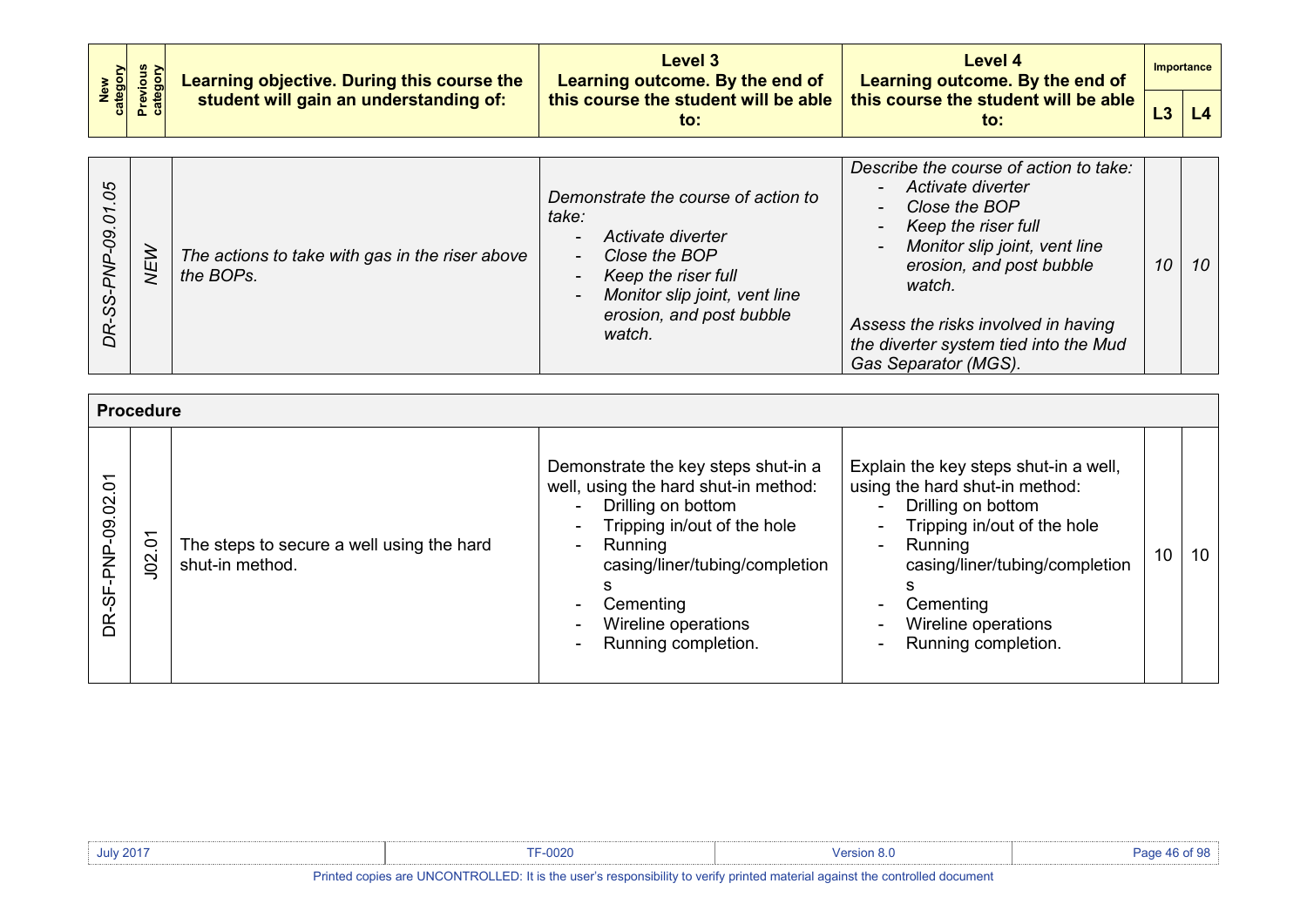| New category | Previous category | Learning objective. During this course the student will gain an understanding of: | Level 3 Learning outcome. By the end of this course the student will be able to: | Level 4 Learning outcome. By the end of this course the student will be able to: | Importance L3 | Importance L4 |
|---|---|---|---|---|---|---|
| *DR-SS-PNP-09.01.05* | *NEW* | *The actions to take with gas in the riser above the BOPs.* | *Demonstrate the course of action to take:*<br>- *Activate diverter*<br>- *Close the BOP*<br>- *Keep the riser full*<br>- *Monitor slip joint, vent line erosion, and post bubble watch.* | *Describe the course of action to take:*<br>- *Activate diverter*<br>- *Close the BOP*<br>- *Keep the riser full*<br>- *Monitor slip joint, vent line erosion, and post bubble watch.*<br><br>*Assess the risks involved in having the diverter system tied into the Mud Gas Separator (MGS).* | *10* | *10* |
| **Procedure** | | | | | | |
| DR-SF-PNP-09.02.01 | J02.01 | The steps to secure a well using the hard shut-in method. | Demonstrate the key steps shut-in a well, using the hard shut-in method:<br>- Drilling on bottom<br>- Tripping in/out of the hole<br>- Running casing/liner/tubing/completions<br>- Cementing<br>- Wireline operations<br>- Running completion. | Explain the key steps shut-in a well, using the hard shut-in method:<br>- Drilling on bottom<br>- Tripping in/out of the hole<br>- Running casing/liner/tubing/completions<br>- Cementing<br>- Wireline operations<br>- Running completion. | 10 | 10 |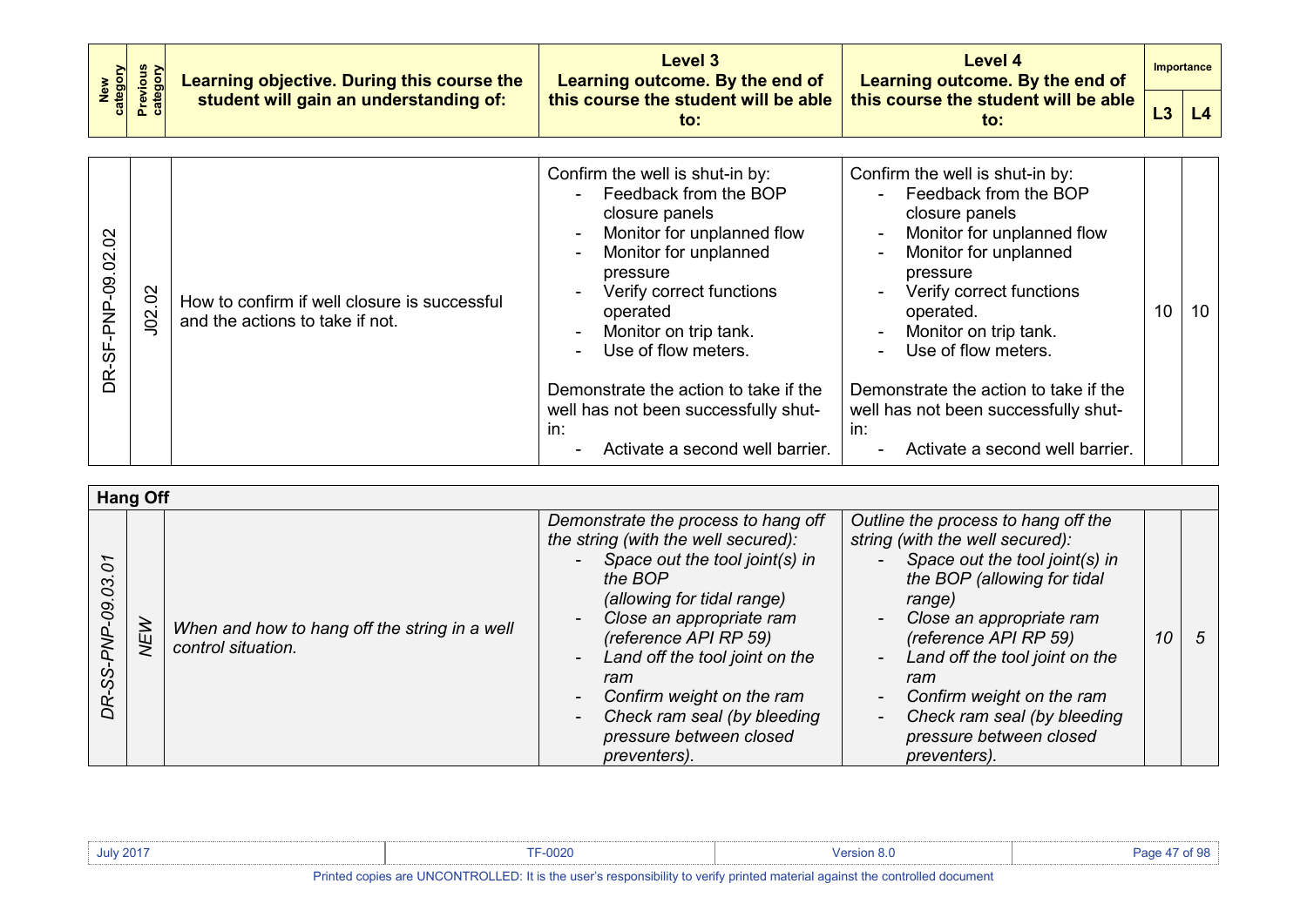| New category | Previous category | Learning objective. During this course the student will gain an understanding of: | Level 3 Learning outcome. By the end of this course the student will be able to: | Level 4 Learning outcome. By the end of this course the student will be able to: | Importance | |
|---|---|---|---|---|---|---|
| | | | | | L3 | L4 |
| DR-SF-PNP-09.02.02 | J02.02 | How to confirm if well closure is successful and the actions to take if not. | Confirm the well is shut-in by:<br>- Feedback from the BOP closure panels<br>- Monitor for unplanned flow<br>- Monitor for unplanned pressure<br>- Verify correct functions operated<br>- Monitor on trip tank.<br>- Use of flow meters.<br><br>Demonstrate the action to take if the well has not been successfully shut-in:<br>- Activate a second well barrier. | Confirm the well is shut-in by:<br>- Feedback from the BOP closure panels<br>- Monitor for unplanned flow<br>- Monitor for unplanned pressure<br>- Verify correct functions operated.<br>- Monitor on trip tank.<br>- Use of flow meters.<br><br>Demonstrate the action to take if the well has not been successfully shut-in:<br>- Activate a second well barrier. | 10 | 10 |
| **Hang Off** | | | | | | |
| *DR-SS-PNP-09.03.01* | *NEW* | *When and how to hang off the string in a well control situation.* | *Demonstrate the process to hang off the string (with the well secured):*<br>- *Space out the tool joint(s) in the BOP (allowing for tidal range)*<br>- *Close an appropriate ram (reference API RP 59)*<br>- *Land off the tool joint on the ram*<br>- *Confirm weight on the ram*<br>- *Check ram seal (by bleeding pressure between closed preventers).* | *Outline the process to hang off the string (with the well secured):*<br>- *Space out the tool joint(s) in the BOP (allowing for tidal range)*<br>- *Close an appropriate ram (reference API RP 59)*<br>- *Land off the tool joint on the ram*<br>- *Confirm weight on the ram*<br>- *Check ram seal (by bleeding pressure between closed preventers).* | *10* | *5* |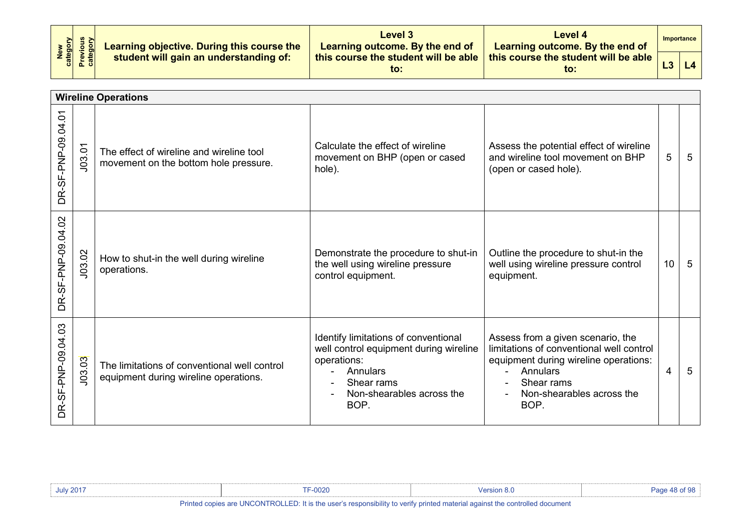| New category | Previous category | Learning objective. During this course the student will gain an understanding of: | Level 3 Learning outcome. By the end of this course the student will be able to: | Level 4 Learning outcome. By the end of this course the student will be able to: | Importance | |
|---|---|---|---|---|---|---|
| | | | | | L3 | L4 |
| **Wireline Operations** | | | | | | |
| DR-SF-PNP-09.04.01 | J03.01 | The effect of wireline and wireline tool movement on the bottom hole pressure. | Calculate the effect of wireline movement on BHP (open or cased hole). | Assess the potential effect of wireline and wireline tool movement on BHP (open or cased hole). | 5 | 5 |
| DR-SF-PNP-09.04.02 | J03.02 | How to shut-in the well during wireline operations. | Demonstrate the procedure to shut-in the well using wireline pressure control equipment. | Outline the procedure to shut-in the well using wireline pressure control equipment. | 10 | 5 |
| DR-SF-PNP-09.04.03 | J03.03 | The limitations of conventional well control equipment during wireline operations. | Identify limitations of conventional well control equipment during wireline operations:<br>- Annulars<br>- Shear rams<br>- Non-shearables across the BOP. | Assess from a given scenario, the limitations of conventional well control equipment during wireline operations:<br>- Annulars<br>- Shear rams<br>- Non-shearables across the BOP. | 4 | 5 |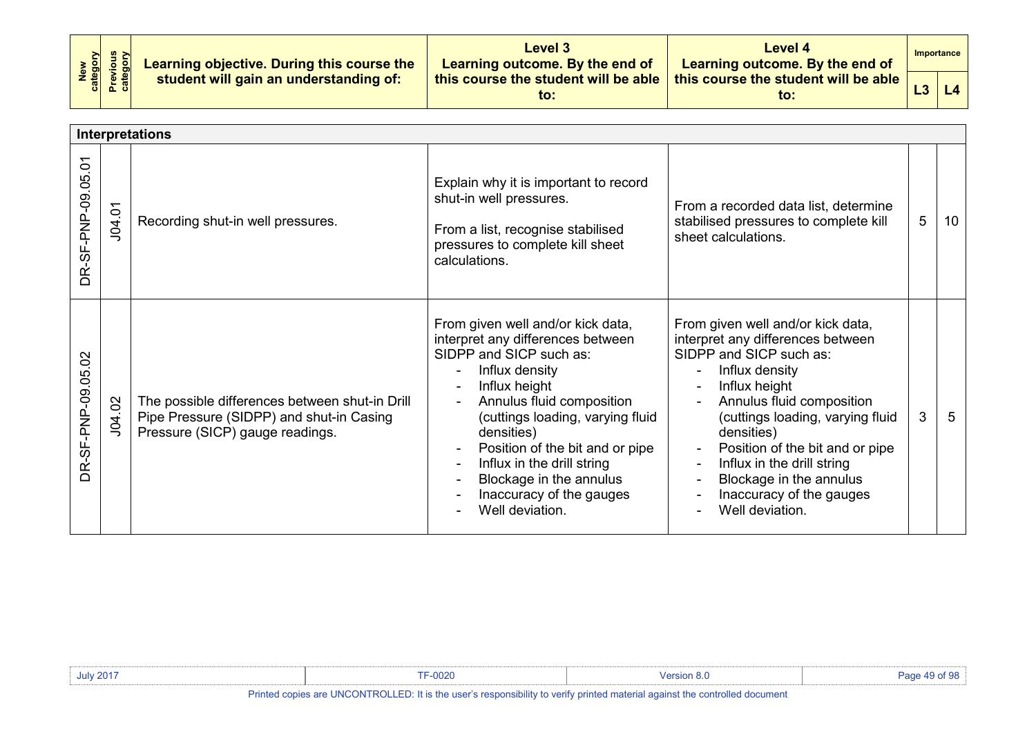| New category | Previous category | Learning objective. During this course the student will gain an understanding of: | Level 3 Learning outcome. By the end of this course the student will be able to: | Level 4 Learning outcome. By the end of this course the student will be able to: | Importance | |
|---|---|---|---|---|---|---|
| | | | | | L3 | L4 |
| **Interpretations** | | | | | | |
| DR-SF-PNP-09.05.01 | J04.01 | Recording shut-in well pressures. | Explain why it is important to record shut-in well pressures.<br><br>From a list, recognise stabilised pressures to complete kill sheet calculations. | From a recorded data list, determine stabilised pressures to complete kill sheet calculations. | 5 | 10 |
| DR-SF-PNP-09.05.02 | J04.02 | The possible differences between shut-in Drill Pipe Pressure (SIDPP) and shut-in Casing Pressure (SICP) gauge readings. | From given well and/or kick data, interpret any differences between SIDPP and SICP such as:<br>- Influx density<br>- Influx height<br>- Annulus fluid composition (cuttings loading, varying fluid densities)<br>- Position of the bit and or pipe<br>- Influx in the drill string<br>- Blockage in the annulus<br>- Inaccuracy of the gauges<br>- Well deviation. | From given well and/or kick data, interpret any differences between SIDPP and SICP such as:<br>- Influx density<br>- Influx height<br>- Annulus fluid composition (cuttings loading, varying fluid densities)<br>- Position of the bit and or pipe<br>- Influx in the drill string<br>- Blockage in the annulus<br>- Inaccuracy of the gauges<br>- Well deviation. | 3 | 5 |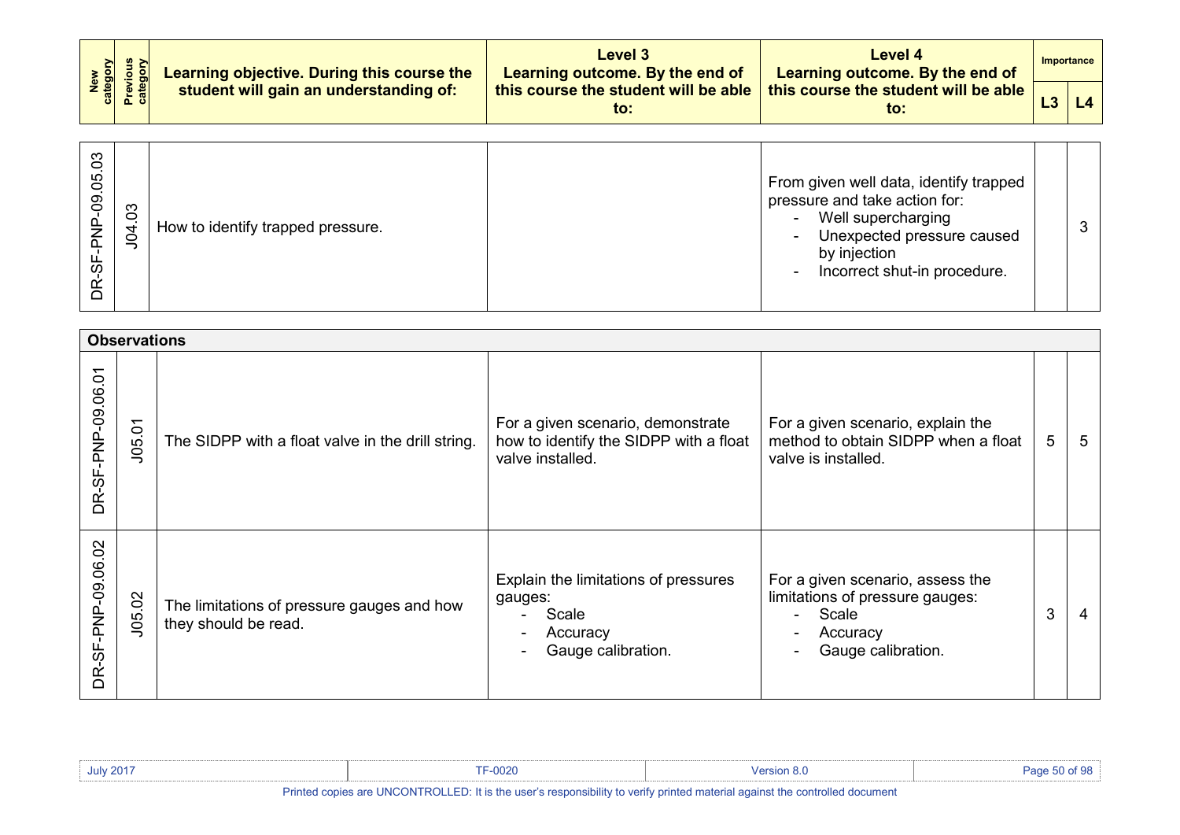| New category | Previous category | Learning objective. During this course the student will gain an understanding of: | Level 3 Learning outcome. By the end of this course the student will be able to: | Level 4 Learning outcome. By the end of this course the student will be able to: | Importance | |
|---|---|---|---|---|---|---|
| | | | | | L3 | L4 |
| DR-SF-PNP-09.05.03 | J04.03 | How to identify trapped pressure. | | From given well data, identify trapped pressure and take action for:<br>- Well supercharging<br>- Unexpected pressure caused by injection<br>- Incorrect shut-in procedure. | | 3 |
| **Observations** | | | | | | |
| DR-SF-PNP-09.06.01 | J05.01 | The SIDPP with a float valve in the drill string. | For a given scenario, demonstrate how to identify the SIDPP with a float valve installed. | For a given scenario, explain the method to obtain SIDPP when a float valve is installed. | 5 | 5 |
| DR-SF-PNP-09.06.02 | J05.02 | The limitations of pressure gauges and how they should be read. | Explain the limitations of pressures gauges:<br>- Scale<br>- Accuracy<br>- Gauge calibration. | For a given scenario, assess the limitations of pressure gauges:<br>- Scale<br>- Accuracy<br>- Gauge calibration. | 3 | 4 |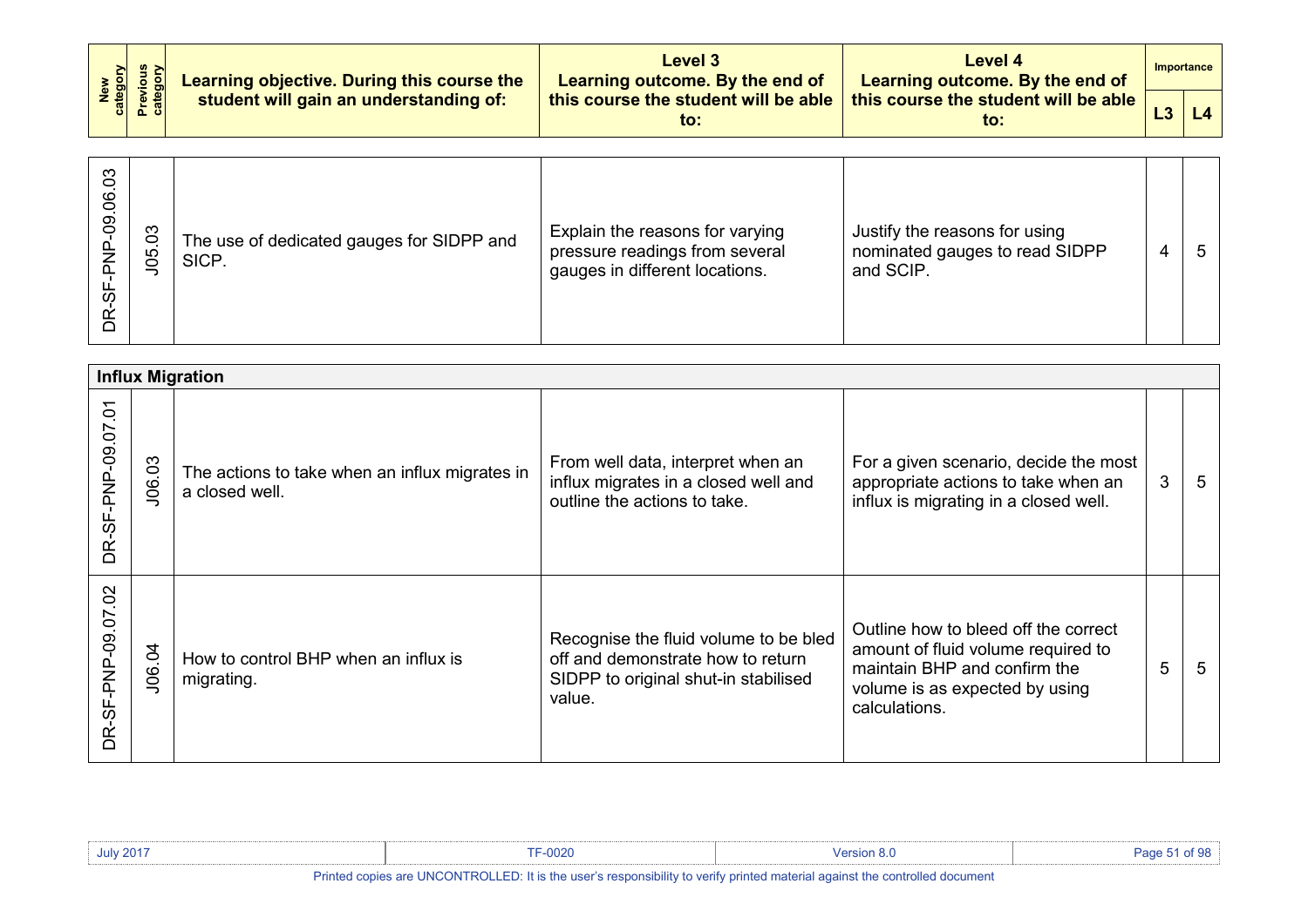| New category | Previous category | Learning objective. During this course the student will gain an understanding of: | Level 3 Learning outcome. By the end of this course the student will be able to: | Level 4 Learning outcome. By the end of this course the student will be able to: | Importance | |
|---|---|---|---|---|---|---|
| | | | | | L3 | L4 |
| DR-SF-PNP-09.06.03 | J05.03 | The use of dedicated gauges for SIDPP and SICP. | Explain the reasons for varying pressure readings from several gauges in different locations. | Justify the reasons for using nominated gauges to read SIDPP and SCIP. | 4 | 5 |
| **Influx Migration** | | | | | | |
| DR-SF-PNP-09.07.01 | J06.03 | The actions to take when an influx migrates in a closed well. | From well data, interpret when an influx migrates in a closed well and outline the actions to take. | For a given scenario, decide the most appropriate actions to take when an influx is migrating in a closed well. | 3 | 5 |
| DR-SF-PNP-09.07.02 | J06.04 | How to control BHP when an influx is migrating. | Recognise the fluid volume to be bled off and demonstrate how to return SIDPP to original shut-in stabilised value. | Outline how to bleed off the correct amount of fluid volume required to maintain BHP and confirm the volume is as expected by using calculations. | 5 | 5 |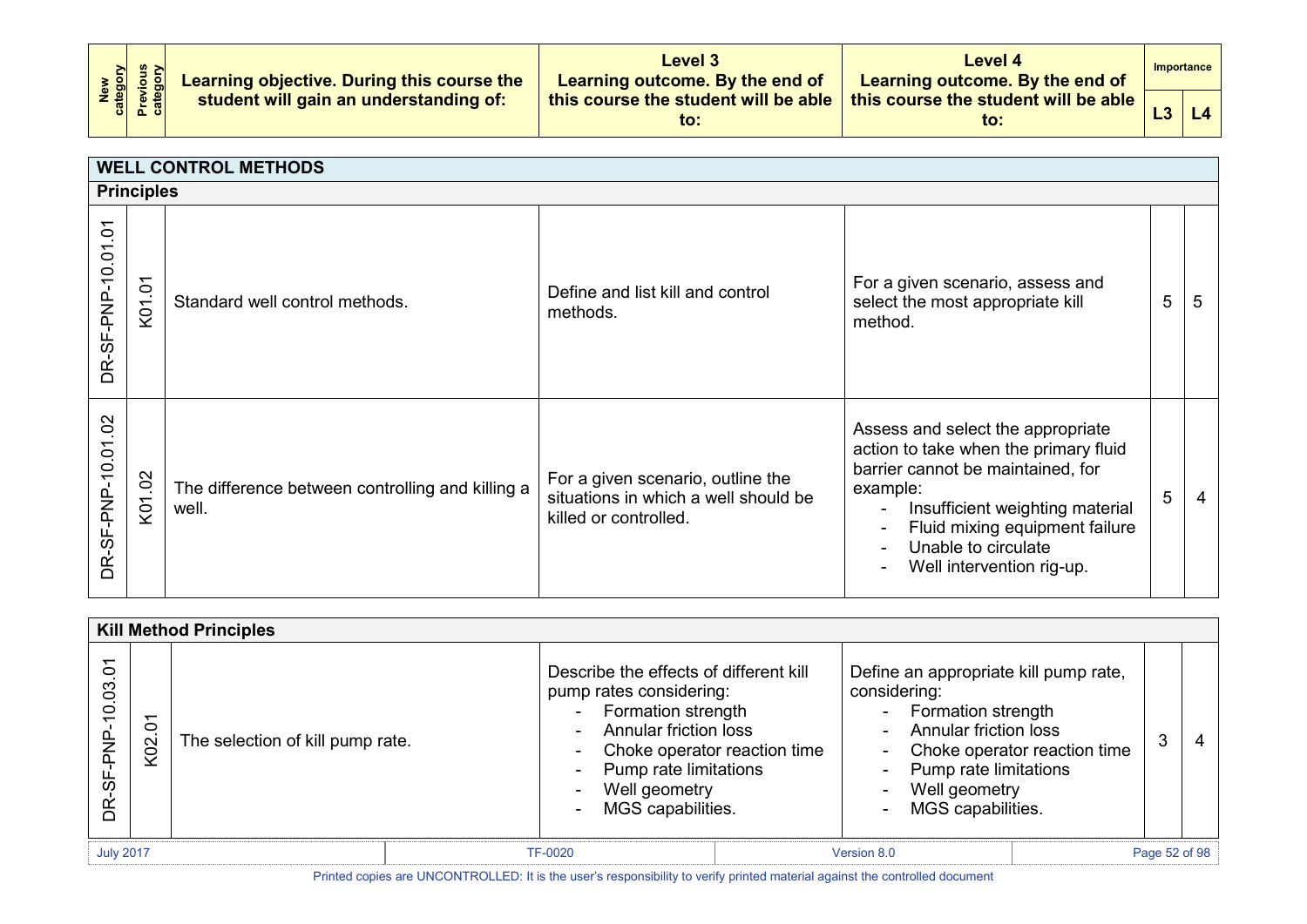| New category | Previous category | Learning objective. During this course the student will gain an understanding of: | Level 3 Learning outcome. By the end of this course the student will be able to: | Level 4 Learning outcome. By the end of this course the student will be able to: | Importance L3 | Importance L4 |
|---|---|---|---|---|---|---|
| **WELL CONTROL METHODS** | | | | | | |
| **Principles** | | | | | | |
| DR-SF-PNP-10.01.01 | K01.01 | Standard well control methods. | Define and list kill and control methods. | For a given scenario, assess and select the most appropriate kill method. | 5 | 5 |
| DR-SF-PNP-10.01.02 | K01.02 | The difference between controlling and killing a well. | For a given scenario, outline the situations in which a well should be killed or controlled. | Assess and select the appropriate action to take when the primary fluid barrier cannot be maintained, for example:<br>- Insufficient weighting material<br>- Fluid mixing equipment failure<br>- Unable to circulate<br>- Well intervention rig-up. | 5 | 4 |
| **Kill Method Principles** | | | | | | |
| DR-SF-PNP-10.03.01 | K02.01 | The selection of kill pump rate. | Describe the effects of different kill pump rates considering:<br>- Formation strength<br>- Annular friction loss<br>- Choke operator reaction time<br>- Pump rate limitations<br>- Well geometry<br>- MGS capabilities. | Define an appropriate kill pump rate, considering:<br>- Formation strength<br>- Annular friction loss<br>- Choke operator reaction time<br>- Pump rate limitations<br>- Well geometry<br>- MGS capabilities. | 3 | 4 |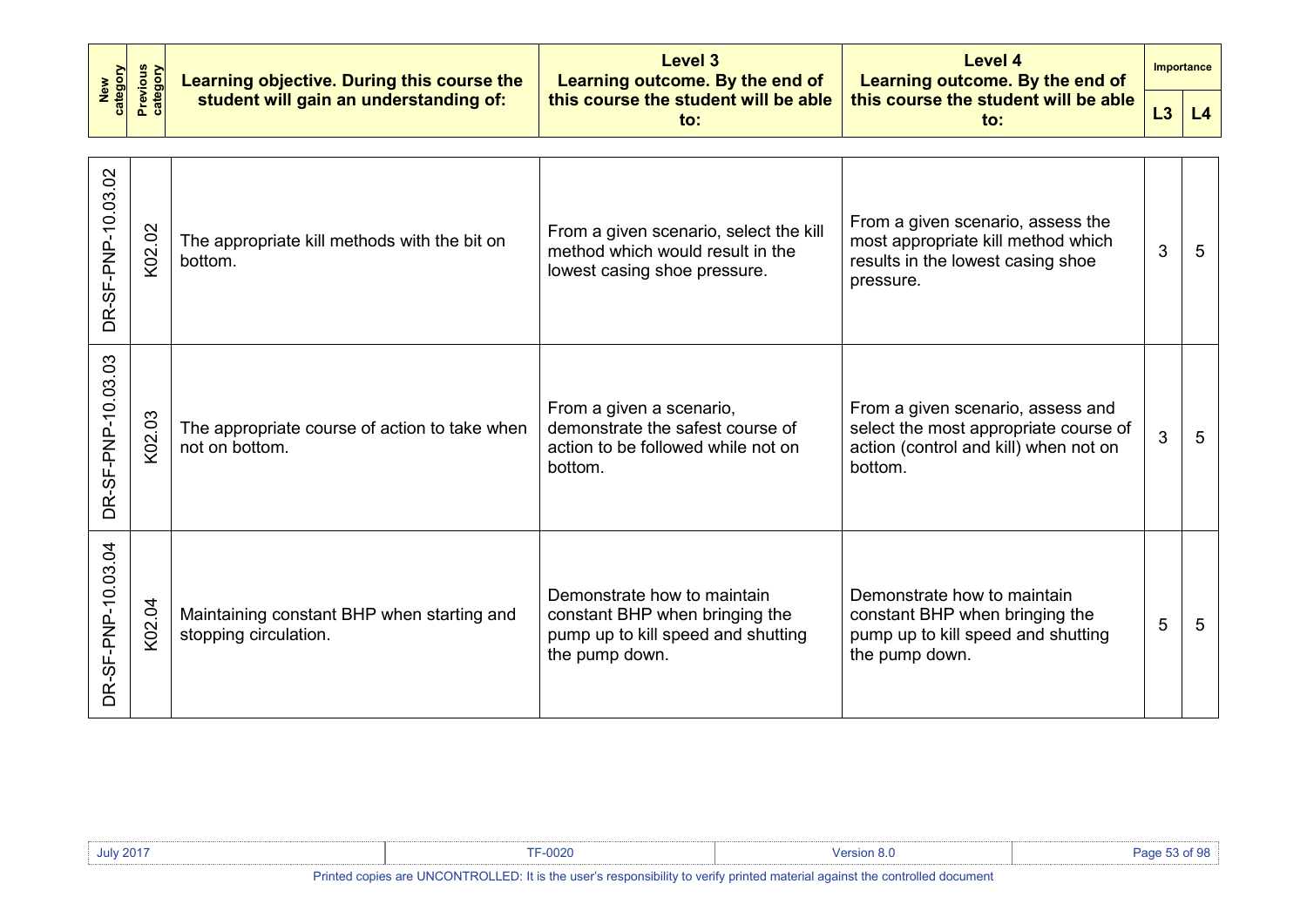| New category | Previous category | Learning objective. During this course the student will gain an understanding of: | Level 3 Learning outcome. By the end of this course the student will be able to: | Level 4 Learning outcome. By the end of this course the student will be able to: | Importance | |
|---|---|---|---|---|---|---|
| | | | | | L3 | L4 |
| DR-SF-PNP-10.03.02 | K02.02 | The appropriate kill methods with the bit on bottom. | From a given scenario, select the kill method which would result in the lowest casing shoe pressure. | From a given scenario, assess the most appropriate kill method which results in the lowest casing shoe pressure. | 3 | 5 |
| DR-SF-PNP-10.03.03 | K02.03 | The appropriate course of action to take when not on bottom. | From a given a scenario, demonstrate the safest course of action to be followed while not on bottom. | From a given scenario, assess and select the most appropriate course of action (control and kill) when not on bottom. | 3 | 5 |
| DR-SF-PNP-10.03.04 | K02.04 | Maintaining constant BHP when starting and stopping circulation. | Demonstrate how to maintain constant BHP when bringing the pump up to kill speed and shutting the pump down. | Demonstrate how to maintain constant BHP when bringing the pump up to kill speed and shutting the pump down. | 5 | 5 |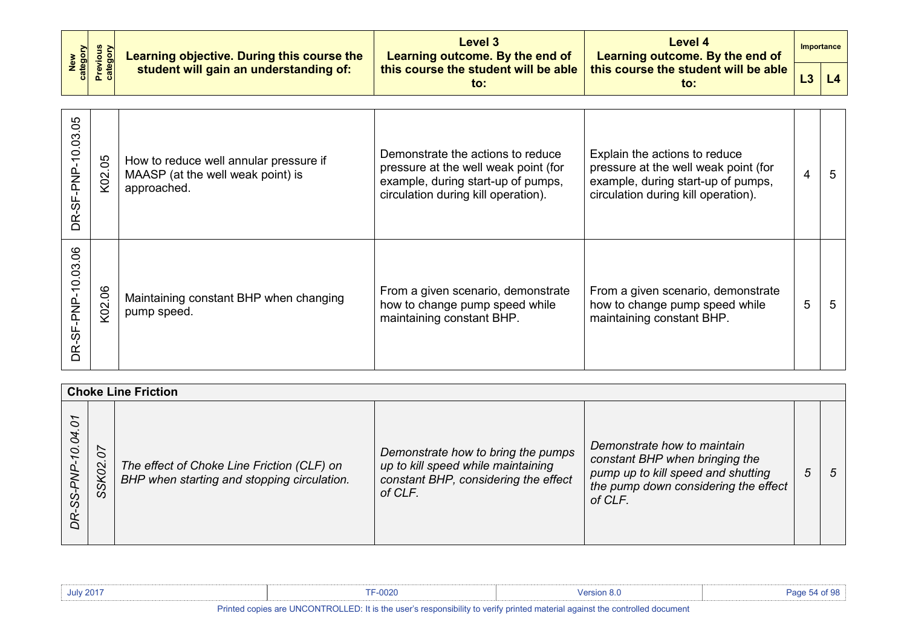| New category | Previous category | Learning objective. During this course the student will gain an understanding of: | Level 3 Learning outcome. By the end of this course the student will be able to: | Level 4 Learning outcome. By the end of this course the student will be able to: | Importance L3 | Importance L4 |
|---|---|---|---|---|---|---|
| DR-SF-PNP-10.03.05 | K02.05 | How to reduce well annular pressure if MAASP (at the well weak point) is approached. | Demonstrate the actions to reduce pressure at the well weak point (for example, during start-up of pumps, circulation during kill operation). | Explain the actions to reduce pressure at the well weak point (for example, during start-up of pumps, circulation during kill operation). | 4 | 5 |
| DR-SF-PNP-10.03.06 | K02.06 | Maintaining constant BHP when changing pump speed. | From a given scenario, demonstrate how to change pump speed while maintaining constant BHP. | From a given scenario, demonstrate how to change pump speed while maintaining constant BHP. | 5 | 5 |
| **Choke Line Friction** | | | | | | |
| *DR-SS-PNP-10.04.01* | *SSK02.07* | *The effect of Choke Line Friction (CLF) on BHP when starting and stopping circulation.* | *Demonstrate how to bring the pumps up to kill speed while maintaining constant BHP, considering the effect of CLF.* | *Demonstrate how to maintain constant BHP when bringing the pump up to kill speed and shutting the pump down considering the effect of CLF.* | *5* | *5* |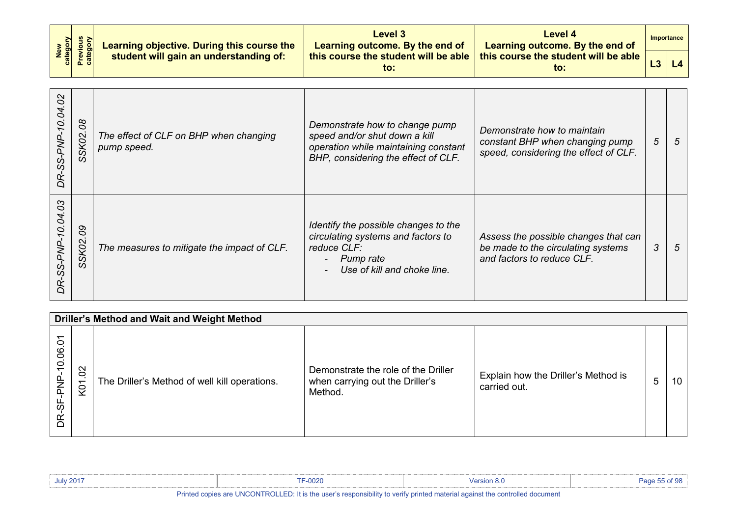| New category | Previous category | Learning objective. During this course the student will gain an understanding of: | Level 3 Learning outcome. By the end of this course the student will be able to: | Level 4 Learning outcome. By the end of this course the student will be able to: | Importance | |
|---|---|---|---|---|---|---|
| | | | | | L3 | L4 |
| *DR-SS-PNP-10.04.02* | *SSK02.08* | *The effect of CLF on BHP when changing pump speed.* | *Demonstrate how to change pump speed and/or shut down a kill operation while maintaining constant BHP, considering the effect of CLF.* | *Demonstrate how to maintain constant BHP when changing pump speed, considering the effect of CLF.* | *5* | *5* |
| *DR-SS-PNP-10.04.03* | *SSK02.09* | *The measures to mitigate the impact of CLF.* | *Identify the possible changes to the circulating systems and factors to reduce CLF:<br>- Pump rate<br>- Use of kill and choke line.* | *Assess the possible changes that can be made to the circulating systems and factors to reduce CLF.* | *3* | *5* |
| **Driller's Method and Wait and Weight Method** | | | | | | |
| DR-SF-PNP-10.06.01 | K01.02 | The Driller's Method of well kill operations. | Demonstrate the role of the Driller when carrying out the Driller's Method. | Explain how the Driller's Method is carried out. | 5 | 10 |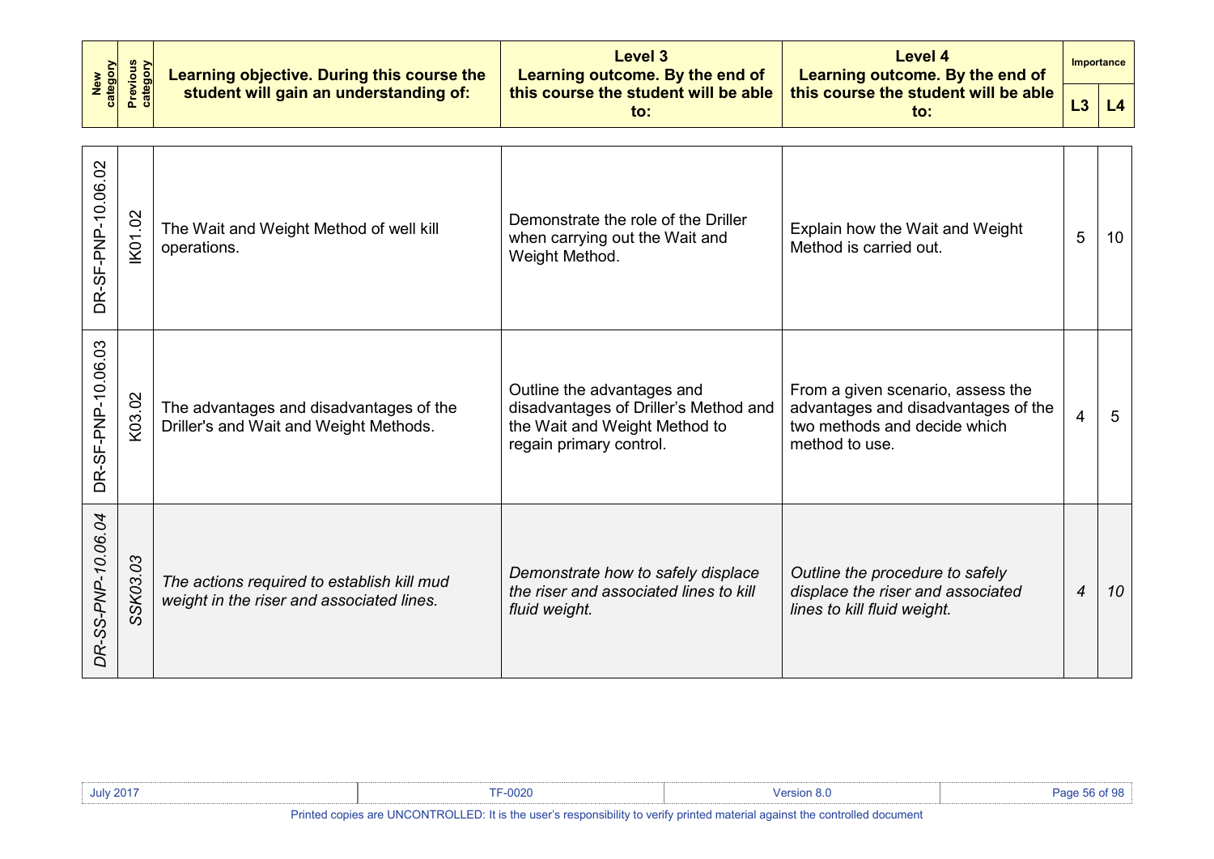| New category | Previous category | Learning objective. During this course the student will gain an understanding of: | Level 3 Learning outcome. By the end of this course the student will be able to: | Level 4 Learning outcome. By the end of this course the student will be able to: | Importance | |
|---|---|---|---|---|---|---|
| | | | | | L3 | L4 |
| DR-SF-PNP-10.06.02 | IK01.02 | The Wait and Weight Method of well kill operations. | Demonstrate the role of the Driller when carrying out the Wait and Weight Method. | Explain how the Wait and Weight Method is carried out. | 5 | 10 |
| DR-SF-PNP-10.06.03 | K03.02 | The advantages and disadvantages of the Driller's and Wait and Weight Methods. | Outline the advantages and disadvantages of Driller's Method and the Wait and Weight Method to regain primary control. | From a given scenario, assess the advantages and disadvantages of the two methods and decide which method to use. | 4 | 5 |
| *DR-SS-PNP-10.06.04* | *SSK03.03* | *The actions required to establish kill mud weight in the riser and associated lines.* | *Demonstrate how to safely displace the riser and associated lines to kill fluid weight.* | *Outline the procedure to safely displace the riser and associated lines to kill fluid weight.* | *4* | *10* |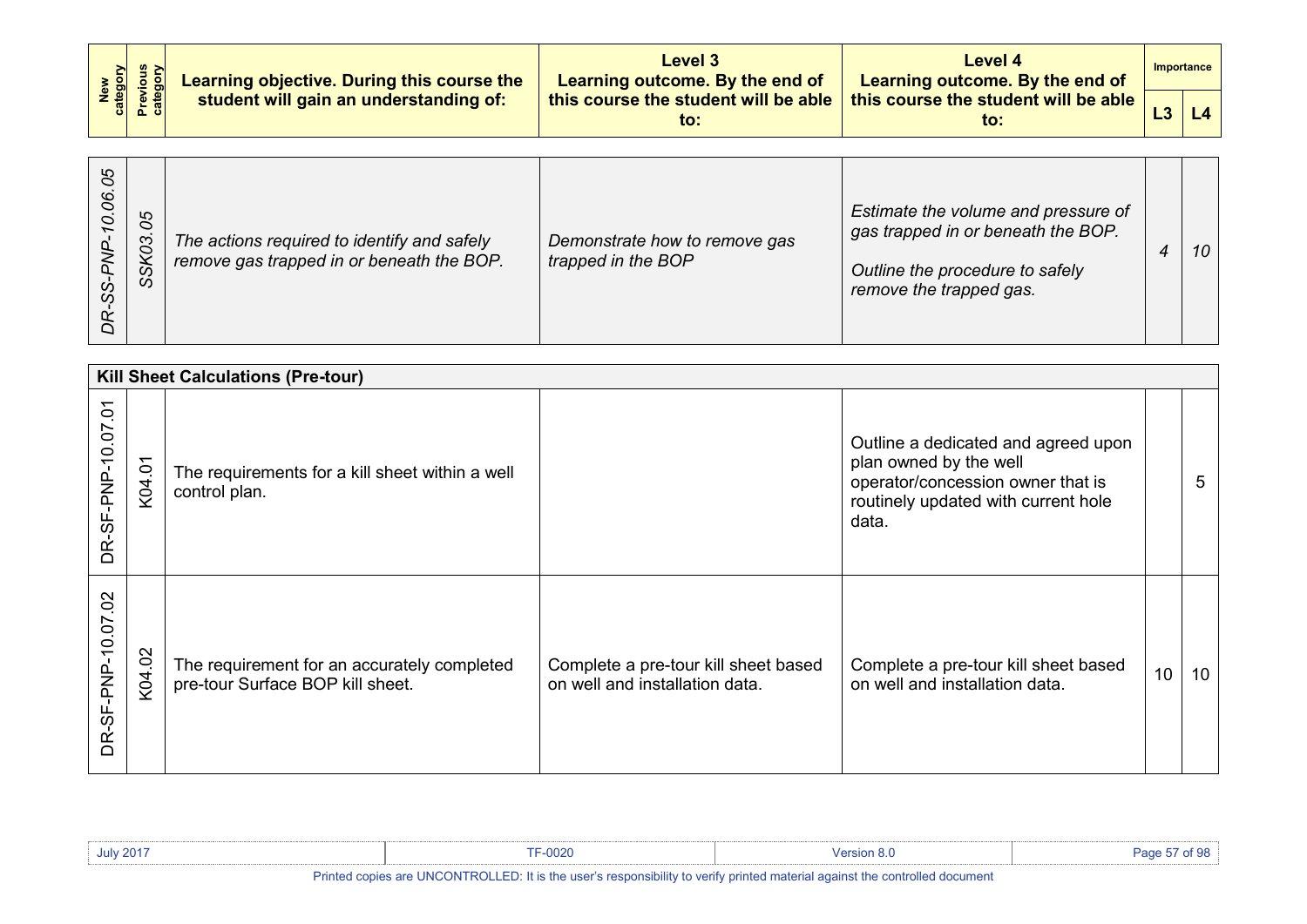| New category | Previous category | Learning objective. During this course the student will gain an understanding of: | Level 3 Learning outcome. By the end of this course the student will be able to: | Level 4 Learning outcome. By the end of this course the student will be able to: | Importance | |
|---|---|---|---|---|---|---|
| | | | | | L3 | L4 |
| *DR-SS-PNP-10.06.05* | *SSK03.05* | *The actions required to identify and safely remove gas trapped in or beneath the BOP.* | *Demonstrate how to remove gas trapped in the BOP* | *Estimate the volume and pressure of gas trapped in or beneath the BOP.*<br><br>*Outline the procedure to safely remove the trapped gas.* | *4* | *10* |
| **Kill Sheet Calculations (Pre-tour)** | | | | | | |
| DR-SF-PNP-10.07.01 | K04.01 | The requirements for a kill sheet within a well control plan. | | Outline a dedicated and agreed upon plan owned by the well operator/concession owner that is routinely updated with current hole data. | | 5 |
| DR-SF-PNP-10.07.02 | K04.02 | The requirement for an accurately completed pre-tour Surface BOP kill sheet. | Complete a pre-tour kill sheet based on well and installation data. | Complete a pre-tour kill sheet based on well and installation data. | 10 | 10 |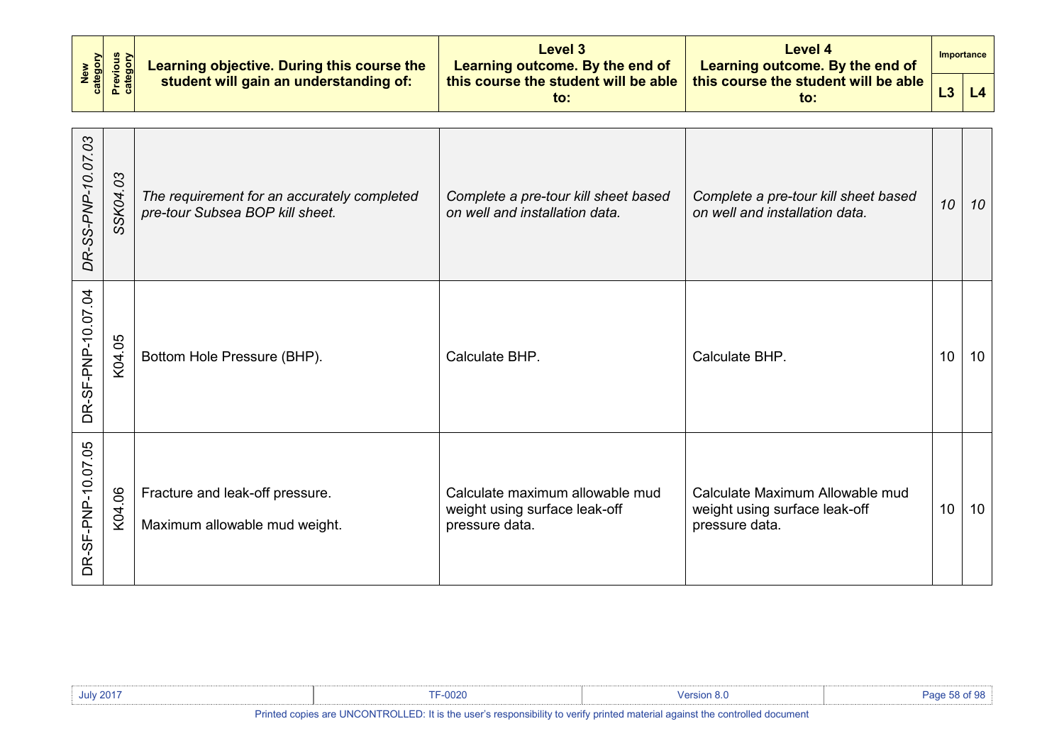| New category | Previous category | Learning objective. During this course the student will gain an understanding of: | Level 3 Learning outcome. By the end of this course the student will be able to: | Level 4 Learning outcome. By the end of this course the student will be able to: | Importance | |
|---|---|---|---|---|---|---|
| | | | | | L3 | L4 |
| *DR-SS-PNP-10.07.03* | *SSK04.03* | *The requirement for an accurately completed pre-tour Subsea BOP kill sheet.* | *Complete a pre-tour kill sheet based on well and installation data.* | *Complete a pre-tour kill sheet based on well and installation data.* | *10* | *10* |
| DR-SF-PNP-10.07.04 | K04.05 | Bottom Hole Pressure (BHP). | Calculate BHP. | Calculate BHP. | 10 | 10 |
| DR-SF-PNP-10.07.05 | K04.06 | Fracture and leak-off pressure.<br><br>Maximum allowable mud weight. | Calculate maximum allowable mud weight using surface leak-off pressure data. | Calculate Maximum Allowable mud weight using surface leak-off pressure data. | 10 | 10 |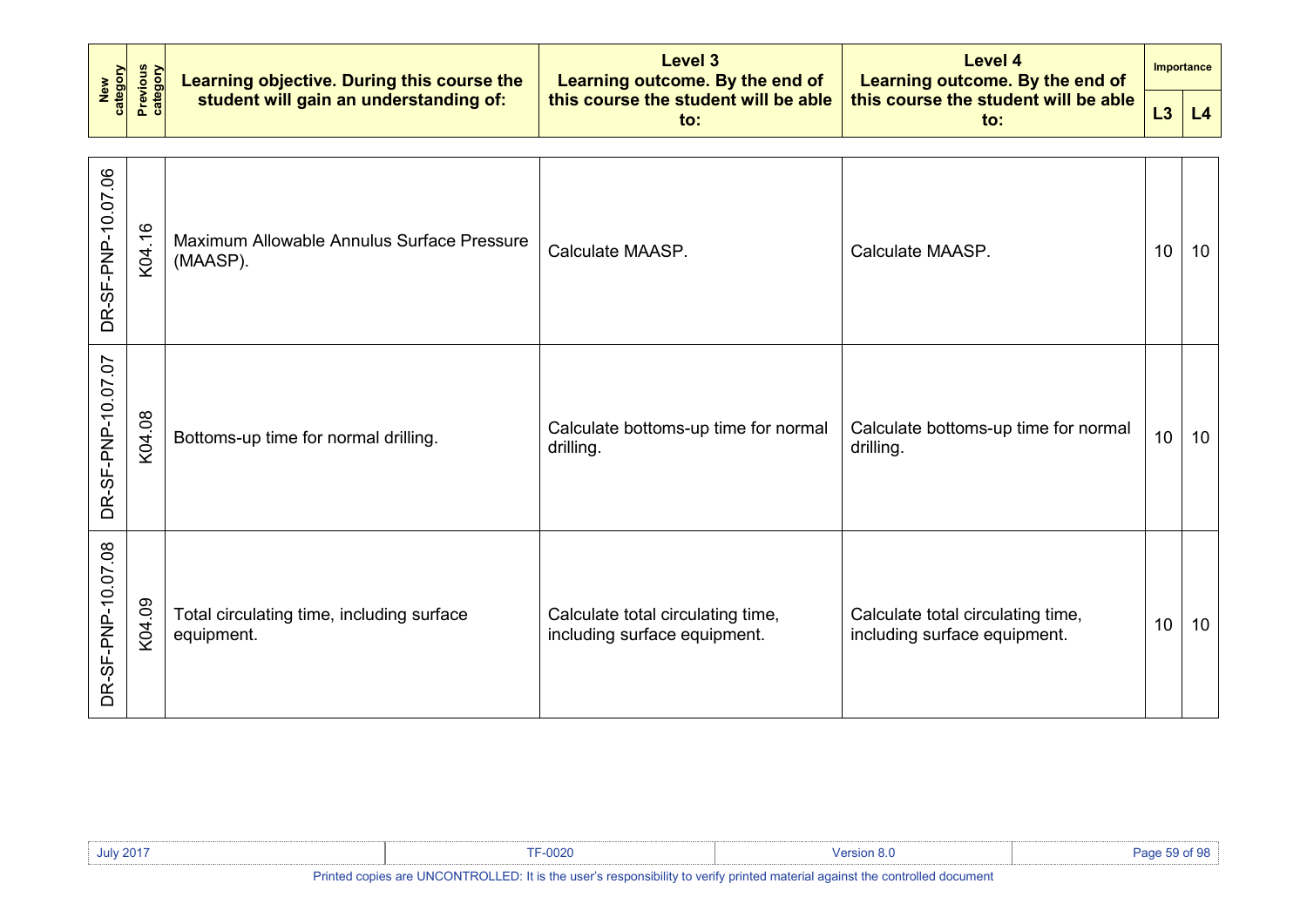| New category | Previous category | Learning objective. During this course the student will gain an understanding of: | Level 3 Learning outcome. By the end of this course the student will be able to: | Level 4 Learning outcome. By the end of this course the student will be able to: | Importance | |
|---|---|---|---|---|---|---|
| | | | | | L3 | L4 |
| DR-SF-PNP-10.07.06 | K04.16 | Maximum Allowable Annulus Surface Pressure (MAASP). | Calculate MAASP. | Calculate MAASP. | 10 | 10 |
| DR-SF-PNP-10.07.07 | K04.08 | Bottoms-up time for normal drilling. | Calculate bottoms-up time for normal drilling. | Calculate bottoms-up time for normal drilling. | 10 | 10 |
| DR-SF-PNP-10.07.08 | K04.09 | Total circulating time, including surface equipment. | Calculate total circulating time, including surface equipment. | Calculate total circulating time, including surface equipment. | 10 | 10 |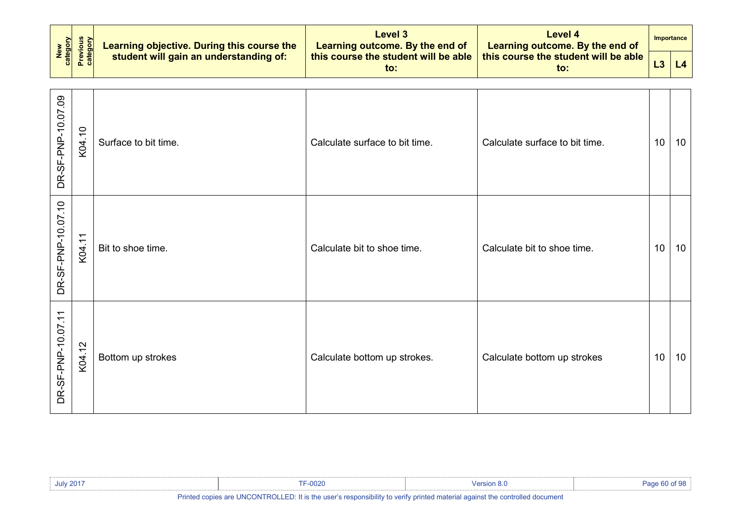| New category | Previous category | Learning objective. During this course the student will gain an understanding of: | Level 3 Learning outcome. By the end of this course the student will be able to: | Level 4 Learning outcome. By the end of this course the student will be able to: | Importance | |
|---|---|---|---|---|---|---|
| | | | | | L3 | L4 |
| DR-SF-PNP-10.07.09 | K04.10 | Surface to bit time. | Calculate surface to bit time. | Calculate surface to bit time. | 10 | 10 |
| DR-SF-PNP-10.07.10 | K04.11 | Bit to shoe time. | Calculate bit to shoe time. | Calculate bit to shoe time. | 10 | 10 |
| DR-SF-PNP-10.07.11 | K04.12 | Bottom up strokes | Calculate bottom up strokes. | Calculate bottom up strokes | 10 | 10 |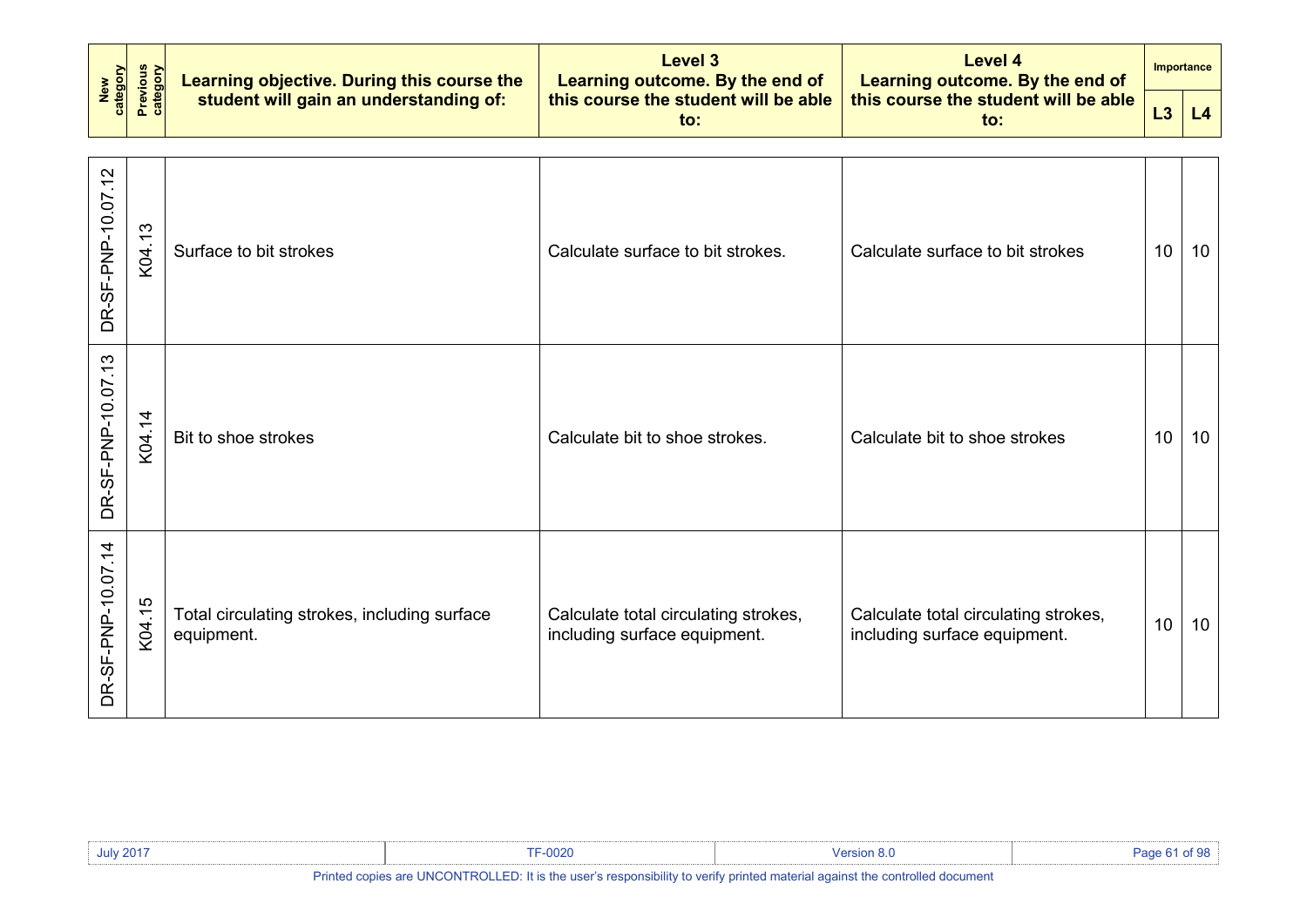| New category | Previous category | Learning objective. During this course the student will gain an understanding of: | Level 3 Learning outcome. By the end of this course the student will be able to: | Level 4 Learning outcome. By the end of this course the student will be able to: | Importance | |
|---|---|---|---|---|---|---|
| | | | | | L3 | L4 |
| DR-SF-PNP-10.07.12 | K04.13 | Surface to bit strokes | Calculate surface to bit strokes. | Calculate surface to bit strokes | 10 | 10 |
| DR-SF-PNP-10.07.13 | K04.14 | Bit to shoe strokes | Calculate bit to shoe strokes. | Calculate bit to shoe strokes | 10 | 10 |
| DR-SF-PNP-10.07.14 | K04.15 | Total circulating strokes, including surface equipment. | Calculate total circulating strokes, including surface equipment. | Calculate total circulating strokes, including surface equipment. | 10 | 10 |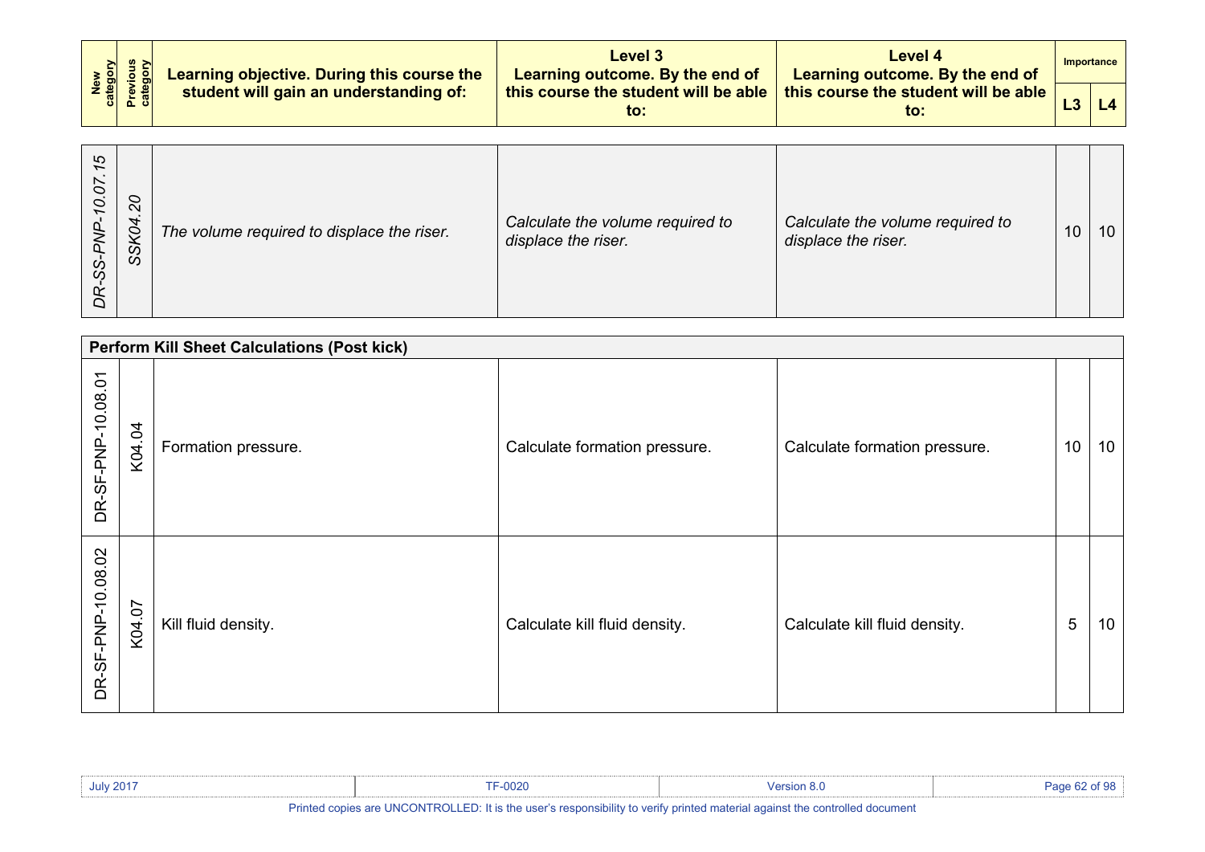| New category | Previous category | Learning objective. During this course the student will gain an understanding of: | Level 3 Learning outcome. By the end of this course the student will be able to: | Level 4 Learning outcome. By the end of this course the student will be able to: | Importance | |
|---|---|---|---|---|---|---|
| | | | | | L3 | L4 |
| *DR-SS-PNP-10.07.15* | *SSK04.20* | *The volume required to displace the riser.* | *Calculate the volume required to displace the riser.* | *Calculate the volume required to displace the riser.* | 10 | 10 |
| **Perform Kill Sheet Calculations (Post kick)** | | | | | | |
| DR-SF-PNP-10.08.01 | K04.04 | Formation pressure. | Calculate formation pressure. | Calculate formation pressure. | 10 | 10 |
| DR-SF-PNP-10.08.02 | K04.07 | Kill fluid density. | Calculate kill fluid density. | Calculate kill fluid density. | 5 | 10 |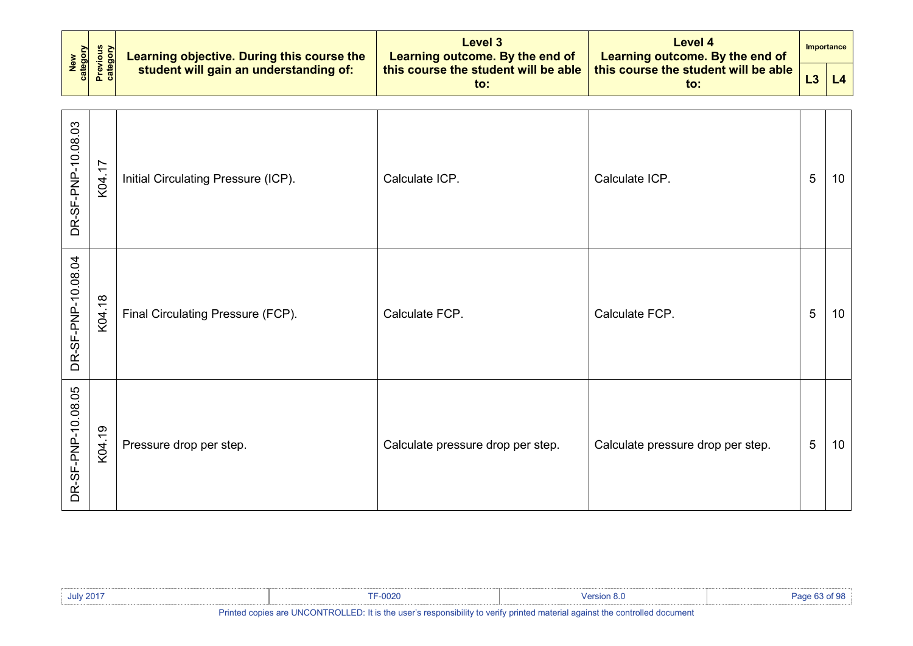| New category | Previous category | Learning objective. During this course the student will gain an understanding of: | Level 3 Learning outcome. By the end of this course the student will be able to: | Level 4 Learning outcome. By the end of this course the student will be able to: | Importance | |
|---|---|---|---|---|---|---|
| | | | | | L3 | L4 |
| DR-SF-PNP-10.08.03 | K04.17 | Initial Circulating Pressure (ICP). | Calculate ICP. | Calculate ICP. | 5 | 10 |
| DR-SF-PNP-10.08.04 | K04.18 | Final Circulating Pressure (FCP). | Calculate FCP. | Calculate FCP. | 5 | 10 |
| DR-SF-PNP-10.08.05 | K04.19 | Pressure drop per step. | Calculate pressure drop per step. | Calculate pressure drop per step. | 5 | 10 |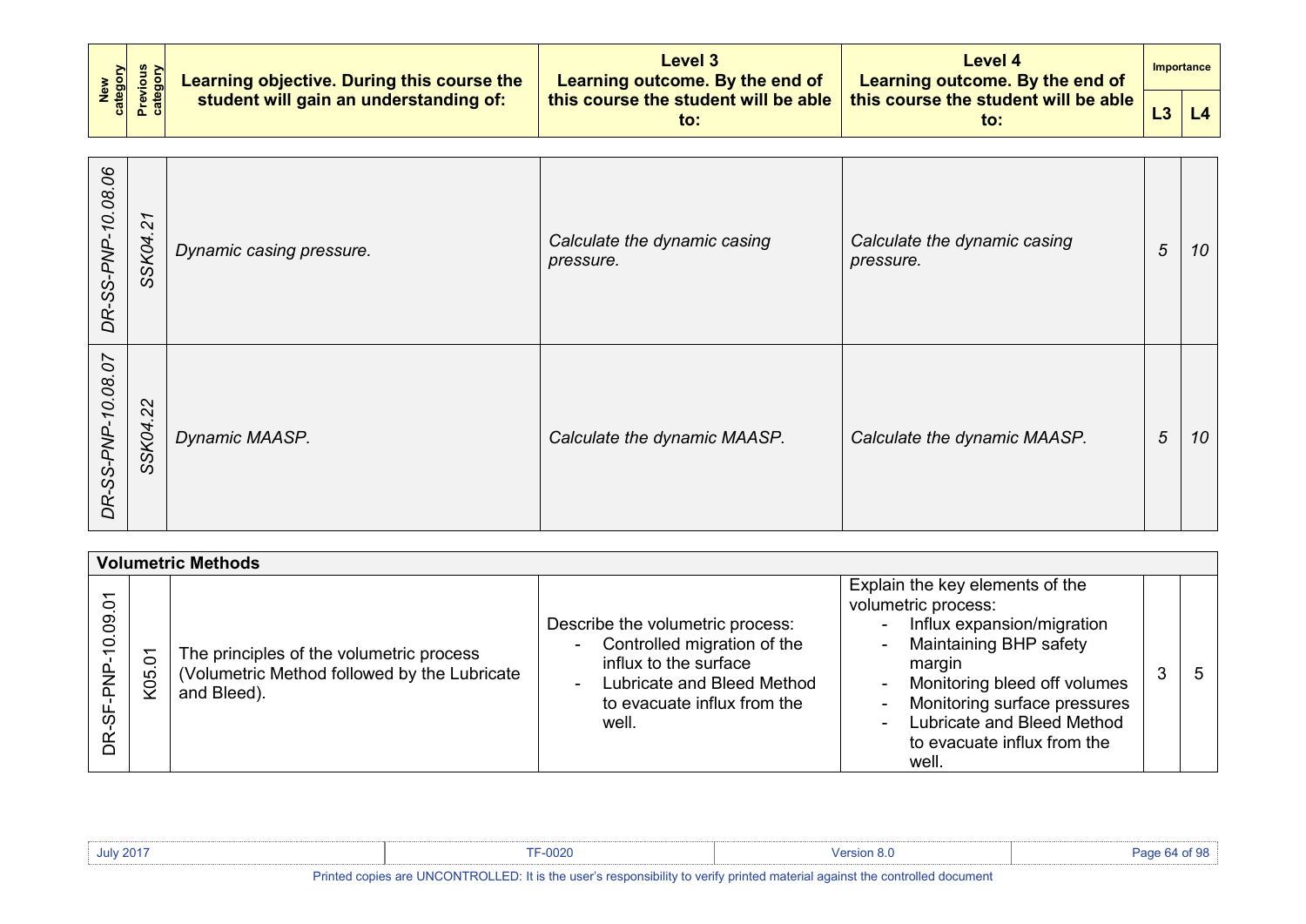| New category | Previous category | Learning objective. During this course the student will gain an understanding of: | Level 3 Learning outcome. By the end of this course the student will be able to: | Level 4 Learning outcome. By the end of this course the student will be able to: | Importance | |
|---|---|---|---|---|---|---|
| | | | | | L3 | L4 |
| *DR-SS-PNP-10.08.06* | *SSK04.21* | *Dynamic casing pressure.* | *Calculate the dynamic casing pressure.* | *Calculate the dynamic casing pressure.* | *5* | *10* |
| *DR-SS-PNP-10.08.07* | *SSK04.22* | *Dynamic MAASP.* | *Calculate the dynamic MAASP.* | *Calculate the dynamic MAASP.* | *5* | *10* |
| **Volumetric Methods** | | | | | | |
| DR-SF-PNP-10.09.01 | K05.01 | The principles of the volumetric process (Volumetric Method followed by the Lubricate and Bleed). | Describe the volumetric process:<br>- Controlled migration of the influx to the surface<br>- Lubricate and Bleed Method to evacuate influx from the well. | Explain the key elements of the volumetric process:<br>- Influx expansion/migration<br>- Maintaining BHP safety margin<br>- Monitoring bleed off volumes<br>- Monitoring surface pressures<br>- Lubricate and Bleed Method to evacuate influx from the well. | 3 | 5 |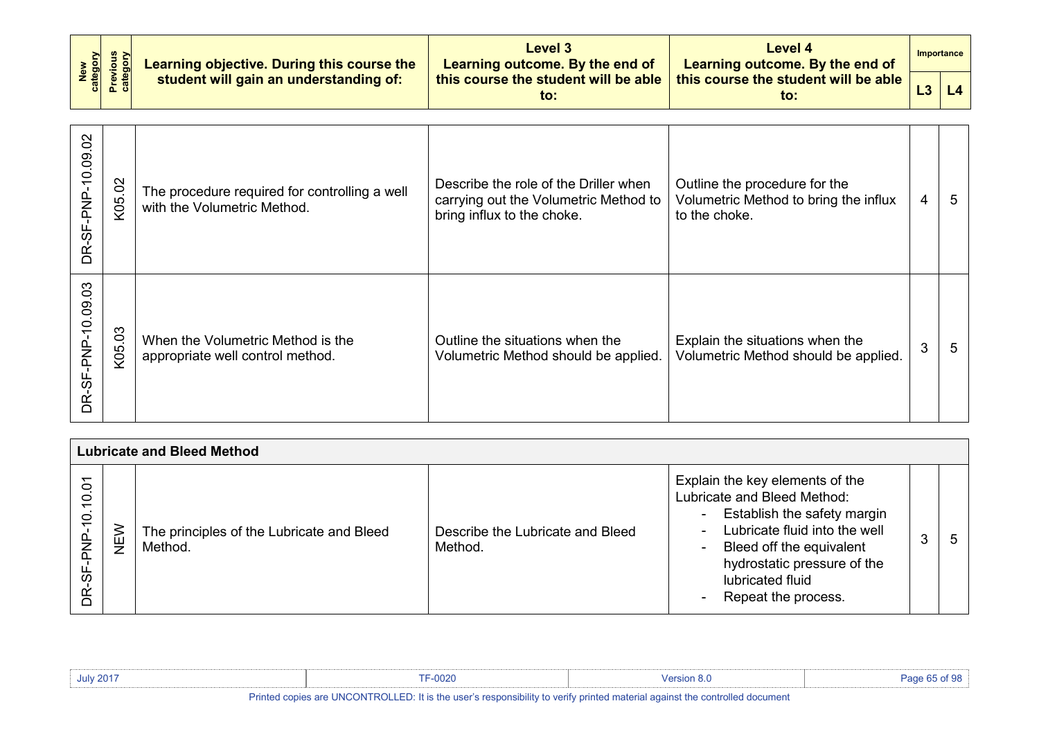| New category | Previous category | Learning objective. During this course the student will gain an understanding of: | Level 3 Learning outcome. By the end of this course the student will be able to: | Level 4 Learning outcome. By the end of this course the student will be able to: | Importance | |
|---|---|---|---|---|---|---|
| | | | | | L3 | L4 |
| DR-SF-PNP-10.09.02 | K05.02 | The procedure required for controlling a well with the Volumetric Method. | Describe the role of the Driller when carrying out the Volumetric Method to bring influx to the choke. | Outline the procedure for the Volumetric Method to bring the influx to the choke. | 4 | 5 |
| DR-SF-PNP-10.09.03 | K05.03 | When the Volumetric Method is the appropriate well control method. | Outline the situations when the Volumetric Method should be applied. | Explain the situations when the Volumetric Method should be applied. | 3 | 5 |
| **Lubricate and Bleed Method** | | | | | | |
| DR-SF-PNP-10.10.01 | NEW | The principles of the Lubricate and Bleed Method. | Describe the Lubricate and Bleed Method. | Explain the key elements of the Lubricate and Bleed Method:<br>- Establish the safety margin<br>- Lubricate fluid into the well<br>- Bleed off the equivalent hydrostatic pressure of the lubricated fluid<br>- Repeat the process. | 3 | 5 |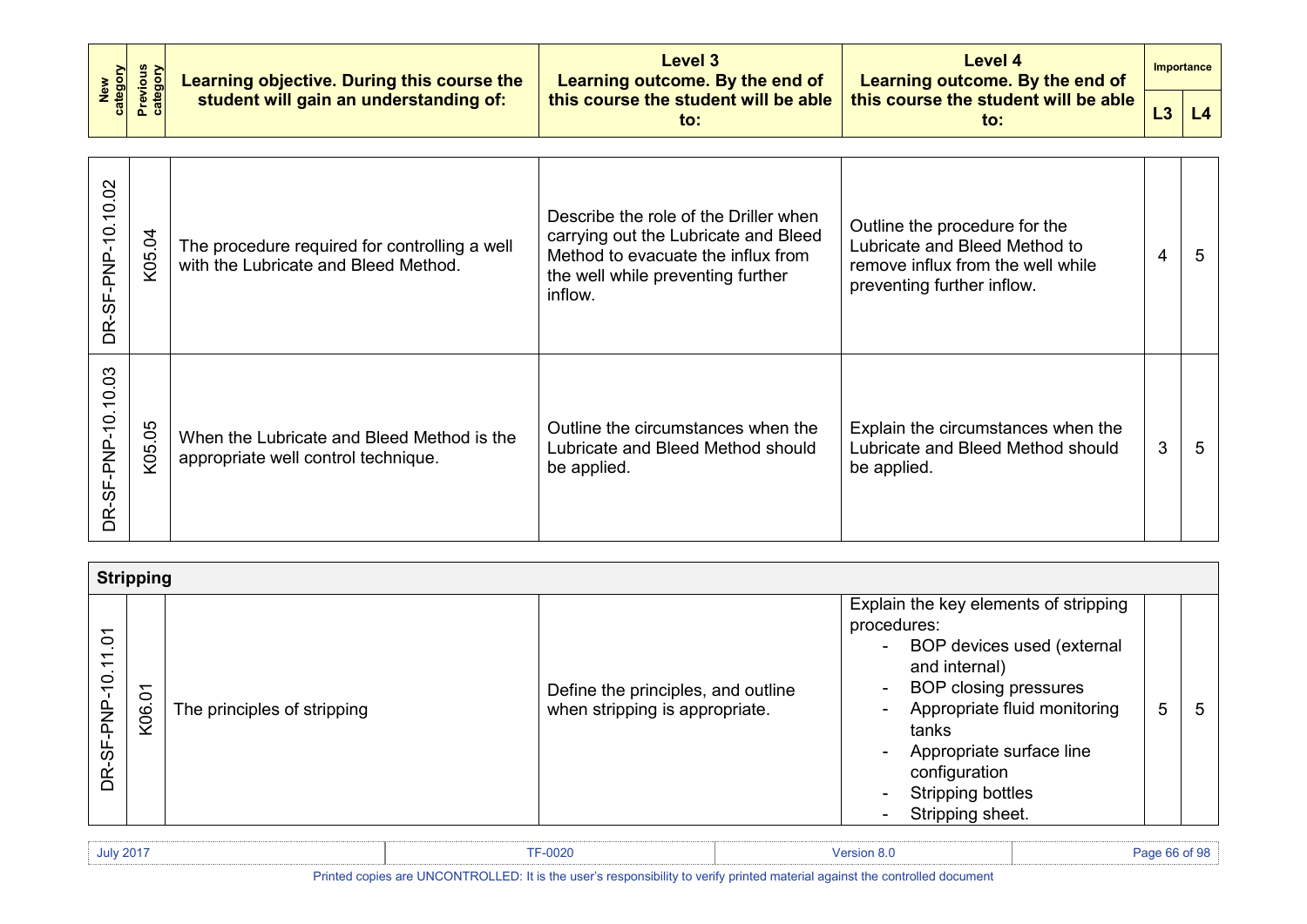| New category | Previous category | Learning objective. During this course the student will gain an understanding of: | Level 3 Learning outcome. By the end of this course the student will be able to: | Level 4 Learning outcome. By the end of this course the student will be able to: | Importance | |
|---|---|---|---|---|---|---|
| | | | | | L3 | L4 |
| DR-SF-PNP-10.10.02 | K05.04 | The procedure required for controlling a well with the Lubricate and Bleed Method. | Describe the role of the Driller when carrying out the Lubricate and Bleed Method to evacuate the influx from the well while preventing further inflow. | Outline the procedure for the Lubricate and Bleed Method to remove influx from the well while preventing further inflow. | 4 | 5 |
| DR-SF-PNP-10.10.03 | K05.05 | When the Lubricate and Bleed Method is the appropriate well control technique. | Outline the circumstances when the Lubricate and Bleed Method should be applied. | Explain the circumstances when the Lubricate and Bleed Method should be applied. | 3 | 5 |
| **Stripping** | | | | | | |
| DR-SF-PNP-10.11.01 | K06.01 | The principles of stripping | Define the principles, and outline when stripping is appropriate. | Explain the key elements of stripping procedures:<br>- BOP devices used (external and internal)<br>- BOP closing pressures<br>- Appropriate fluid monitoring tanks<br>- Appropriate surface line configuration<br>- Stripping bottles<br>- Stripping sheet. | 5 | 5 |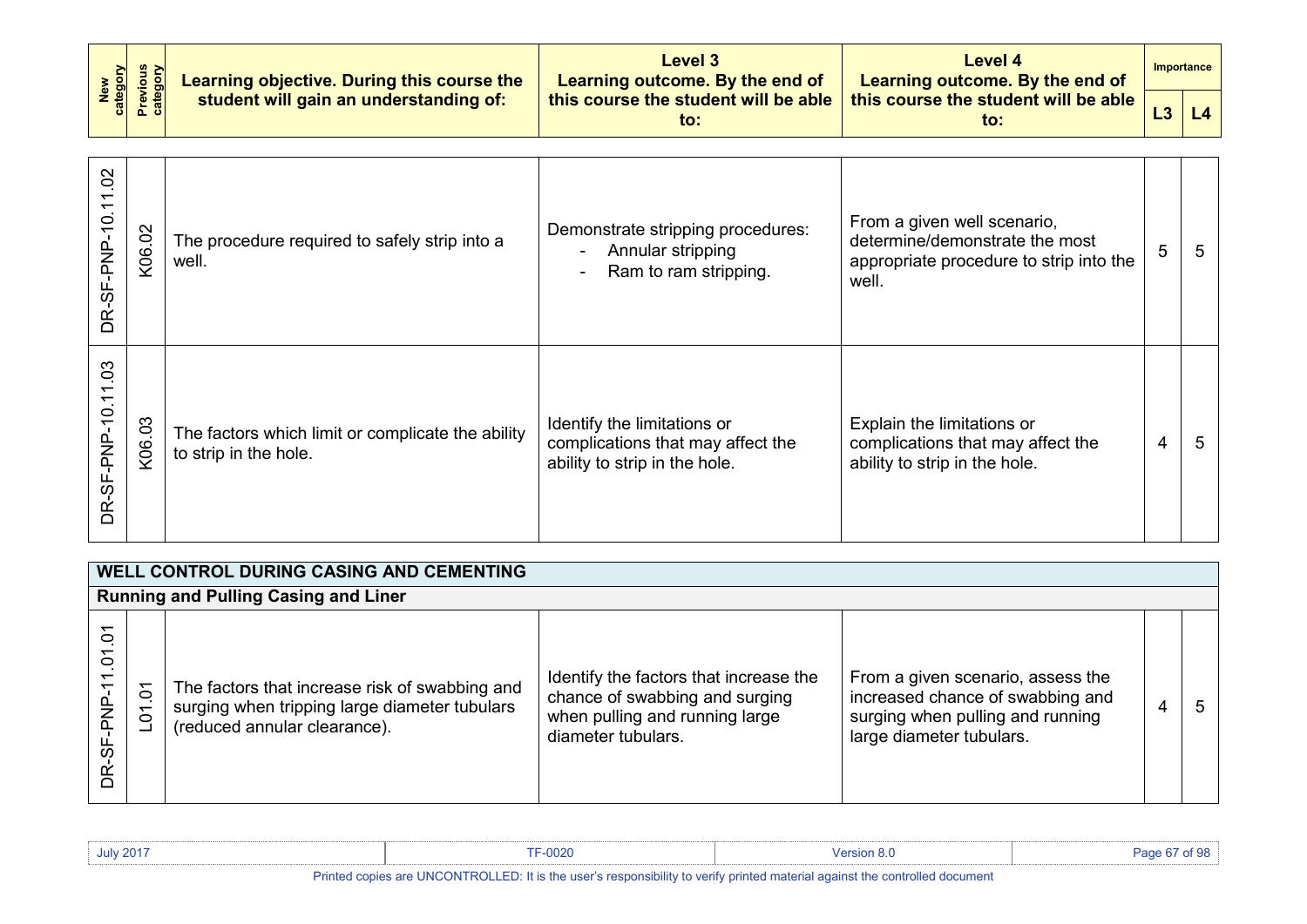| New category | Previous category | Learning objective. During this course the student will gain an understanding of: | Level 3 Learning outcome. By the end of this course the student will be able to: | Level 4 Learning outcome. By the end of this course the student will be able to: | Importance | |
|---|---|---|---|---|---|---|
| | | | | | L3 | L4 |
| DR-SF-PNP-10.11.02 | K06.02 | The procedure required to safely strip into a well. | Demonstrate stripping procedures:<br>- Annular stripping<br>- Ram to ram stripping. | From a given well scenario, determine/demonstrate the most appropriate procedure to strip into the well. | 5 | 5 |
| DR-SF-PNP-10.11.03 | K06.03 | The factors which limit or complicate the ability to strip in the hole. | Identify the limitations or complications that may affect the ability to strip in the hole. | Explain the limitations or complications that may affect the ability to strip in the hole. | 4 | 5 |
| **WELL CONTROL DURING CASING AND CEMENTING** | | | | | | |
| **Running and Pulling Casing and Liner** | | | | | | |
| DR-SF-PNP-11.01.01 | L01.01 | The factors that increase risk of swabbing and surging when tripping large diameter tubulars (reduced annular clearance). | Identify the factors that increase the chance of swabbing and surging when pulling and running large diameter tubulars. | From a given scenario, assess the increased chance of swabbing and surging when pulling and running large diameter tubulars. | 4 | 5 |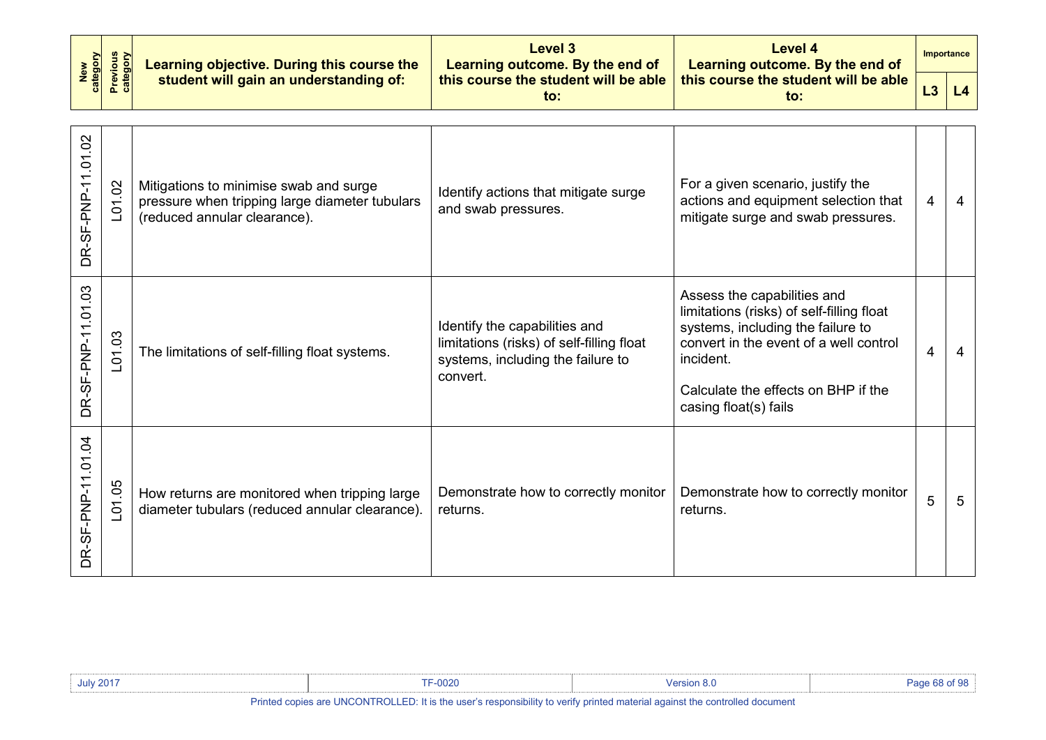| New category | Previous category | Learning objective. During this course the student will gain an understanding of: | Level 3 Learning outcome. By the end of this course the student will be able to: | Level 4 Learning outcome. By the end of this course the student will be able to: | Importance | |
|---|---|---|---|---|---|---|
| | | | | | L3 | L4 |
| DR-SF-PNP-11.01.02 | L01.02 | Mitigations to minimise swab and surge pressure when tripping large diameter tubulars (reduced annular clearance). | Identify actions that mitigate surge and swab pressures. | For a given scenario, justify the actions and equipment selection that mitigate surge and swab pressures. | 4 | 4 |
| DR-SF-PNP-11.01.03 | L01.03 | The limitations of self-filling float systems. | Identify the capabilities and limitations (risks) of self-filling float systems, including the failure to convert. | Assess the capabilities and limitations (risks) of self-filling float systems, including the failure to convert in the event of a well control incident.<br><br>Calculate the effects on BHP if the casing float(s) fails | 4 | 4 |
| DR-SF-PNP-11.01.04 | L01.05 | How returns are monitored when tripping large diameter tubulars (reduced annular clearance). | Demonstrate how to correctly monitor returns. | Demonstrate how to correctly monitor returns. | 5 | 5 |

Printed copies are UNCONTROLLED: It is the user's responsibility to verify printed material against the controlled document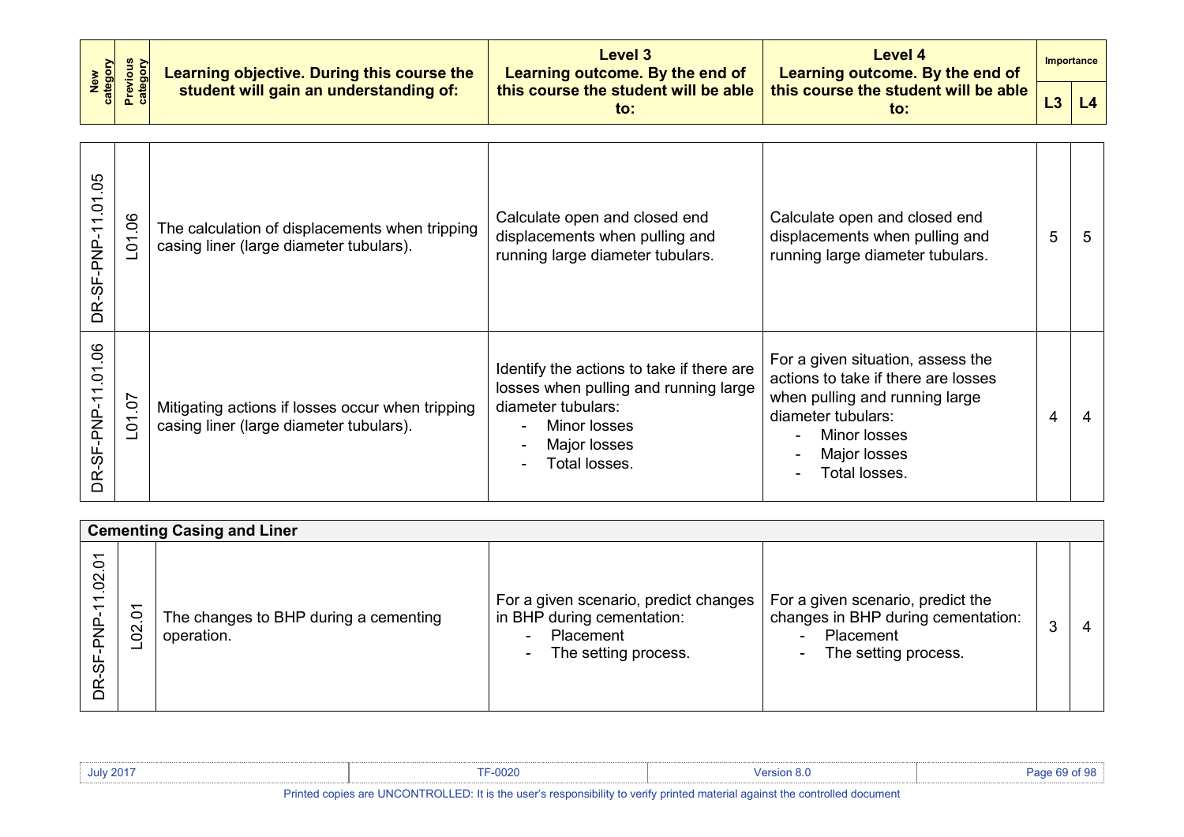| New category | Previous category | Learning objective. During this course the student will gain an understanding of: | Level 3 Learning outcome. By the end of this course the student will be able to: | Level 4 Learning outcome. By the end of this course the student will be able to: | Importance L3 | Importance L4 |
|---|---|---|---|---|---|---|
| DR-SF-PNP-11.01.05 | L01.06 | The calculation of displacements when tripping casing liner (large diameter tubulars). | Calculate open and closed end displacements when pulling and running large diameter tubulars. | Calculate open and closed end displacements when pulling and running large diameter tubulars. | 5 | 5 |
| DR-SF-PNP-11.01.06 | L01.07 | Mitigating actions if losses occur when tripping casing liner (large diameter tubulars). | Identify the actions to take if there are losses when pulling and running large diameter tubulars:<br>- Minor losses<br>- Major losses<br>- Total losses. | For a given situation, assess the actions to take if there are losses when pulling and running large diameter tubulars:<br>- Minor losses<br>- Major losses<br>- Total losses. | 4 | 4 |
| **Cementing Casing and Liner** | | | | | | |
| DR-SF-PNP-11.02.01 | L02.01 | The changes to BHP during a cementing operation. | For a given scenario, predict changes in BHP during cementation:<br>- Placement<br>- The setting process. | For a given scenario, predict the changes in BHP during cementation:<br>- Placement<br>- The setting process. | 3 | 4 |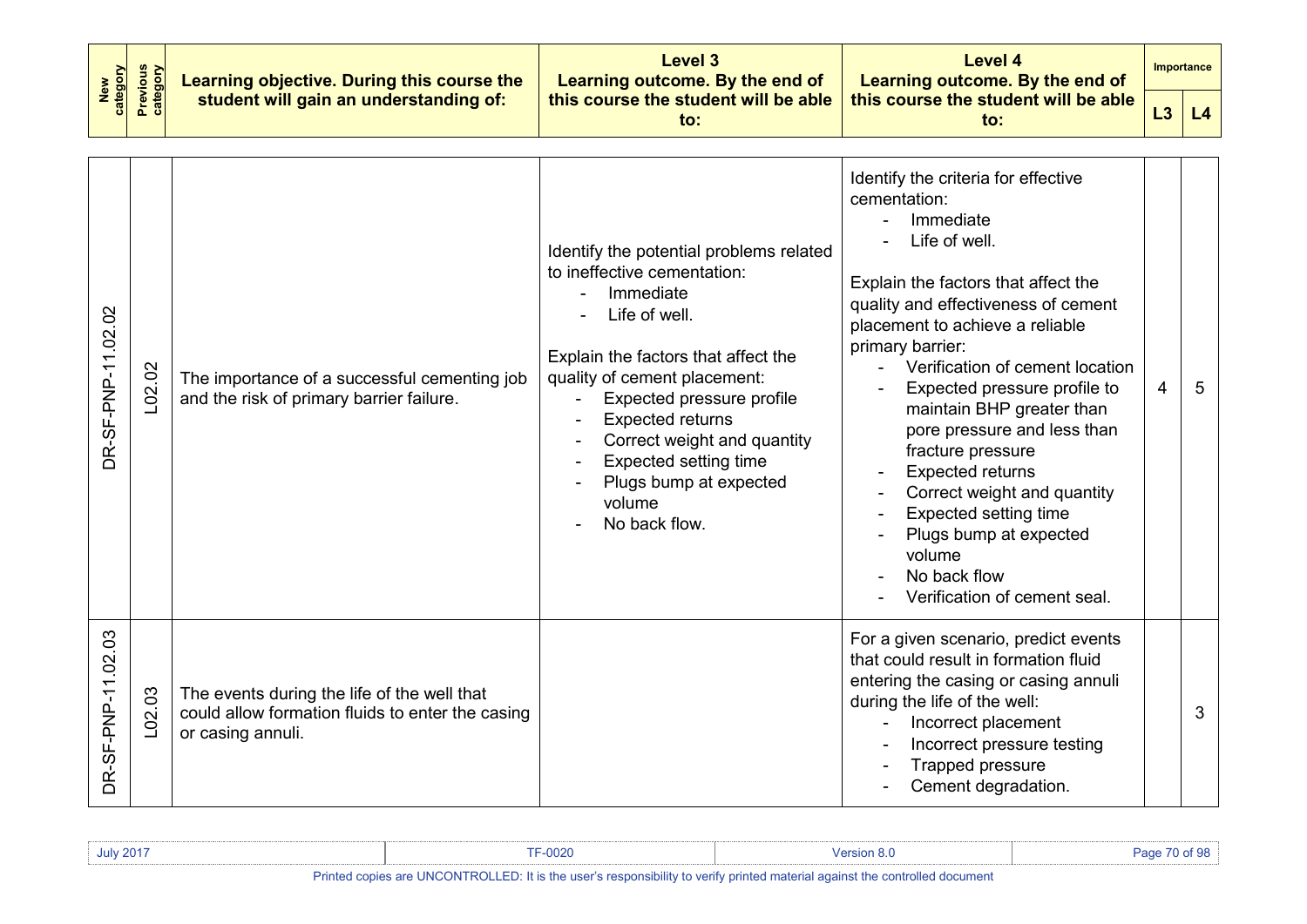| New category | Previous category | Learning objective. During this course the student will gain an understanding of: | Level 3 Learning outcome. By the end of this course the student will be able to: | Level 4 Learning outcome. By the end of this course the student will be able to: | Importance | |
|---|---|---|---|---|---|---|
| | | | | | L3 | L4 |
| DR-SF-PNP-11.02.02 | L02.02 | The importance of a successful cementing job and the risk of primary barrier failure. | Identify the potential problems related to ineffective cementation:<br>- Immediate<br>- Life of well.<br><br>Explain the factors that affect the quality of cement placement:<br>- Expected pressure profile<br>- Expected returns<br>- Correct weight and quantity<br>- Expected setting time<br>- Plugs bump at expected volume<br>- No back flow. | Identify the criteria for effective cementation:<br>- Immediate<br>- Life of well.<br><br>Explain the factors that affect the quality and effectiveness of cement placement to achieve a reliable primary barrier:<br>- Verification of cement location<br>- Expected pressure profile to maintain BHP greater than pore pressure and less than fracture pressure<br>- Expected returns<br>- Correct weight and quantity<br>- Expected setting time<br>- Plugs bump at expected volume<br>- No back flow<br>- Verification of cement seal. | 4 | 5 |
| DR-SF-PNP-11.02.03 | L02.03 | The events during the life of the well that could allow formation fluids to enter the casing or casing annuli. | | For a given scenario, predict events that could result in formation fluid entering the casing or casing annuli during the life of the well:<br>- Incorrect placement<br>- Incorrect pressure testing<br>- Trapped pressure<br>- Cement degradation. | | 3 |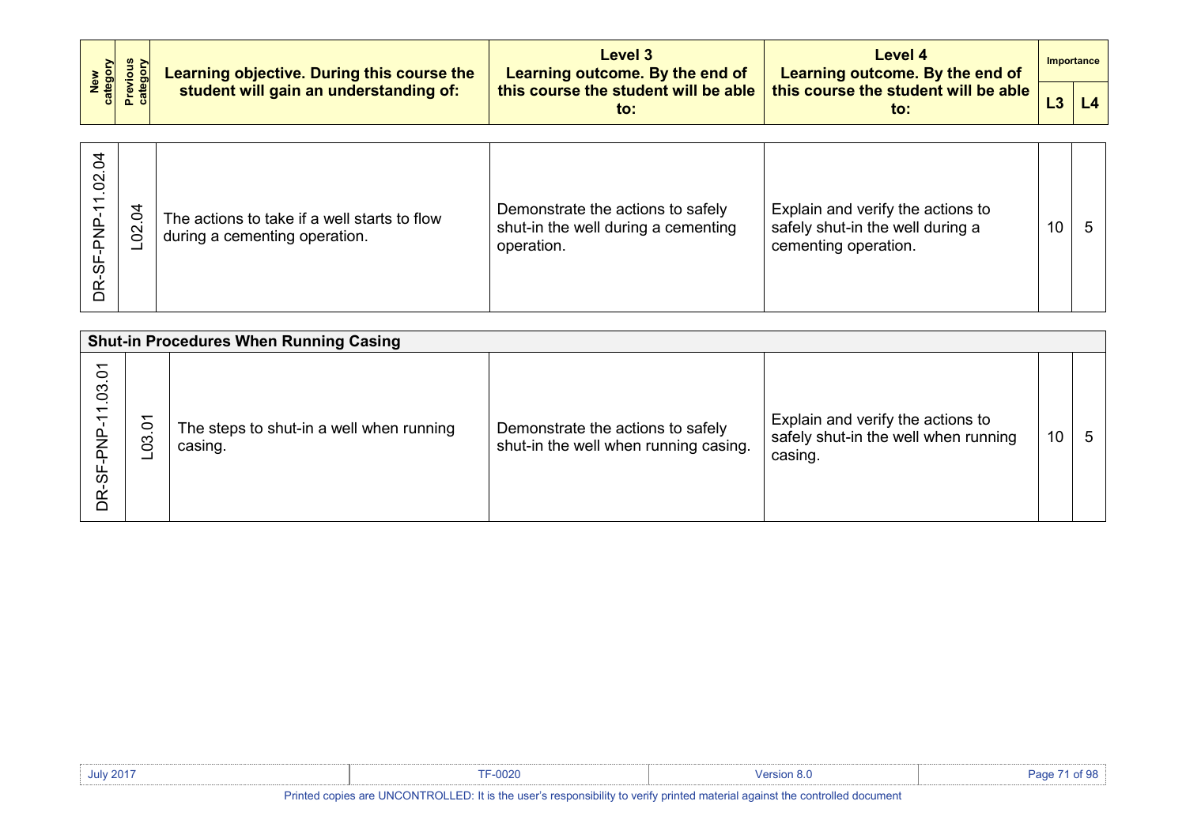| New category | Previous category | Learning objective. During this course the student will gain an understanding of: | Level 3 Learning outcome. By the end of this course the student will be able to: | Level 4 Learning outcome. By the end of this course the student will be able to: | Importance | |
|---|---|---|---|---|---|---|
| | | | | | L3 | L4 |
| DR-SF-PNP-11.02.04 | L02.04 | The actions to take if a well starts to flow during a cementing operation. | Demonstrate the actions to safely shut-in the well during a cementing operation. | Explain and verify the actions to safely shut-in the well during a cementing operation. | 10 | 5 |
| **Shut-in Procedures When Running Casing** | | | | | | |
| DR-SF-PNP-11.03.01 | L03.01 | The steps to shut-in a well when running casing. | Demonstrate the actions to safely shut-in the well when running casing. | Explain and verify the actions to safely shut-in the well when running casing. | 10 | 5 |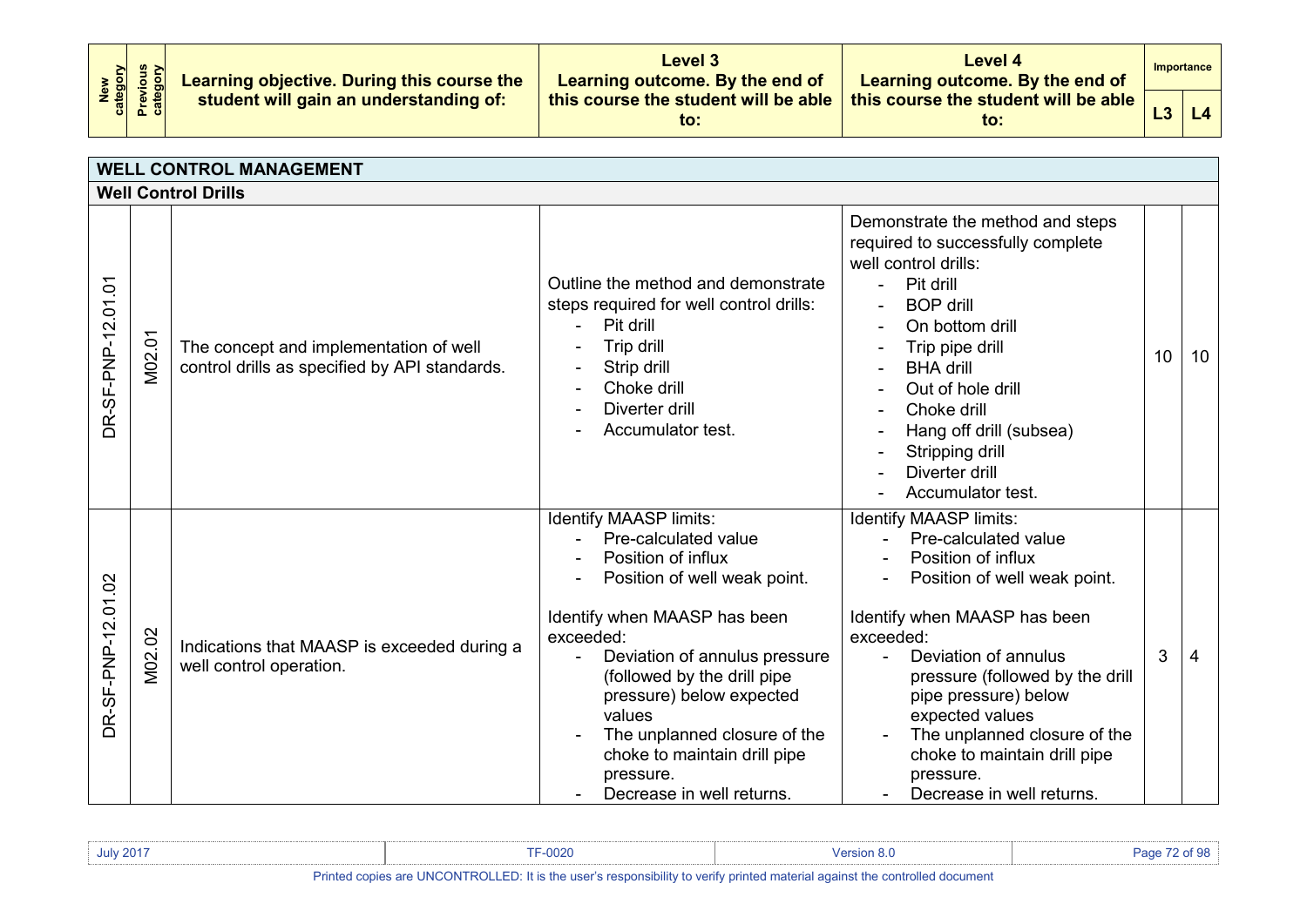| New category | Previous category | Learning objective. During this course the student will gain an understanding of: | Level 3 Learning outcome. By the end of this course the student will be able to: | Level 4 Learning outcome. By the end of this course the student will be able to: | Importance | |
|---|---|---|---|---|---|---|
| | | | | | L3 | L4 |
| **WELL CONTROL MANAGEMENT** | | | | | | |
| **Well Control Drills** | | | | | | |
| DR-SF-PNP-12.01.01 | M02.01 | The concept and implementation of well control drills as specified by API standards. | Outline the method and demonstrate steps required for well control drills:<br>- Pit drill<br>- Trip drill<br>- Strip drill<br>- Choke drill<br>- Diverter drill<br>- Accumulator test. | Demonstrate the method and steps required to successfully complete well control drills:<br>- Pit drill<br>- BOP drill<br>- On bottom drill<br>- Trip pipe drill<br>- BHA drill<br>- Out of hole drill<br>- Choke drill<br>- Hang off drill (subsea)<br>- Stripping drill<br>- Diverter drill<br>- Accumulator test. | 10 | 10 |
| DR-SF-PNP-12.01.02 | M02.02 | Indications that MAASP is exceeded during a well control operation. | Identify MAASP limits:<br>- Pre-calculated value<br>- Position of influx<br>- Position of well weak point.<br><br>Identify when MAASP has been exceeded:<br>- Deviation of annulus pressure (followed by the drill pipe pressure) below expected values<br>- The unplanned closure of the choke to maintain drill pipe pressure.<br>- Decrease in well returns. | Identify MAASP limits:<br>- Pre-calculated value<br>- Position of influx<br>- Position of well weak point.<br><br>Identify when MAASP has been exceeded:<br>- Deviation of annulus pressure (followed by the drill pipe pressure) below expected values<br>- The unplanned closure of the choke to maintain drill pipe pressure.<br>- Decrease in well returns. | 3 | 4 |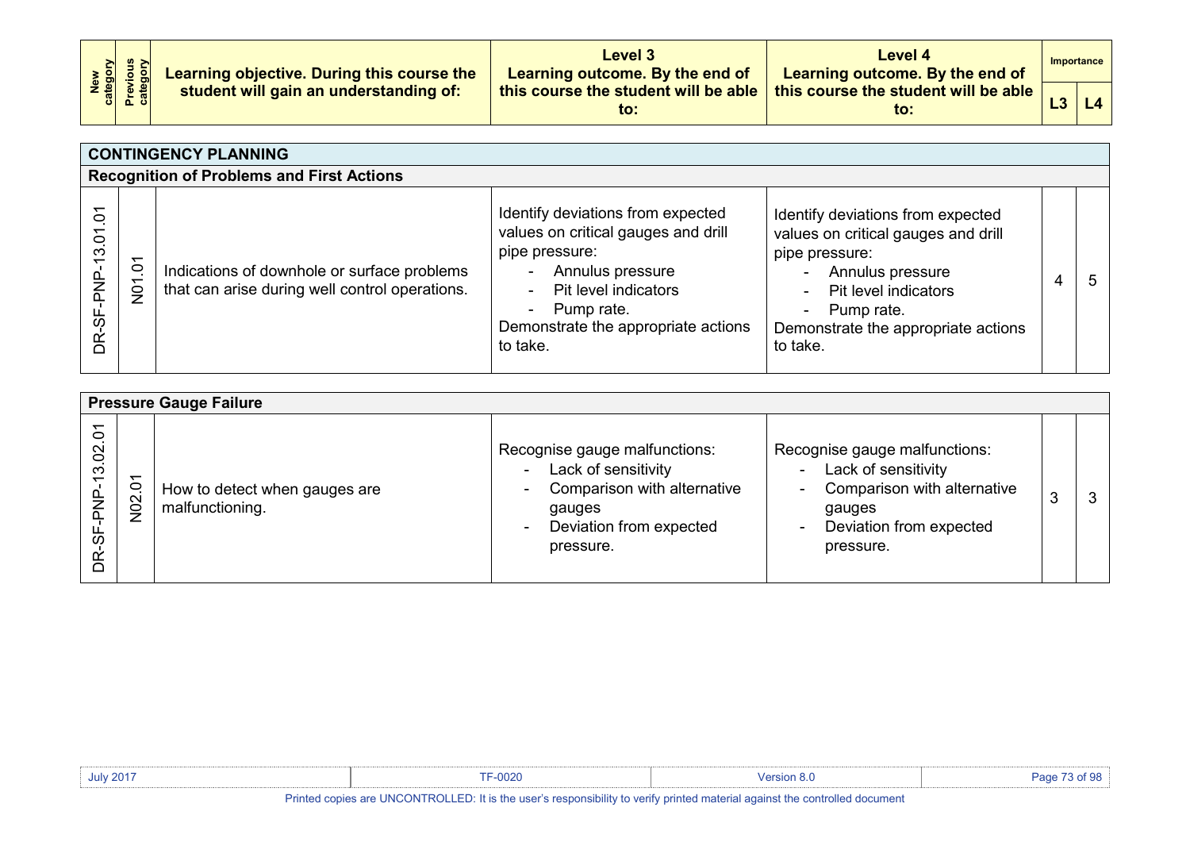| New category | Previous category | Learning objective. During this course the student will gain an understanding of: | Level 3 Learning outcome. By the end of this course the student will be able to: | Level 4 Learning outcome. By the end of this course the student will be able to: | Importance L3 | Importance L4 |
|---|---|---|---|---|---|---|
| **CONTINGENCY PLANNING** | | | | | | |
| **Recognition of Problems and First Actions** | | | | | | |
| DR-SF-PNP-13.01.01 | N01.01 | Indications of downhole or surface problems that can arise during well control operations. | Identify deviations from expected values on critical gauges and drill pipe pressure:<br>- Annulus pressure<br>- Pit level indicators<br>- Pump rate.<br>Demonstrate the appropriate actions to take. | Identify deviations from expected values on critical gauges and drill pipe pressure:<br>- Annulus pressure<br>- Pit level indicators<br>- Pump rate.<br>Demonstrate the appropriate actions to take. | 4 | 5 |
| **Pressure Gauge Failure** | | | | | | |
| DR-SF-PNP-13.02.01 | N02.01 | How to detect when gauges are malfunctioning. | Recognise gauge malfunctions:<br>- Lack of sensitivity<br>- Comparison with alternative gauges<br>- Deviation from expected pressure. | Recognise gauge malfunctions:<br>- Lack of sensitivity<br>- Comparison with alternative gauges<br>- Deviation from expected pressure. | 3 | 3 |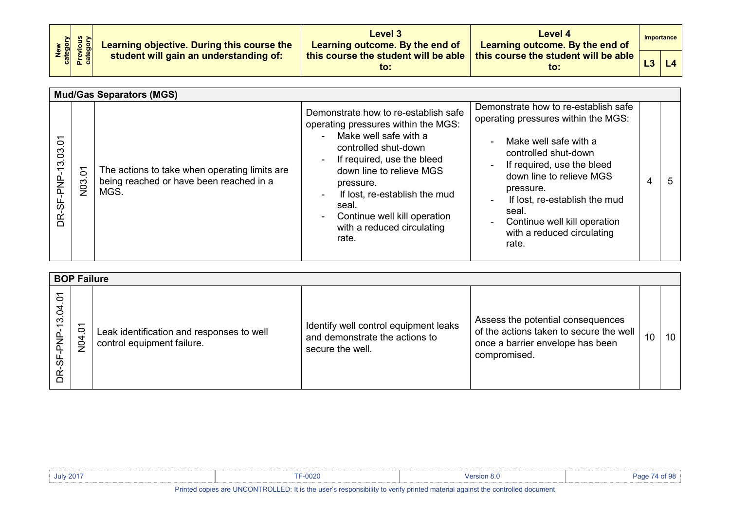| New category | Previous category | Learning objective. During this course the student will gain an understanding of: | Level 3 Learning outcome. By the end of this course the student will be able to: | Level 4 Learning outcome. By the end of this course the student will be able to: | Importance | |
|---|---|---|---|---|---|---|
| | | | | | L3 | L4 |
| **Mud/Gas Separators (MGS)** | | | | | | |
| DR-SF-PNP-13.03.01 | N03.01 | The actions to take when operating limits are being reached or have been reached in a MGS. | Demonstrate how to re-establish safe operating pressures within the MGS:<br>- Make well safe with a controlled shut-down<br>- If required, use the bleed down line to relieve MGS pressure.<br>- If lost, re-establish the mud seal.<br>- Continue well kill operation with a reduced circulating rate. | Demonstrate how to re-establish safe operating pressures within the MGS:<br>- Make well safe with a controlled shut-down<br>- If required, use the bleed down line to relieve MGS pressure.<br>- If lost, re-establish the mud seal.<br>- Continue well kill operation with a reduced circulating rate. | 4 | 5 |
| **BOP Failure** | | | | | | |
| DR-SF-PNP-13.04.01 | N04.01 | Leak identification and responses to well control equipment failure. | Identify well control equipment leaks and demonstrate the actions to secure the well. | Assess the potential consequences of the actions taken to secure the well once a barrier envelope has been compromised. | 10 | 10 |

Printed copies are UNCONTROLLED: It is the user's responsibility to verify printed material against the controlled document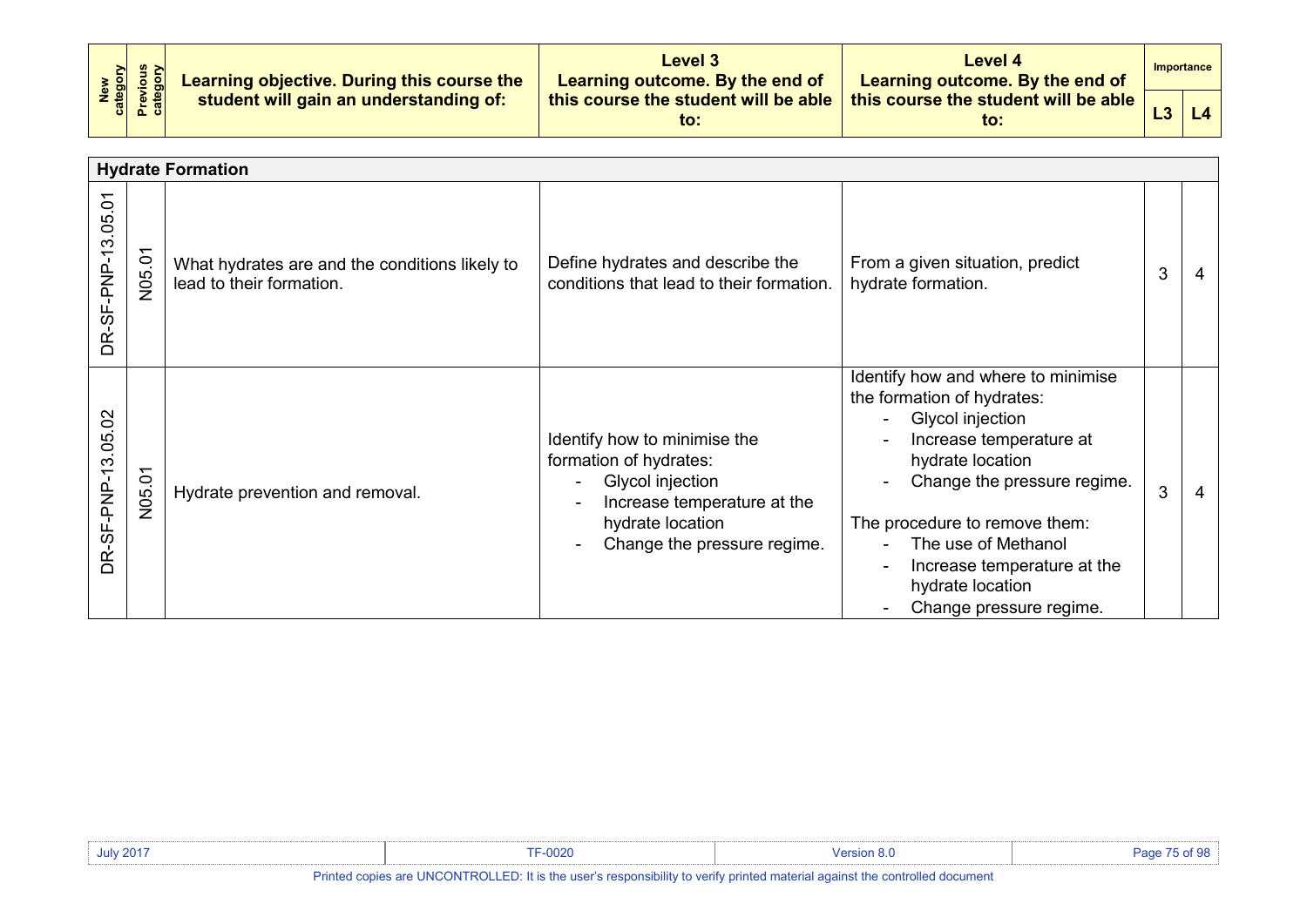| New category | Previous category | Learning objective. During this course the student will gain an understanding of: | Level 3 Learning outcome. By the end of this course the student will be able to: | Level 4 Learning outcome. By the end of this course the student will be able to: | Importance | |
|---|---|---|---|---|---|---|
| | | | | | L3 | L4 |
| **Hydrate Formation** | | | | | | |
| DR-SF-PNP-13.05.01 | N05.01 | What hydrates are and the conditions likely to lead to their formation. | Define hydrates and describe the conditions that lead to their formation. | From a given situation, predict hydrate formation. | 3 | 4 |
| DR-SF-PNP-13.05.02 | N05.01 | Hydrate prevention and removal. | Identify how to minimise the formation of hydrates:<br>- Glycol injection<br>- Increase temperature at the hydrate location<br>- Change the pressure regime. | Identify how and where to minimise the formation of hydrates:<br>- Glycol injection<br>- Increase temperature at hydrate location<br>- Change the pressure regime.<br><br>The procedure to remove them:<br>- The use of Methanol<br>- Increase temperature at the hydrate location<br>- Change pressure regime. | 3 | 4 |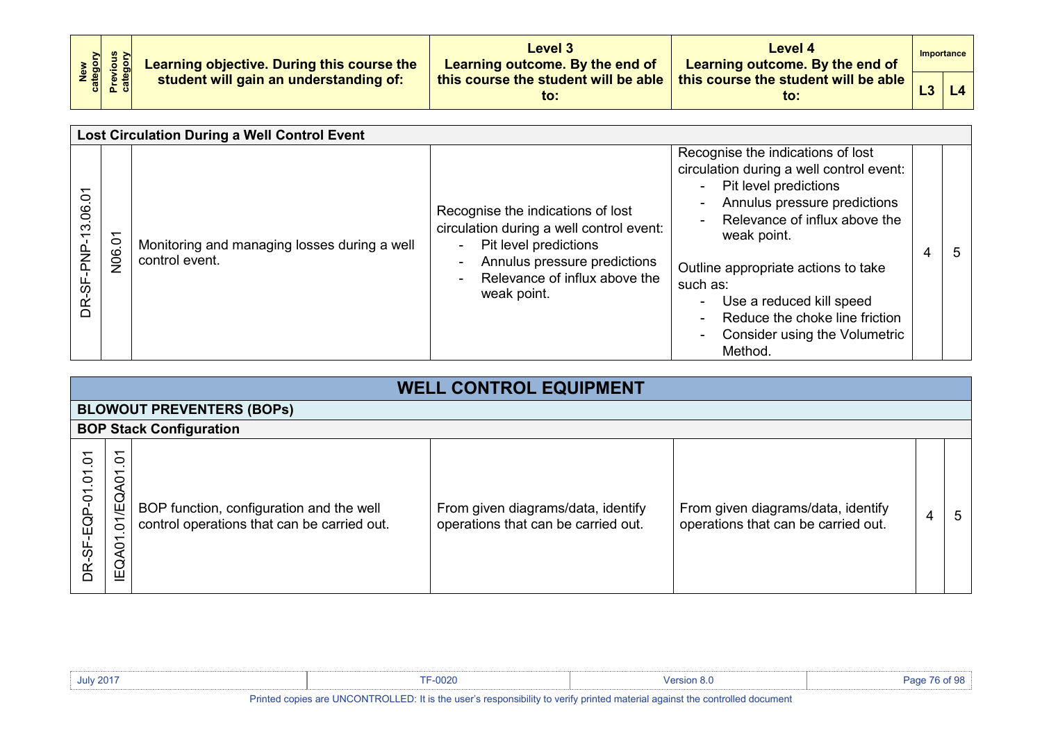| New category | Previous category | Learning objective. During this course the student will gain an understanding of: | Level 3 Learning outcome. By the end of this course the student will be able to: | Level 4 Learning outcome. By the end of this course the student will be able to: | Importance | |
|---|---|---|---|---|---|---|
| | | | | | L3 | L4 |
| **Lost Circulation During a Well Control Event** | | | | | | |
| DR-SF-PNP-13.06.01 | N06.01 | Monitoring and managing losses during a well control event. | Recognise the indications of lost circulation during a well control event:<br>- Pit level predictions<br>- Annulus pressure predictions<br>- Relevance of influx above the weak point. | Recognise the indications of lost circulation during a well control event:<br>- Pit level predictions<br>- Annulus pressure predictions<br>- Relevance of influx above the weak point.<br><br>Outline appropriate actions to take such as:<br>- Use a reduced kill speed<br>- Reduce the choke line friction<br>- Consider using the Volumetric Method. | 4 | 5 |

## WELL CONTROL EQUIPMENT

### BLOWOUT PREVENTERS (BOPs)

#### BOP Stack Configuration

| New category | Previous category | Learning objective | Level 3 | Level 4 | L3 | L4 |
|---|---|---|---|---|---|---|
| DR-SF-EQP-01.01.01 | IEQA01.01/EQA01.01 | BOP function, configuration and the well control operations that can be carried out. | From given diagrams/data, identify operations that can be carried out. | From given diagrams/data, identify operations that can be carried out. | 4 | 5 |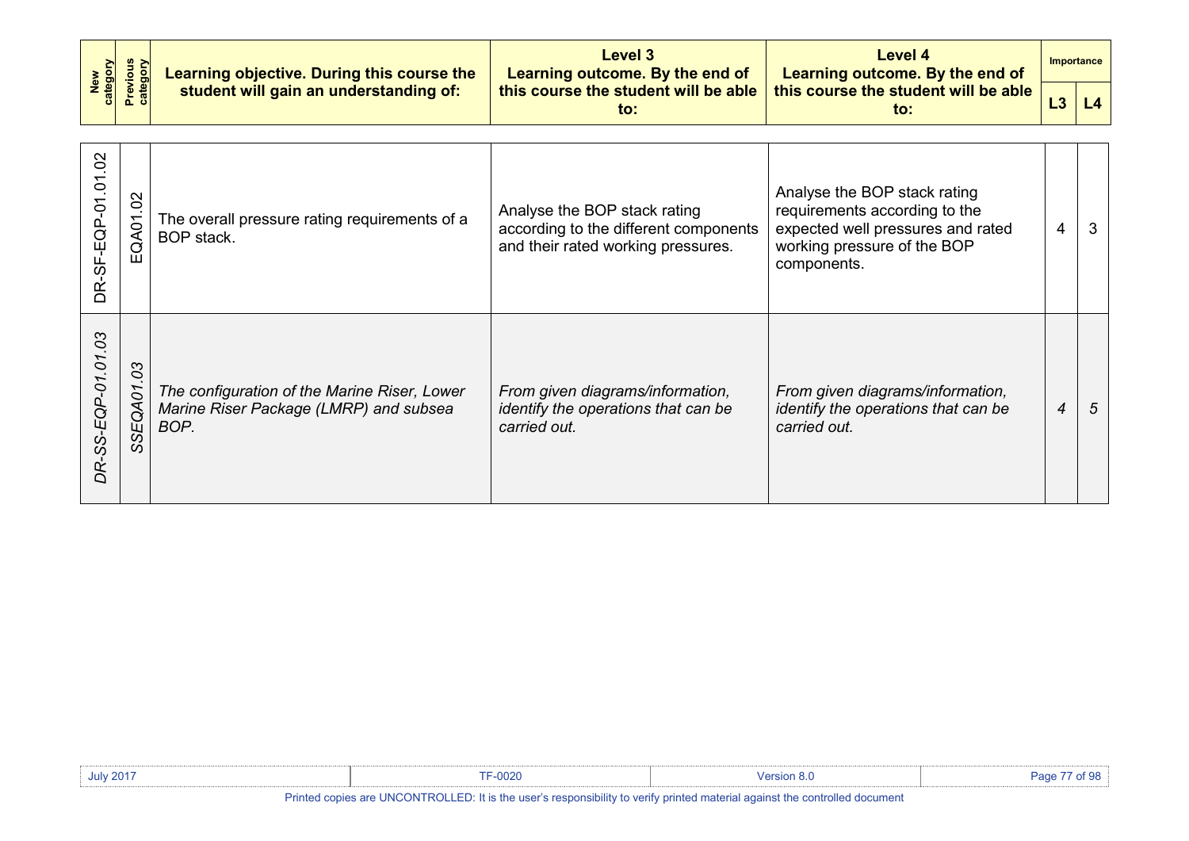| New category | Previous category | Learning objective. During this course the student will gain an understanding of: | Level 3 Learning outcome. By the end of this course the student will be able to: | Level 4 Learning outcome. By the end of this course the student will be able to: | Importance | |
|---|---|---|---|---|---|---|
| | | | | | L3 | L4 |
| DR-SF-EQP-01.01.02 | EQA01.02 | The overall pressure rating requirements of a BOP stack. | Analyse the BOP stack rating according to the different components and their rated working pressures. | Analyse the BOP stack rating requirements according to the expected well pressures and rated working pressure of the BOP components. | 4 | 3 |
| *DR-SS-EQP-01.01.03* | *SSEQA01.03* | *The configuration of the Marine Riser, Lower Marine Riser Package (LMRP) and subsea BOP.* | *From given diagrams/information, identify the operations that can be carried out.* | *From given diagrams/information, identify the operations that can be carried out.* | *4* | *5* |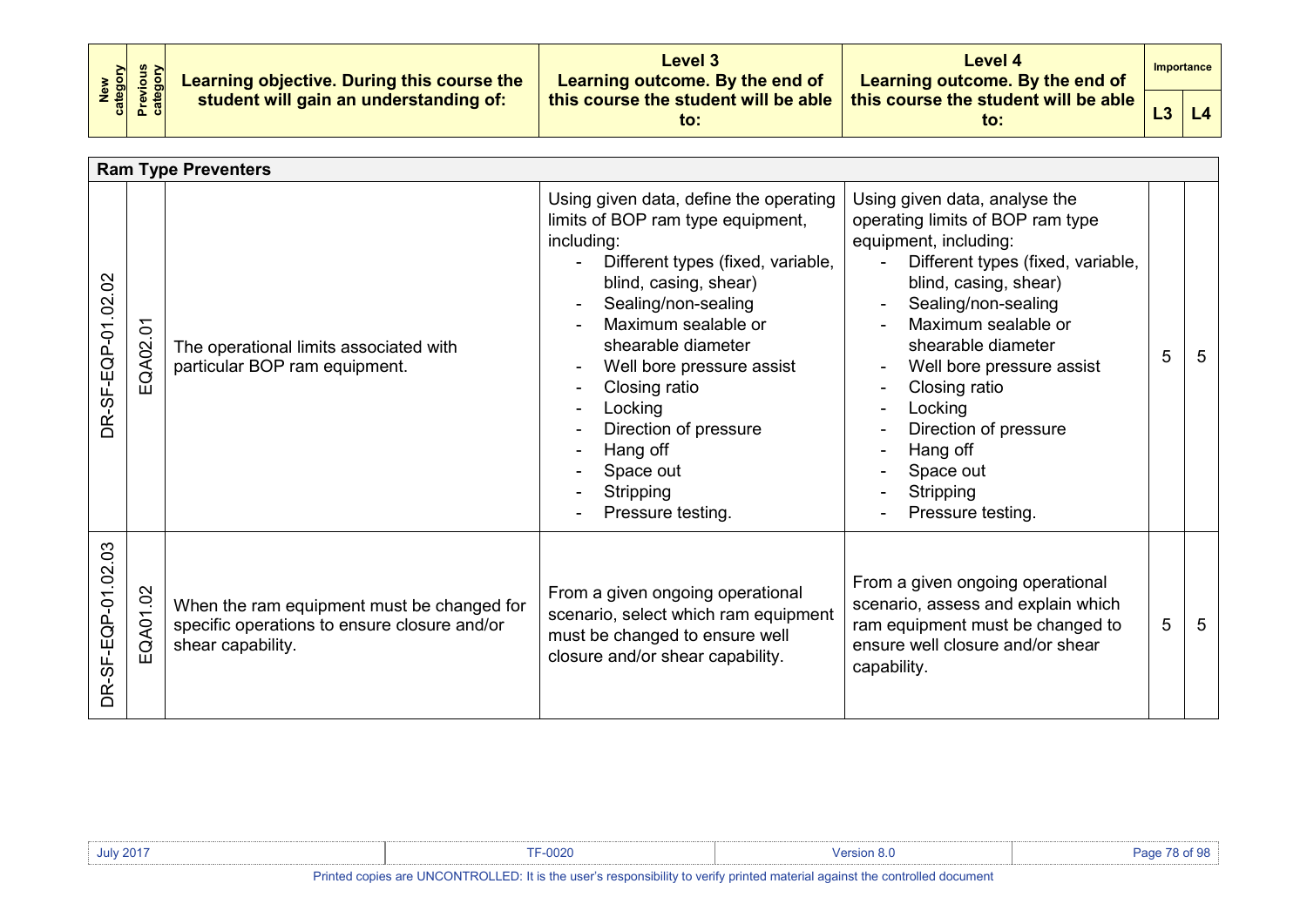| New category | Previous category | Learning objective. During this course the student will gain an understanding of: | Level 3 Learning outcome. By the end of this course the student will be able to: | Level 4 Learning outcome. By the end of this course the student will be able to: | Importance | |
|---|---|---|---|---|---|---|
| | | | | | L3 | L4 |
| **Ram Type Preventers** | | | | | | |
| DR-SF-EQP-01.02.02 | EQA02.01 | The operational limits associated with particular BOP ram equipment. | Using given data, define the operating limits of BOP ram type equipment, including:<br>- Different types (fixed, variable, blind, casing, shear)<br>- Sealing/non-sealing<br>- Maximum sealable or shearable diameter<br>- Well bore pressure assist<br>- Closing ratio<br>- Locking<br>- Direction of pressure<br>- Hang off<br>- Space out<br>- Stripping<br>- Pressure testing. | Using given data, analyse the operating limits of BOP ram type equipment, including:<br>- Different types (fixed, variable, blind, casing, shear)<br>- Sealing/non-sealing<br>- Maximum sealable or shearable diameter<br>- Well bore pressure assist<br>- Closing ratio<br>- Locking<br>- Direction of pressure<br>- Hang off<br>- Space out<br>- Stripping<br>- Pressure testing. | 5 | 5 |
| DR-SF-EQP-01.02.03 | EQA01.02 | When the ram equipment must be changed for specific operations to ensure closure and/or shear capability. | From a given ongoing operational scenario, select which ram equipment must be changed to ensure well closure and/or shear capability. | From a given ongoing operational scenario, assess and explain which ram equipment must be changed to ensure well closure and/or shear capability. | 5 | 5 |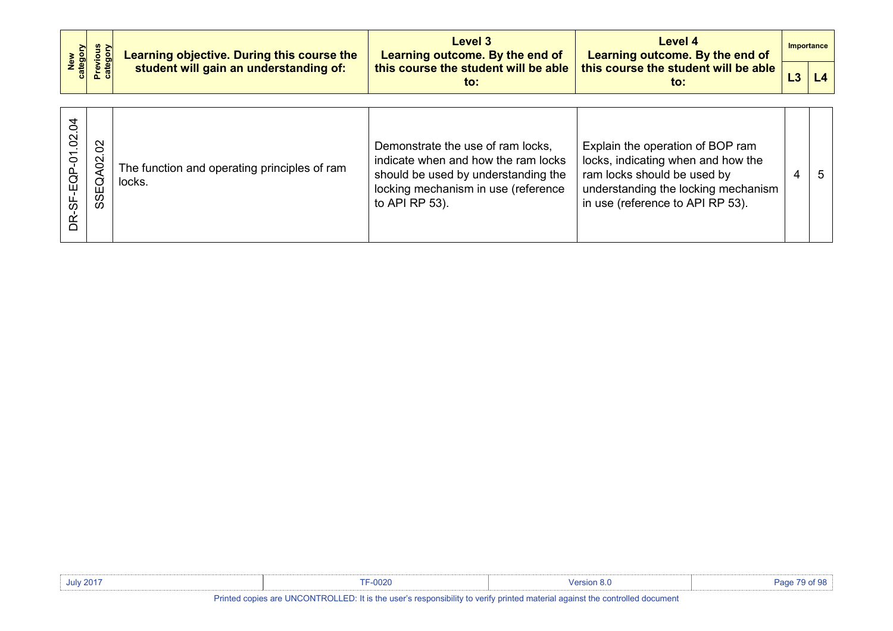| New category | Previous category | Learning objective. During this course the student will gain an understanding of: | Level 3 Learning outcome. By the end of this course the student will be able to: | Level 4 Learning outcome. By the end of this course the student will be able to: | Importance | |
|---|---|---|---|---|---|---|
| | | | | | L3 | L4 |
| DR-SF-EQP-01.02.04 | SSEQA02.02 | The function and operating principles of ram locks. | Demonstrate the use of ram locks, indicate when and how the ram locks should be used by understanding the locking mechanism in use (reference to API RP 53). | Explain the operation of BOP ram locks, indicating when and how the ram locks should be used by understanding the locking mechanism in use (reference to API RP 53). | 4 | 5 |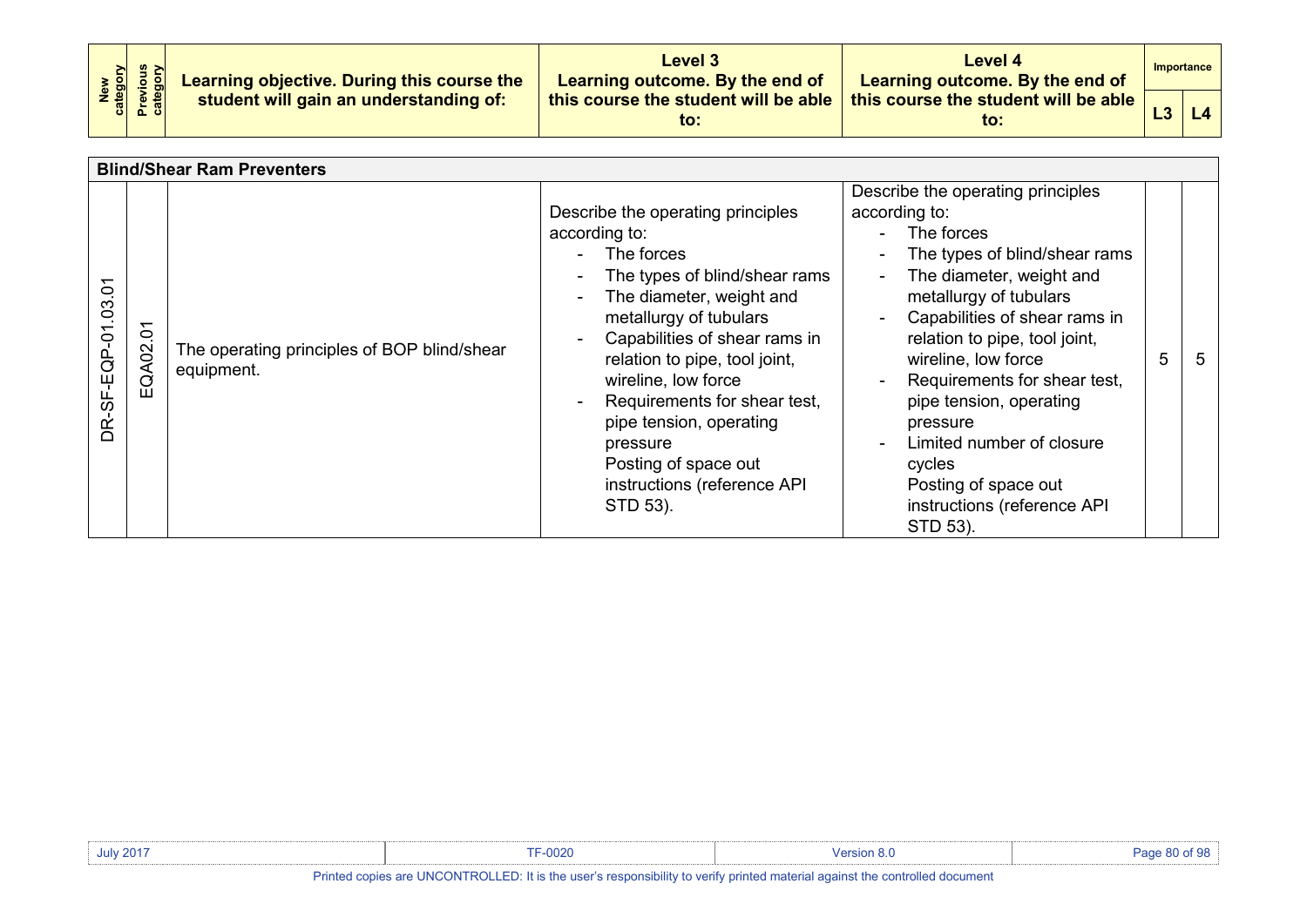| New category | Previous category | Learning objective. During this course the student will gain an understanding of: | Level 3 Learning outcome. By the end of this course the student will be able to: | Level 4 Learning outcome. By the end of this course the student will be able to: | Importance | |
|---|---|---|---|---|---|---|
| | | | | | L3 | L4 |
| **Blind/Shear Ram Preventers** | | | | | | |
| DR-SF-EQP-01.03.01 | EQA02.01 | The operating principles of BOP blind/shear equipment. | Describe the operating principles according to:<br>- The forces<br>- The types of blind/shear rams<br>- The diameter, weight and metallurgy of tubulars<br>- Capabilities of shear rams in relation to pipe, tool joint, wireline, low force<br>- Requirements for shear test, pipe tension, operating pressure<br>Posting of space out instructions (reference API STD 53). | Describe the operating principles according to:<br>- The forces<br>- The types of blind/shear rams<br>- The diameter, weight and metallurgy of tubulars<br>- Capabilities of shear rams in relation to pipe, tool joint, wireline, low force<br>- Requirements for shear test, pipe tension, operating pressure<br>- Limited number of closure cycles<br>Posting of space out instructions (reference API STD 53). | 5 | 5 |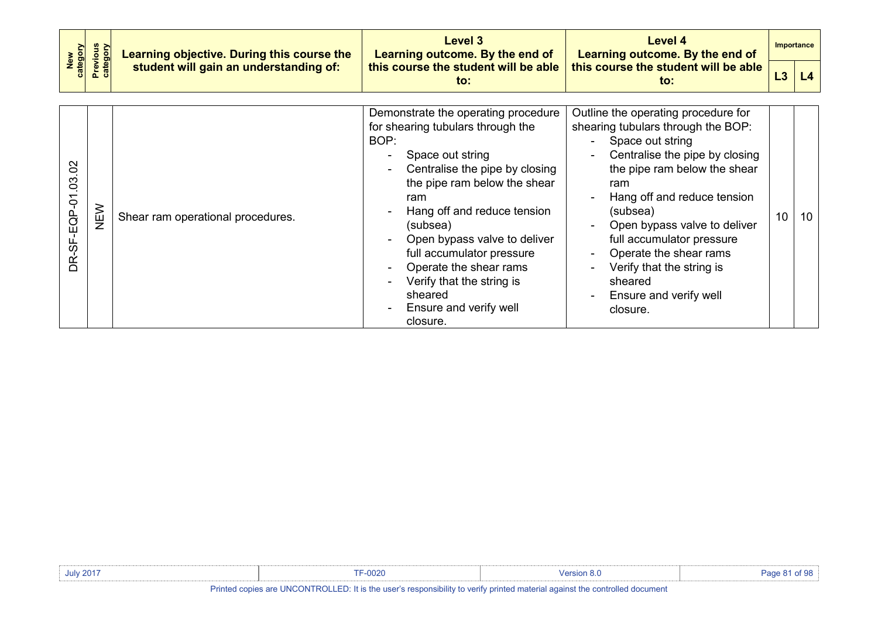| New category | Previous category | Learning objective. During this course the student will gain an understanding of: | Level 3 Learning outcome. By the end of this course the student will be able to: | Level 4 Learning outcome. By the end of this course the student will be able to: | Importance | |
|---|---|---|---|---|---|---|
| | | | | | L3 | L4 |
| DR-SF-EQP-01.03.02 | NEW | Shear ram operational procedures. | Demonstrate the operating procedure for shearing tubulars through the BOP:<br>- Space out string<br>- Centralise the pipe by closing the pipe ram below the shear ram<br>- Hang off and reduce tension (subsea)<br>- Open bypass valve to deliver full accumulator pressure<br>- Operate the shear rams<br>- Verify that the string is sheared<br>- Ensure and verify well closure. | Outline the operating procedure for shearing tubulars through the BOP:<br>- Space out string<br>- Centralise the pipe by closing the pipe ram below the shear ram<br>- Hang off and reduce tension (subsea)<br>- Open bypass valve to deliver full accumulator pressure<br>- Operate the shear rams<br>- Verify that the string is sheared<br>- Ensure and verify well closure. | 10 | 10 |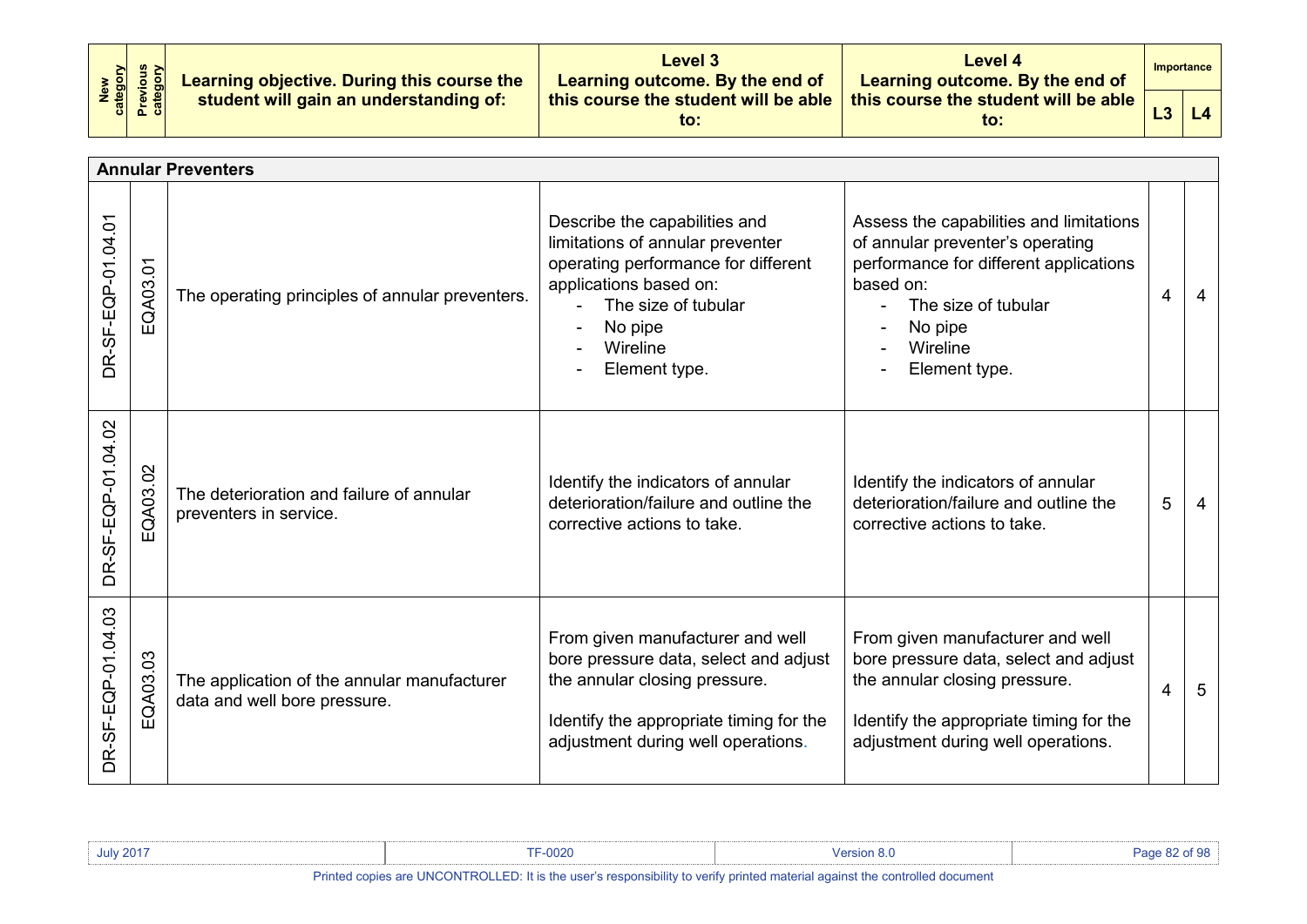| New category | Previous category | Learning objective. During this course the student will gain an understanding of: | Level 3 Learning outcome. By the end of this course the student will be able to: | Level 4 Learning outcome. By the end of this course the student will be able to: | Importance | |
|---|---|---|---|---|---|---|
| | | | | | L3 | L4 |
| **Annular Preventers** | | | | | | |
| DR-SF-EQP-01.04.01 | EQA03.01 | The operating principles of annular preventers. | Describe the capabilities and limitations of annular preventer operating performance for different applications based on:<br>- The size of tubular<br>- No pipe<br>- Wireline<br>- Element type. | Assess the capabilities and limitations of annular preventer's operating performance for different applications based on:<br>- The size of tubular<br>- No pipe<br>- Wireline<br>- Element type. | 4 | 4 |
| DR-SF-EQP-01.04.02 | EQA03.02 | The deterioration and failure of annular preventers in service. | Identify the indicators of annular deterioration/failure and outline the corrective actions to take. | Identify the indicators of annular deterioration/failure and outline the corrective actions to take. | 5 | 4 |
| DR-SF-EQP-01.04.03 | EQA03.03 | The application of the annular manufacturer data and well bore pressure. | From given manufacturer and well bore pressure data, select and adjust the annular closing pressure.<br><br>Identify the appropriate timing for the adjustment during well operations. | From given manufacturer and well bore pressure data, select and adjust the annular closing pressure.<br><br>Identify the appropriate timing for the adjustment during well operations. | 4 | 5 |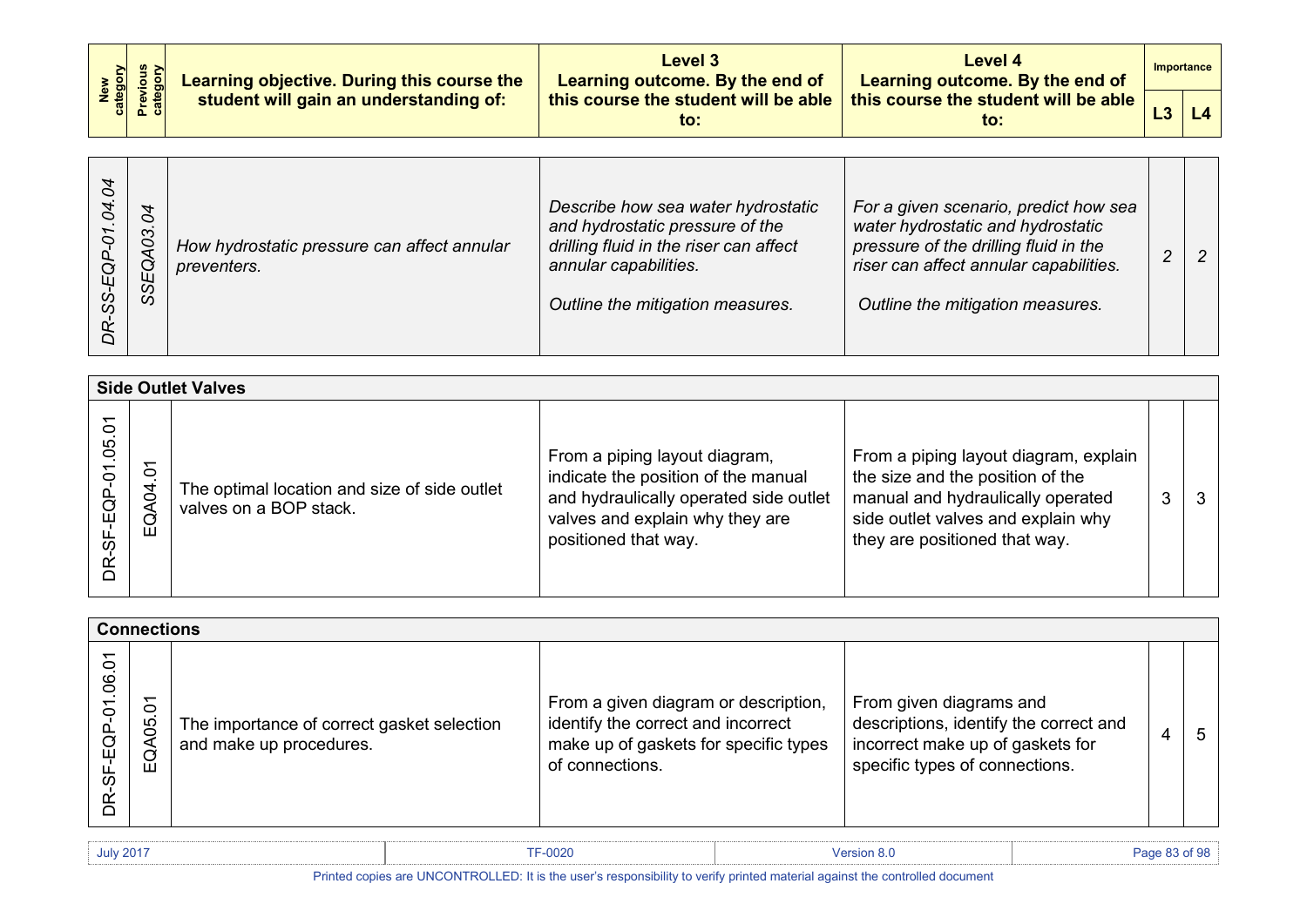| New category | Previous category | Learning objective. During this course the student will gain an understanding of: | Level 3 Learning outcome. By the end of this course the student will be able to: | Level 4 Learning outcome. By the end of this course the student will be able to: | Importance L3 | Importance L4 |
|---|---|---|---|---|---|---|
| *DR-SS-EQP-01.04.04* | *SSEQA03.04* | *How hydrostatic pressure can affect annular preventers.* | *Describe how sea water hydrostatic and hydrostatic pressure of the drilling fluid in the riser can affect annular capabilities.*<br><br>*Outline the mitigation measures.* | *For a given scenario, predict how sea water hydrostatic and hydrostatic pressure of the drilling fluid in the riser can affect annular capabilities.*<br><br>*Outline the mitigation measures.* | *2* | *2* |
| **Side Outlet Valves** | | | | | | |
| DR-SF-EQP-01.05.01 | EQA04.01 | The optimal location and size of side outlet valves on a BOP stack. | From a piping layout diagram, indicate the position of the manual and hydraulically operated side outlet valves and explain why they are positioned that way. | From a piping layout diagram, explain the size and the position of the manual and hydraulically operated side outlet valves and explain why they are positioned that way. | 3 | 3 |
| **Connections** | | | | | | |
| DR-SF-EQP-01.06.01 | EQA05.01 | The importance of correct gasket selection and make up procedures. | From a given diagram or description, identify the correct and incorrect make up of gaskets for specific types of connections. | From given diagrams and descriptions, identify the correct and incorrect make up of gaskets for specific types of connections. | 4 | 5 |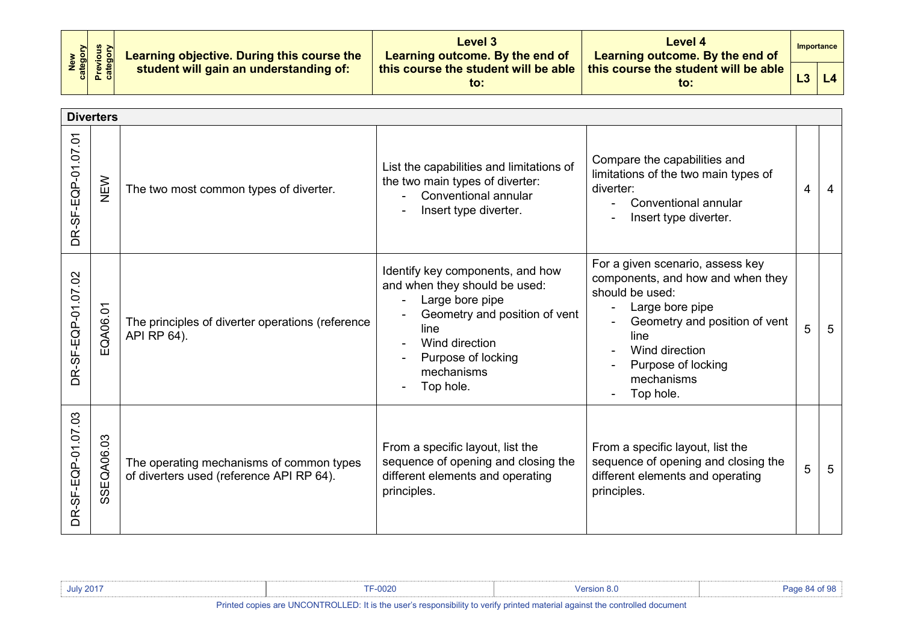| New category | Previous category | Learning objective. During this course the student will gain an understanding of: | Level 3 Learning outcome. By the end of this course the student will be able to: | Level 4 Learning outcome. By the end of this course the student will be able to: | Importance L3 | Importance L4 |
|---|---|---|---|---|---|---|
| **Diverters** | | | | | | |
| DR-SF-EQP-01.07.01 | NEW | The two most common types of diverter. | List the capabilities and limitations of the two main types of diverter:<br>- Conventional annular<br>- Insert type diverter. | Compare the capabilities and limitations of the two main types of diverter:<br>- Conventional annular<br>- Insert type diverter. | 4 | 4 |
| DR-SF-EQP-01.07.02 | EQA06.01 | The principles of diverter operations (reference API RP 64). | Identify key components, and how and when they should be used:<br>- Large bore pipe<br>- Geometry and position of vent line<br>- Wind direction<br>- Purpose of locking mechanisms<br>- Top hole. | For a given scenario, assess key components, and how and when they should be used:<br>- Large bore pipe<br>- Geometry and position of vent line<br>- Wind direction<br>- Purpose of locking mechanisms<br>- Top hole. | 5 | 5 |
| DR-SF-EQP-01.07.03 | SSEQA06.03 | The operating mechanisms of common types of diverters used (reference API RP 64). | From a specific layout, list the sequence of opening and closing the different elements and operating principles. | From a specific layout, list the sequence of opening and closing the different elements and operating principles. | 5 | 5 |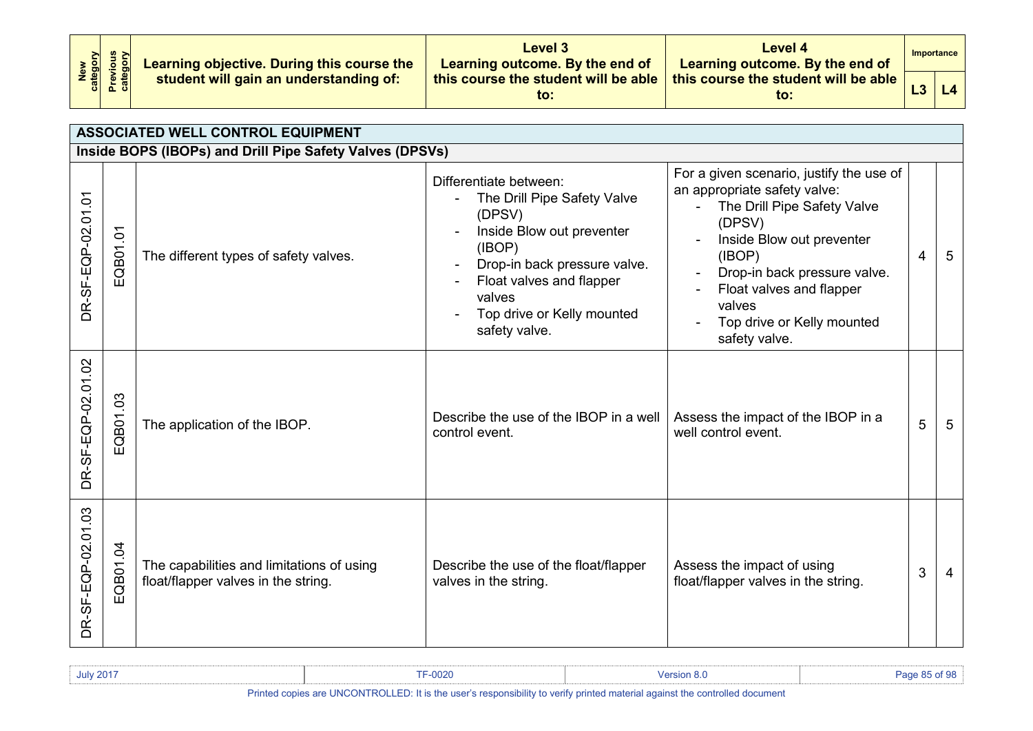| New category | Previous category | Learning objective. During this course the student will gain an understanding of: | Level 3 Learning outcome. By the end of this course the student will be able to: | Level 4 Learning outcome. By the end of this course the student will be able to: | Importance | |
|---|---|---|---|---|---|---|
| | | | | | L3 | L4 |
| **ASSOCIATED WELL CONTROL EQUIPMENT** | | | | | | |
| **Inside BOPS (IBOPs) and Drill Pipe Safety Valves (DPSVs)** | | | | | | |
| DR-SF-EQP-02.01.01 | EQB01.01 | The different types of safety valves. | Differentiate between: - The Drill Pipe Safety Valve (DPSV) - Inside Blow out preventer (IBOP) - Drop-in back pressure valve. - Float valves and flapper valves - Top drive or Kelly mounted safety valve. | For a given scenario, justify the use of an appropriate safety valve: - The Drill Pipe Safety Valve (DPSV) - Inside Blow out preventer (IBOP) - Drop-in back pressure valve. - Float valves and flapper valves - Top drive or Kelly mounted safety valve. | 4 | 5 |
| DR-SF-EQP-02.01.02 | EQB01.03 | The application of the IBOP. | Describe the use of the IBOP in a well control event. | Assess the impact of the IBOP in a well control event. | 5 | 5 |
| DR-SF-EQP-02.01.03 | EQB01.04 | The capabilities and limitations of using float/flapper valves in the string. | Describe the use of the float/flapper valves in the string. | Assess the impact of using float/flapper valves in the string. | 3 | 4 |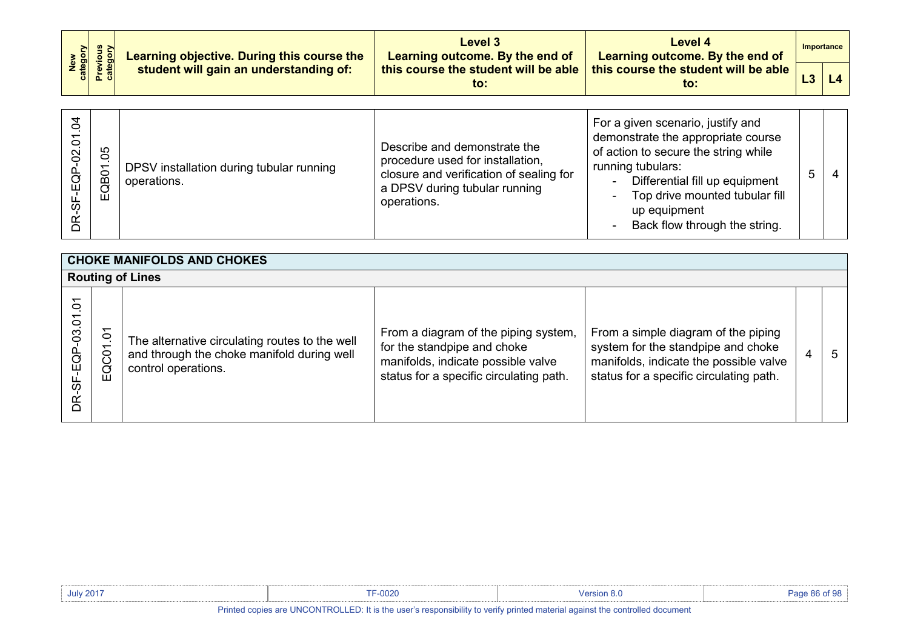| New category | Previous category | Learning objective. During this course the student will gain an understanding of: | Level 3 Learning outcome. By the end of this course the student will be able to: | Level 4 Learning outcome. By the end of this course the student will be able to: | Importance | |
|---|---|---|---|---|---|---|
| | | | | | L3 | L4 |
| DR-SF-EQP-02.01.04 | EQB01.05 | DPSV installation during tubular running operations. | Describe and demonstrate the procedure used for installation, closure and verification of sealing for a DPSV during tubular running operations. | For a given scenario, justify and demonstrate the appropriate course of action to secure the string while running tubulars: <br>- Differential fill up equipment <br>- Top drive mounted tubular fill up equipment <br>- Back flow through the string. | 5 | 4 |
| **CHOKE MANIFOLDS AND CHOKES** | | | | | | |
| **Routing of Lines** | | | | | | |
| DR-SF-EQP-03.01.01 | EQC01.01 | The alternative circulating routes to the well and through the choke manifold during well control operations. | From a diagram of the piping system, for the standpipe and choke manifolds, indicate possible valve status for a specific circulating path. | From a simple diagram of the piping system for the standpipe and choke manifolds, indicate the possible valve status for a specific circulating path. | 4 | 5 |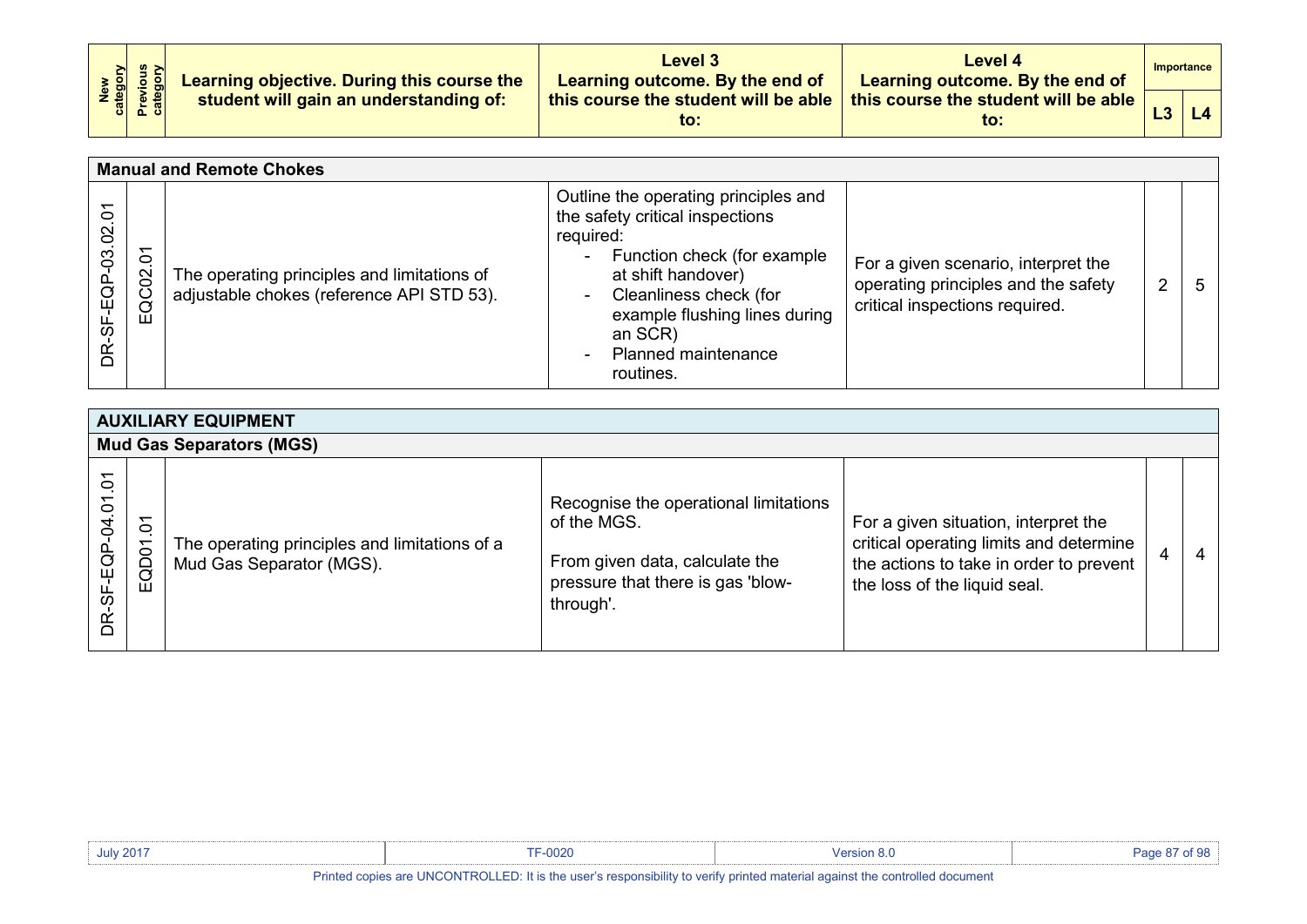| New category | Previous category | Learning objective. During this course the student will gain an understanding of: | Level 3 Learning outcome. By the end of this course the student will be able to: | Level 4 Learning outcome. By the end of this course the student will be able to: | Importance | |
|---|---|---|---|---|---|---|
| | | | | | L3 | L4 |

| Manual and Remote Chokes | | | | | | |
|---|---|---|---|---|---|---|
| DR-SF-EQP-03.02.01 | EQC02.01 | The operating principles and limitations of adjustable chokes (reference API STD 53). | Outline the operating principles and the safety critical inspections required:<br>- Function check (for example at shift handover)<br>- Cleanliness check (for example flushing lines during an SCR)<br>- Planned maintenance routines. | For a given scenario, interpret the operating principles and the safety critical inspections required. | 2 | 5 |

| AUXILIARY EQUIPMENT | | | | | | |
|---|---|---|---|---|---|---|
| **Mud Gas Separators (MGS)** | | | | | | |
| DR-SF-EQP-04.01.01 | EQD01.01 | The operating principles and limitations of a Mud Gas Separator (MGS). | Recognise the operational limitations of the MGS.<br><br>From given data, calculate the pressure that there is gas 'blow-through'. | For a given situation, interpret the critical operating limits and determine the actions to take in order to prevent the loss of the liquid seal. | 4 | 4 |

Printed copies are UNCONTROLLED: It is the user's responsibility to verify printed material against the controlled document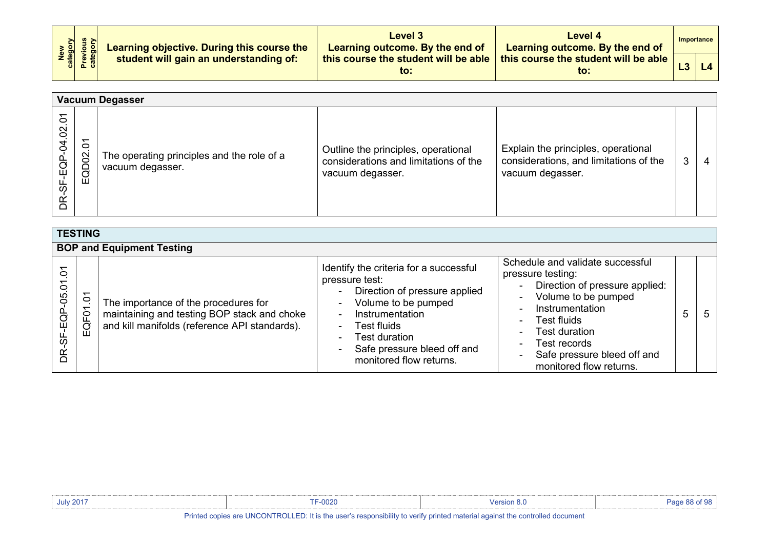| New category | Previous category | Learning objective. During this course the student will gain an understanding of: | Level 3 Learning outcome. By the end of this course the student will be able to: | Level 4 Learning outcome. By the end of this course the student will be able to: | Importance L3 | Importance L4 |
|---|---|---|---|---|---|---|
| **Vacuum Degasser** | | | | | | |
| DR-SF-EQP-04.02.01 | EQD02.01 | The operating principles and the role of a vacuum degasser. | Outline the principles, operational considerations and limitations of the vacuum degasser. | Explain the principles, operational considerations, and limitations of the vacuum degasser. | 3 | 4 |
| **TESTING** | | | | | | |
| **BOP and Equipment Testing** | | | | | | |
| DR-SF-EQP-05.01.01 | EQF01.01 | The importance of the procedures for maintaining and testing BOP stack and choke and kill manifolds (reference API standards). | Identify the criteria for a successful pressure test:<br>- Direction of pressure applied<br>- Volume to be pumped<br>- Instrumentation<br>- Test fluids<br>- Test duration<br>- Safe pressure bleed off and monitored flow returns. | Schedule and validate successful pressure testing:<br>- Direction of pressure applied:<br>- Volume to be pumped<br>- Instrumentation<br>- Test fluids<br>- Test duration<br>- Test records<br>- Safe pressure bleed off and monitored flow returns. | 5 | 5 |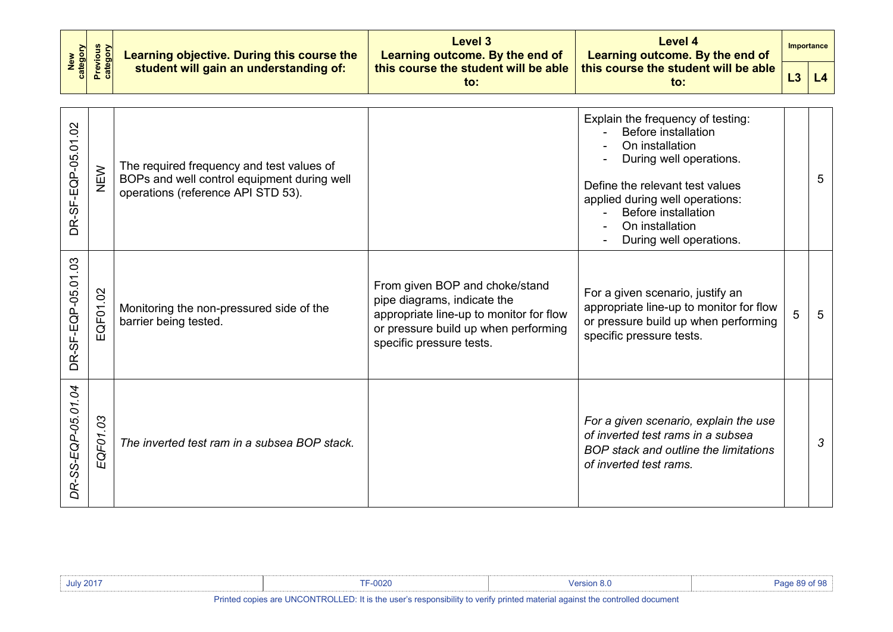| New category | Previous category | Learning objective. During this course the student will gain an understanding of: | Level 3 Learning outcome. By the end of this course the student will be able to: | Level 4 Learning outcome. By the end of this course the student will be able to: | Importance L3 | Importance L4 |
|---|---|---|---|---|---|---|
| DR-SF-EQP-05.01.02 | NEW | The required frequency and test values of BOPs and well control equipment during well operations (reference API STD 53). | | Explain the frequency of testing:<br>- Before installation<br>- On installation<br>- During well operations.<br><br>Define the relevant test values applied during well operations:<br>- Before installation<br>- On installation<br>- During well operations. | | 5 |
| DR-SF-EQP-05.01.03 | EQF01.02 | Monitoring the non-pressured side of the barrier being tested. | From given BOP and choke/stand pipe diagrams, indicate the appropriate line-up to monitor for flow or pressure build up when performing specific pressure tests. | For a given scenario, justify an appropriate line-up to monitor for flow or pressure build up when performing specific pressure tests. | 5 | 5 |
| *DR-SS-EQP-05.01.04* | *EQF01.03* | *The inverted test ram in a subsea BOP stack.* | | *For a given scenario, explain the use of inverted test rams in a subsea BOP stack and outline the limitations of inverted test rams.* | | *3* |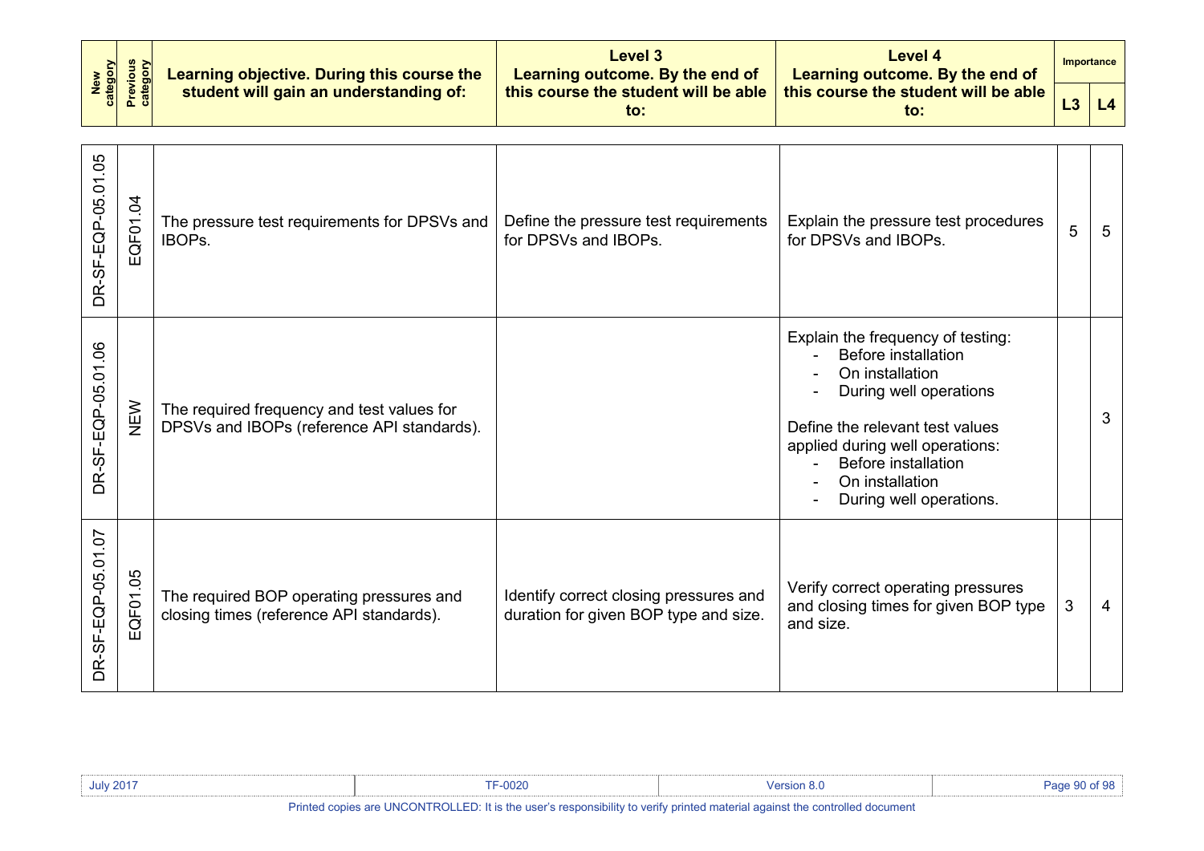| New category | Previous category | Learning objective. During this course the student will gain an understanding of: | Level 3 Learning outcome. By the end of this course the student will be able to: | Level 4 Learning outcome. By the end of this course the student will be able to: | Importance | |
|---|---|---|---|---|---|---|
| | | | | | L3 | L4 |
| DR-SF-EQP-05.01.05 | EQF01.04 | The pressure test requirements for DPSVs and IBOPs. | Define the pressure test requirements for DPSVs and IBOPs. | Explain the pressure test procedures for DPSVs and IBOPs. | 5 | 5 |
| DR-SF-EQP-05.01.06 | NEW | The required frequency and test values for DPSVs and IBOPs (reference API standards). | | Explain the frequency of testing:<br>- Before installation<br>- On installation<br>- During well operations<br><br>Define the relevant test values applied during well operations:<br>- Before installation<br>- On installation<br>- During well operations. | | 3 |
| DR-SF-EQP-05.01.07 | EQF01.05 | The required BOP operating pressures and closing times (reference API standards). | Identify correct closing pressures and duration for given BOP type and size. | Verify correct operating pressures and closing times for given BOP type and size. | 3 | 4 |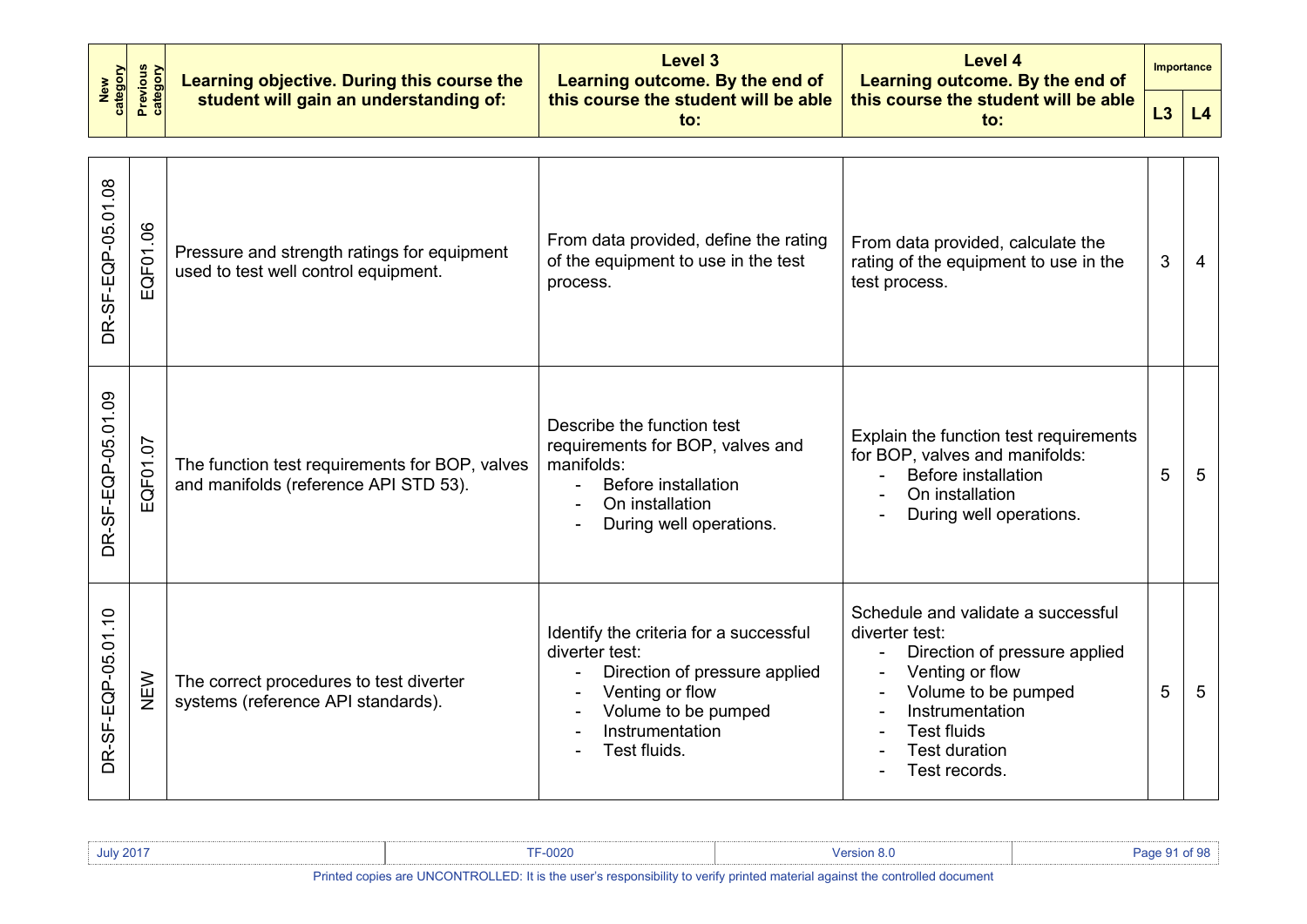| New category | Previous category | Learning objective. During this course the student will gain an understanding of: | Level 3 Learning outcome. By the end of this course the student will be able to: | Level 4 Learning outcome. By the end of this course the student will be able to: | Importance | |
|---|---|---|---|---|---|---|
| | | | | | L3 | L4 |
| DR-SF-EQP-05.01.08 | EQF01.06 | Pressure and strength ratings for equipment used to test well control equipment. | From data provided, define the rating of the equipment to use in the test process. | From data provided, calculate the rating of the equipment to use in the test process. | 3 | 4 |
| DR-SF-EQP-05.01.09 | EQF01.07 | The function test requirements for BOP, valves and manifolds (reference API STD 53). | Describe the function test requirements for BOP, valves and manifolds:<br>- Before installation<br>- On installation<br>- During well operations. | Explain the function test requirements for BOP, valves and manifolds:<br>- Before installation<br>- On installation<br>- During well operations. | 5 | 5 |
| DR-SF-EQP-05.01.10 | NEW | The correct procedures to test diverter systems (reference API standards). | Identify the criteria for a successful diverter test:<br>- Direction of pressure applied<br>- Venting or flow<br>- Volume to be pumped<br>- Instrumentation<br>- Test fluids. | Schedule and validate a successful diverter test:<br>- Direction of pressure applied<br>- Venting or flow<br>- Volume to be pumped<br>- Instrumentation<br>- Test fluids<br>- Test duration<br>- Test records. | 5 | 5 |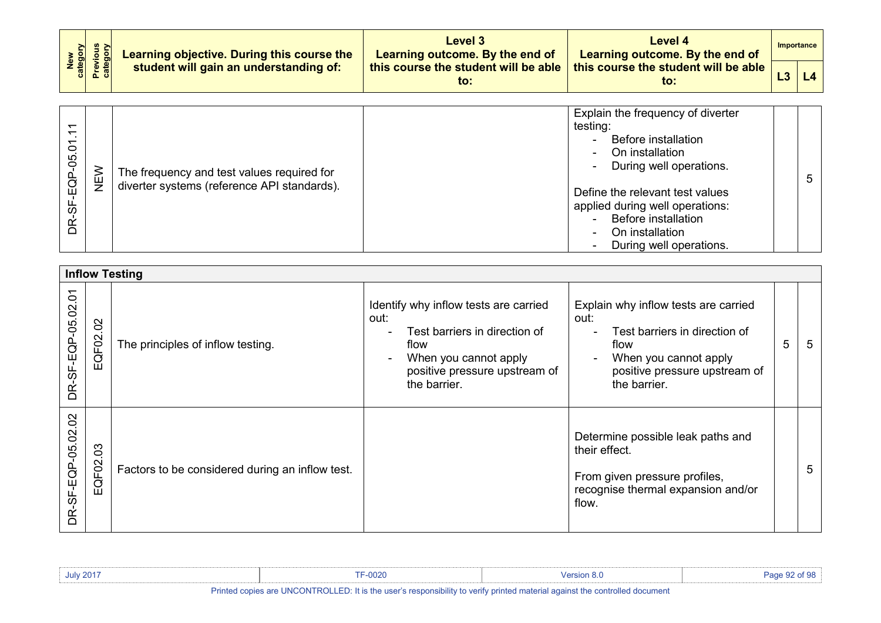| New category | Previous category | Learning objective. During this course the student will gain an understanding of: | Level 3<br>Learning outcome. By the end of this course the student will be able to: | Level 4<br>Learning outcome. By the end of this course the student will be able to: | Importance | |
|---|---|---|---|---|---|---|
| | | | | | L3 | L4 |
| DR-SF-EQP-05.01.11 | NEW | The frequency and test values required for diverter systems (reference API standards). | | Explain the frequency of diverter testing:<br>- Before installation<br>- On installation<br>- During well operations.<br><br>Define the relevant test values applied during well operations:<br>- Before installation<br>- On installation<br>- During well operations. | | 5 |
| **Inflow Testing** | | | | | | |
| DR-SF-EQP-05.02.01 | EQF02.02 | The principles of inflow testing. | Identify why inflow tests are carried out:<br>- Test barriers in direction of flow<br>- When you cannot apply positive pressure upstream of the barrier. | Explain why inflow tests are carried out:<br>- Test barriers in direction of flow<br>- When you cannot apply positive pressure upstream of the barrier. | 5 | 5 |
| DR-SF-EQP-05.02.02 | EQF02.03 | Factors to be considered during an inflow test. | | Determine possible leak paths and their effect.<br><br>From given pressure profiles, recognise thermal expansion and/or flow. | | 5 |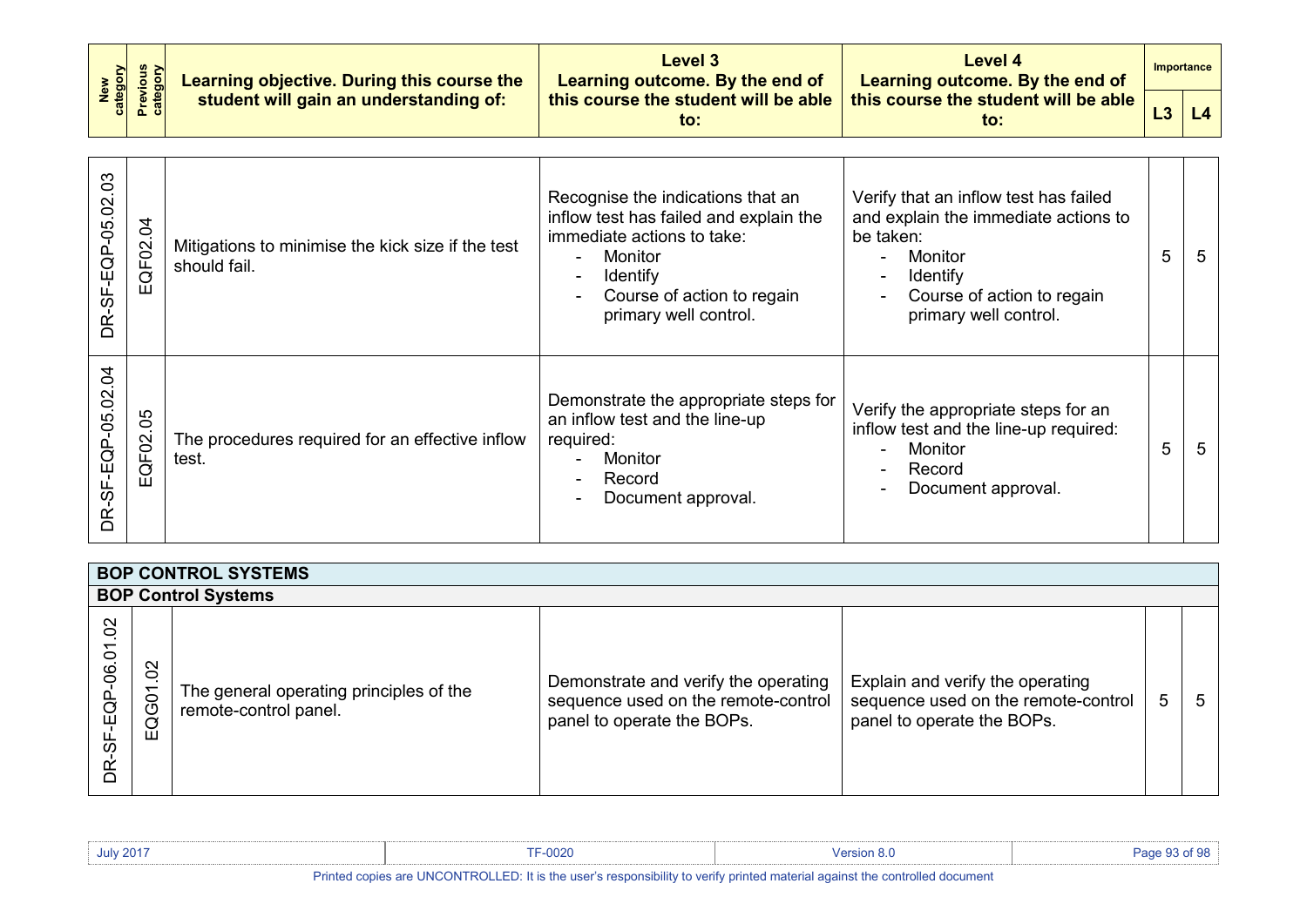| New category | Previous category | Learning objective. During this course the student will gain an understanding of: | Level 3 Learning outcome. By the end of this course the student will be able to: | Level 4 Learning outcome. By the end of this course the student will be able to: | Importance | |
|---|---|---|---|---|---|---|
| | | | | | L3 | L4 |
| DR-SF-EQP-05.02.03 | EQF02.04 | Mitigations to minimise the kick size if the test should fail. | Recognise the indications that an inflow test has failed and explain the immediate actions to take:<br>- Monitor<br>- Identify<br>- Course of action to regain primary well control. | Verify that an inflow test has failed and explain the immediate actions to be taken:<br>- Monitor<br>- Identify<br>- Course of action to regain primary well control. | 5 | 5 |
| DR-SF-EQP-05.02.04 | EQF02.05 | The procedures required for an effective inflow test. | Demonstrate the appropriate steps for an inflow test and the line-up required:<br>- Monitor<br>- Record<br>- Document approval. | Verify the appropriate steps for an inflow test and the line-up required:<br>- Monitor<br>- Record<br>- Document approval. | 5 | 5 |
| **BOP CONTROL SYSTEMS** | | | | | | |
| **BOP Control Systems** | | | | | | |
| DR-SF-EQP-06.01.02 | EQG01.02 | The general operating principles of the remote-control panel. | Demonstrate and verify the operating sequence used on the remote-control panel to operate the BOPs. | Explain and verify the operating sequence used on the remote-control panel to operate the BOPs. | 5 | 5 |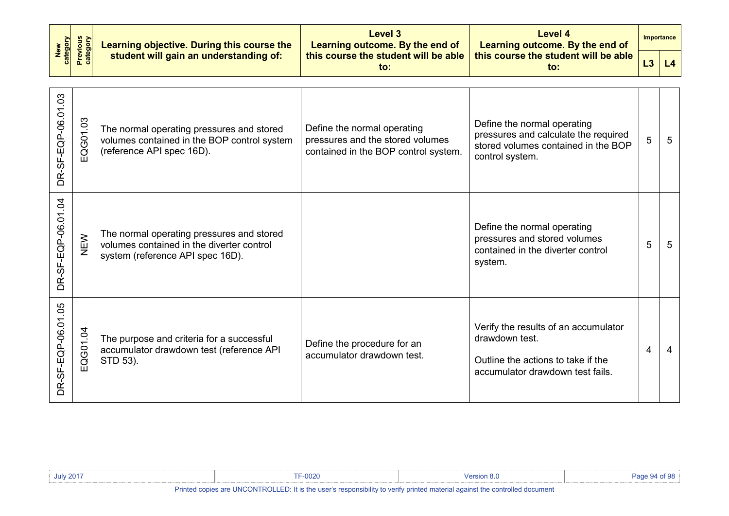| New category | Previous category | Learning objective. During this course the student will gain an understanding of: | Level 3 Learning outcome. By the end of this course the student will be able to: | Level 4 Learning outcome. By the end of this course the student will be able to: | Importance | |
|---|---|---|---|---|---|---|
| | | | | | L3 | L4 |
| DR-SF-EQP-06.01.03 | EQG01.03 | The normal operating pressures and stored volumes contained in the BOP control system (reference API spec 16D). | Define the normal operating pressures and the stored volumes contained in the BOP control system. | Define the normal operating pressures and calculate the required stored volumes contained in the BOP control system. | 5 | 5 |
| DR-SF-EQP-06.01.04 | NEW | The normal operating pressures and stored volumes contained in the diverter control system (reference API spec 16D). | | Define the normal operating pressures and stored volumes contained in the diverter control system. | 5 | 5 |
| DR-SF-EQP-06.01.05 | EQG01.04 | The purpose and criteria for a successful accumulator drawdown test (reference API STD 53). | Define the procedure for an accumulator drawdown test. | Verify the results of an accumulator drawdown test.<br><br>Outline the actions to take if the accumulator drawdown test fails. | 4 | 4 |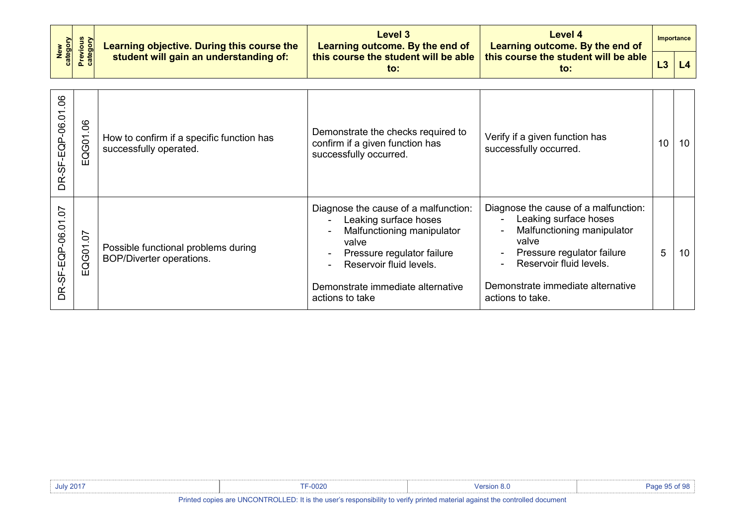| New category | Previous category | Learning objective. During this course the student will gain an understanding of: | Level 3 Learning outcome. By the end of this course the student will be able to: | Level 4 Learning outcome. By the end of this course the student will be able to: | Importance | |
|---|---|---|---|---|---|---|
| | | | | | L3 | L4 |
| DR-SF-EQP-06.01.06 | EQG01.06 | How to confirm if a specific function has successfully operated. | Demonstrate the checks required to confirm if a given function has successfully occurred. | Verify if a given function has successfully occurred. | 10 | 10 |
| DR-SF-EQP-06.01.07 | EQG01.07 | Possible functional problems during BOP/Diverter operations. | Diagnose the cause of a malfunction:<br>- Leaking surface hoses<br>- Malfunctioning manipulator valve<br>- Pressure regulator failure<br>- Reservoir fluid levels.<br><br>Demonstrate immediate alternative actions to take | Diagnose the cause of a malfunction:<br>- Leaking surface hoses<br>- Malfunctioning manipulator valve<br>- Pressure regulator failure<br>- Reservoir fluid levels.<br><br>Demonstrate immediate alternative actions to take. | 5 | 10 |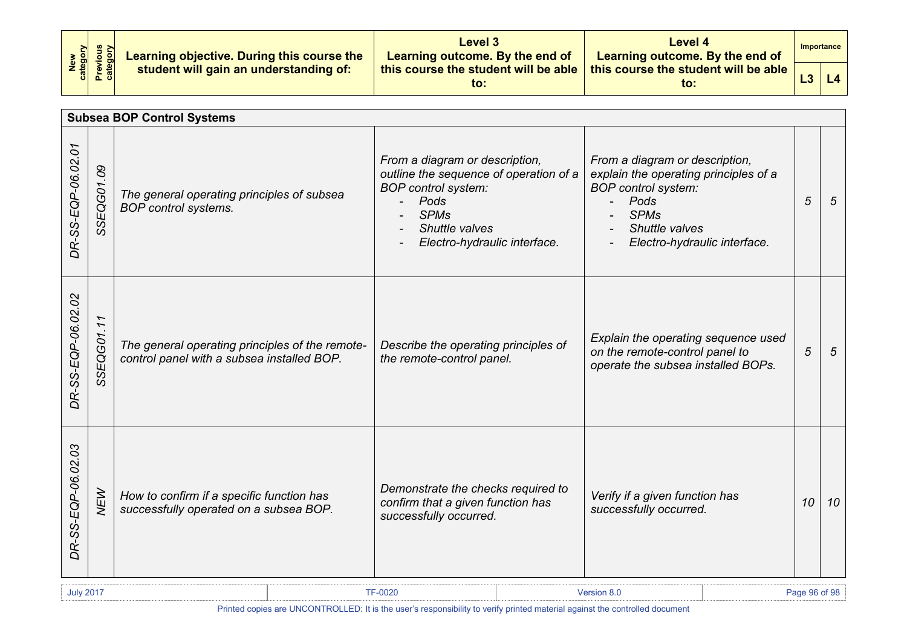| New category | Previous category | Learning objective. During this course the student will gain an understanding of: | Level 3 Learning outcome. By the end of this course the student will be able to: | Level 4 Learning outcome. By the end of this course the student will be able to: | Importance | |
|---|---|---|---|---|---|---|
| | | | | | L3 | L4 |
| **Subsea BOP Control Systems** | | | | | | |
| *DR-SS-EQP-06.02.01* | *SSEQG01.09* | *The general operating principles of subsea BOP control systems.* | *From a diagram or description, outline the sequence of operation of a BOP control system:*<br>- *Pods*<br>- *SPMs*<br>- *Shuttle valves*<br>- *Electro-hydraulic interface.* | *From a diagram or description, explain the operating principles of a BOP control system:*<br>- *Pods*<br>- *SPMs*<br>- *Shuttle valves*<br>- *Electro-hydraulic interface.* | *5* | *5* |
| *DR-SS-EQP-06.02.02* | *SSEQG01.11* | *The general operating principles of the remote-control panel with a subsea installed BOP.* | *Describe the operating principles of the remote-control panel.* | *Explain the operating sequence used on the remote-control panel to operate the subsea installed BOPs.* | *5* | *5* |
| *DR-SS-EQP-06.02.03* | *NEW* | *How to confirm if a specific function has successfully operated on a subsea BOP.* | *Demonstrate the checks required to confirm that a given function has successfully occurred.* | *Verify if a given function has successfully occurred.* | *10* | *10* |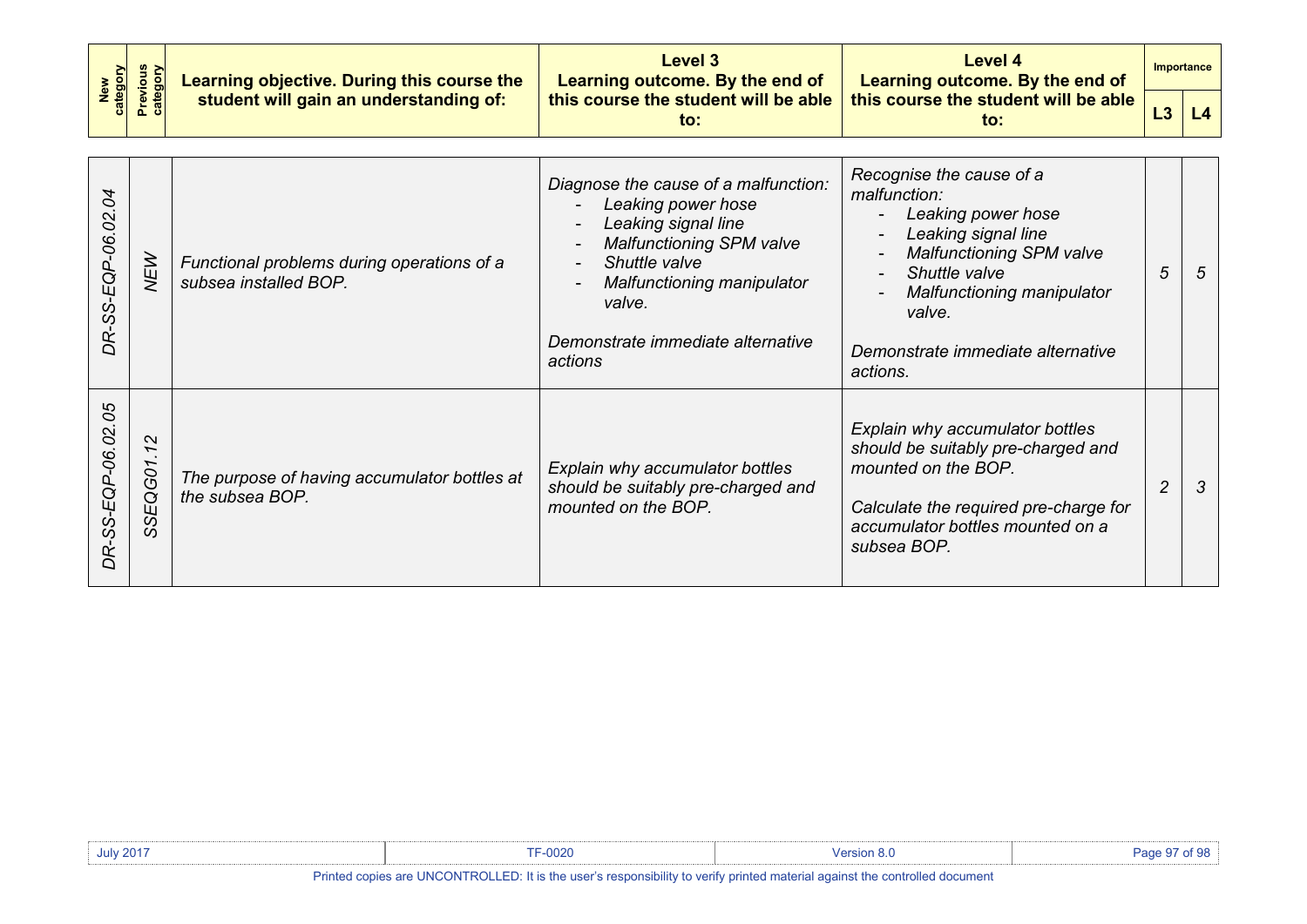| New category | Previous category | Learning objective. During this course the student will gain an understanding of: | Level 3 Learning outcome. By the end of this course the student will be able to: | Level 4 Learning outcome. By the end of this course the student will be able to: | Importance | |
|---|---|---|---|---|---|---|
| | | | | | L3 | L4 |
| *DR-SS-EQP-06.02.04* | *NEW* | *Functional problems during operations of a subsea installed BOP.* | *Diagnose the cause of a malfunction:*<br>- *Leaking power hose*<br>- *Leaking signal line*<br>- *Malfunctioning SPM valve*<br>- *Shuttle valve*<br>- *Malfunctioning manipulator valve.*<br><br>*Demonstrate immediate alternative actions* | *Recognise the cause of a malfunction:*<br>- *Leaking power hose*<br>- *Leaking signal line*<br>- *Malfunctioning SPM valve*<br>- *Shuttle valve*<br>- *Malfunctioning manipulator valve.*<br><br>*Demonstrate immediate alternative actions.* | *5* | *5* |
| *DR-SS-EQP-06.02.05* | *SSEQG01.12* | *The purpose of having accumulator bottles at the subsea BOP.* | *Explain why accumulator bottles should be suitably pre-charged and mounted on the BOP.* | *Explain why accumulator bottles should be suitably pre-charged and mounted on the BOP.*<br><br>*Calculate the required pre-charge for accumulator bottles mounted on a subsea BOP.* | *2* | *3* |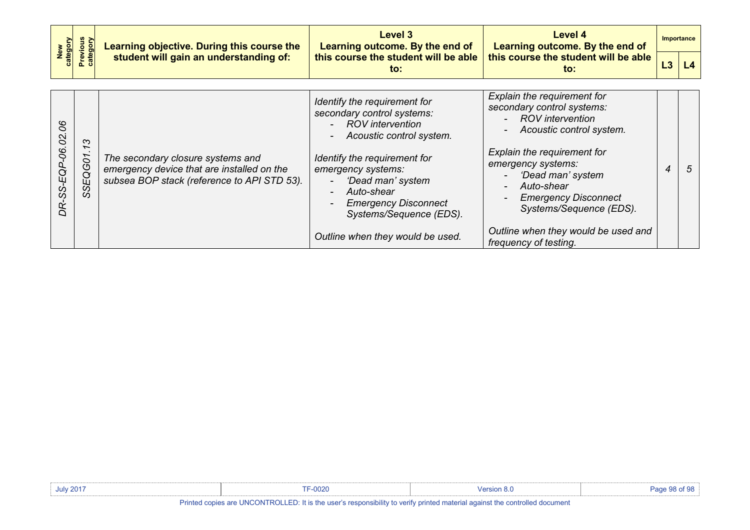| New category | Previous category | Learning objective. During this course the student will gain an understanding of: | Level 3 Learning outcome. By the end of this course the student will be able to: | Level 4 Learning outcome. By the end of this course the student will be able to: | Importance | |
|---|---|---|---|---|---|---|
| | | | | | L3 | L4 |
| *DR-SS-EQP-06.02.06* | *SSEQG01.13* | *The secondary closure systems and emergency device that are installed on the subsea BOP stack (reference to API STD 53).* | *Identify the requirement for secondary control systems:*<br>- *ROV intervention*<br>- *Acoustic control system.*<br><br>*Identify the requirement for emergency systems:*<br>- *'Dead man' system*<br>- *Auto-shear*<br>- *Emergency Disconnect Systems/Sequence (EDS).*<br><br>*Outline when they would be used.* | *Explain the requirement for secondary control systems:*<br>- *ROV intervention*<br>- *Acoustic control system.*<br><br>*Explain the requirement for emergency systems:*<br>- *'Dead man' system*<br>- *Auto-shear*<br>- *Emergency Disconnect Systems/Sequence (EDS).*<br><br>*Outline when they would be used and frequency of testing.* | *4* | *5* |